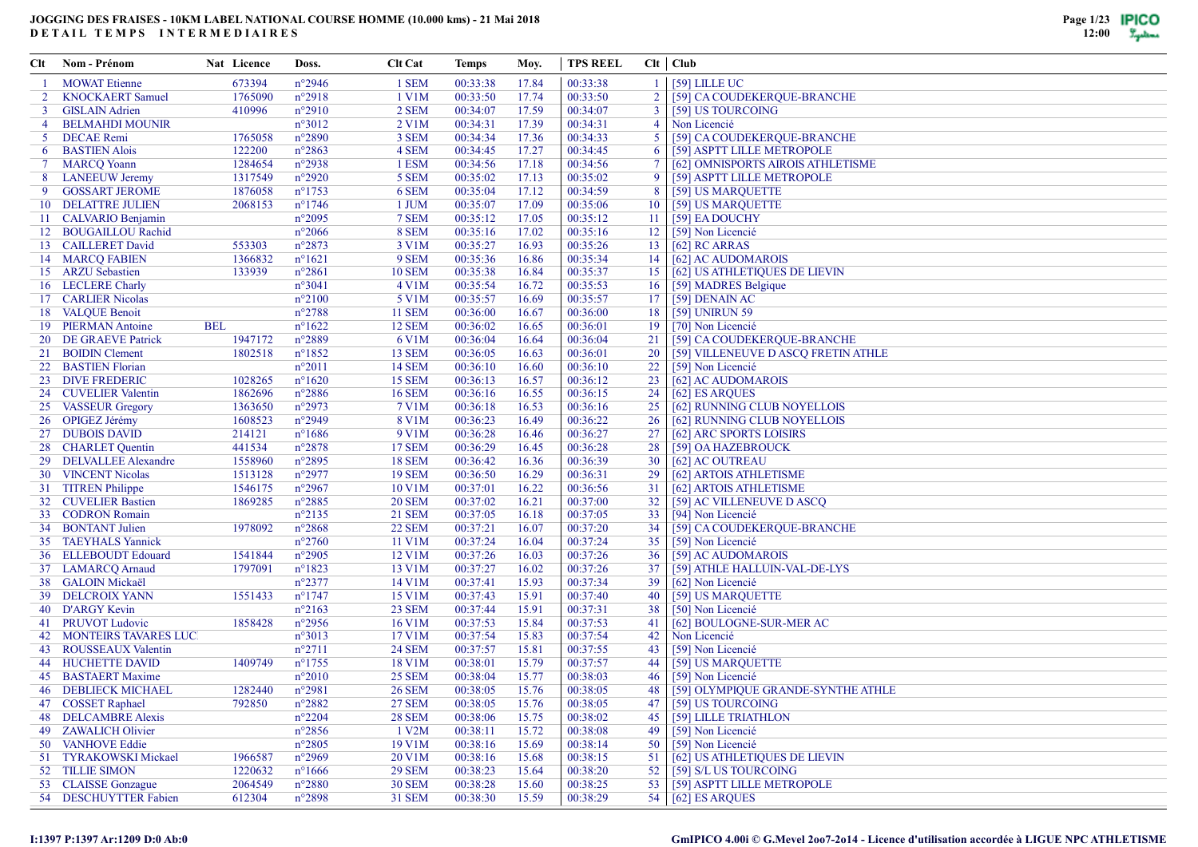# JOGGING DES FRAISES - 10KM LABEL NATIONAL COURSE HOMME (10.000 kms) - 21 Mai 2018

**DETAIL TEMPS INTERMEDIAIRES**

| Clt | Nom - Prénom | Nat | Licence | Doss. | Clt Cat | Temps | Moy. | TPS REEL | Clt | Club |
|---|---|---|---|---|---|---|---|---|---|---|
| 1 | MOWAT Etienne | | 673394 | n°2946 | 1 SEM | 00:33:38 | 17.84 | 00:33:38 | 1 | [59] LILLE UC |
| 2 | KNOCKAERT Samuel | | 1765090 | n°2918 | 1 V1M | 00:33:50 | 17.74 | 00:33:50 | 2 | [59] CA COUDEKERQUE-BRANCHE |
| 3 | GISLAIN Adrien | | 410996 | n°2910 | 2 SEM | 00:34:07 | 17.59 | 00:34:07 | 3 | [59] US TOURCOING |
| 4 | BELMAHDI MOUNIR | | | n°3012 | 2 V1M | 00:34:31 | 17.39 | 00:34:31 | 4 | Non Licencié |
| 5 | DECAE Remi | | 1765058 | n°2890 | 3 SEM | 00:34:34 | 17.36 | 00:34:33 | 5 | [59] CA COUDEKERQUE-BRANCHE |
| 6 | BASTIEN Alois | | 122200 | n°2863 | 4 SEM | 00:34:45 | 17.27 | 00:34:45 | 6 | [59] ASPTT LILLE METROPOLE |
| 7 | MARCQ Yoann | | 1284654 | n°2938 | 1 ESM | 00:34:56 | 17.18 | 00:34:56 | 7 | [62] OMNISPORTS AIROIS ATHLETISME |
| 8 | LANEEUW Jeremy | | 1317549 | n°2920 | 5 SEM | 00:35:02 | 17.13 | 00:35:02 | 9 | [59] ASPTT LILLE METROPOLE |
| 9 | GOSSART JEROME | | 1876058 | n°1753 | 6 SEM | 00:35:04 | 17.12 | 00:34:59 | 8 | [59] US MARQUETTE |
| 10 | DELATTRE JULIEN | | 2068153 | n°1746 | 1 JUM | 00:35:07 | 17.09 | 00:35:06 | 10 | [59] US MARQUETTE |
| 11 | CALVARIO Benjamin | | | n°2095 | 7 SEM | 00:35:12 | 17.05 | 00:35:12 | 11 | [59] EA DOUCHY |
| 12 | BOUGAILLOU Rachid | | | n°2066 | 8 SEM | 00:35:16 | 17.02 | 00:35:16 | 12 | [59] Non Licencié |
| 13 | CAILLERET David | | 553303 | n°2873 | 3 V1M | 00:35:27 | 16.93 | 00:35:26 | 13 | [62] RC ARRAS |
| 14 | MARCQ FABIEN | | 1366832 | n°1621 | 9 SEM | 00:35:36 | 16.86 | 00:35:34 | 14 | [62] AC AUDOMAROIS |
| 15 | ARZU Sebastien | | 133939 | n°2861 | 10 SEM | 00:35:38 | 16.84 | 00:35:37 | 15 | [62] US ATHLETIQUES DE LIEVIN |
| 16 | LECLERE Charly | | | n°3041 | 4 V1M | 00:35:54 | 16.72 | 00:35:53 | 16 | [59] MADRES Belgique |
| 17 | CARLIER Nicolas | | | n°2100 | 5 V1M | 00:35:57 | 16.69 | 00:35:57 | 17 | [59] DENAIN AC |
| 18 | VALQUE Benoit | | | n°2788 | 11 SEM | 00:36:00 | 16.67 | 00:36:00 | 18 | [59] UNIRUN 59 |
| 19 | PIERMAN Antoine | BEL | | n°1622 | 12 SEM | 00:36:02 | 16.65 | 00:36:01 | 19 | [70] Non Licencié |
| 20 | DE GRAEVE Patrick | | 1947172 | n°2889 | 6 V1M | 00:36:04 | 16.64 | 00:36:04 | 21 | [59] CA COUDEKERQUE-BRANCHE |
| 21 | BOIDIN Clement | | 1802518 | n°1852 | 13 SEM | 00:36:05 | 16.63 | 00:36:01 | 20 | [59] VILLENEUVE D ASCQ FRETIN ATHLE |
| 22 | BASTIEN Florian | | | n°2011 | 14 SEM | 00:36:10 | 16.60 | 00:36:10 | 22 | [59] Non Licencié |
| 23 | DIVE FREDERIC | | 1028265 | n°1620 | 15 SEM | 00:36:13 | 16.57 | 00:36:12 | 23 | [62] AC AUDOMAROIS |
| 24 | CUVELIER Valentin | | 1862696 | n°2886 | 16 SEM | 00:36:16 | 16.55 | 00:36:15 | 24 | [62] ES ARQUES |
| 25 | VASSEUR Gregory | | 1363650 | n°2973 | 7 V1M | 00:36:18 | 16.53 | 00:36:16 | 25 | [62] RUNNING CLUB NOYELLOIS |
| 26 | OPIGEZ Jérémy | | 1608523 | n°2949 | 8 V1M | 00:36:23 | 16.49 | 00:36:22 | 26 | [62] RUNNING CLUB NOYELLOIS |
| 27 | DUBOIS DAVID | | 214121 | n°1686 | 9 V1M | 00:36:28 | 16.46 | 00:36:27 | 27 | [62] ARC SPORTS LOISIRS |
| 28 | CHARLET Quentin | | 441534 | n°2878 | 17 SEM | 00:36:29 | 16.45 | 00:36:28 | 28 | [59] OA HAZEBROUCK |
| 29 | DELVALLEE Alexandre | | 1558960 | n°2895 | 18 SEM | 00:36:42 | 16.36 | 00:36:39 | 30 | [62] AC OUTREAU |
| 30 | VINCENT Nicolas | | 1513128 | n°2977 | 19 SEM | 00:36:50 | 16.29 | 00:36:31 | 29 | [62] ARTOIS ATHLETISME |
| 31 | TITREN Philippe | | 1546175 | n°2967 | 10 V1M | 00:37:01 | 16.22 | 00:36:56 | 31 | [62] ARTOIS ATHLETISME |
| 32 | CUVELIER Bastien | | 1869285 | n°2885 | 20 SEM | 00:37:02 | 16.21 | 00:37:00 | 32 | [59] AC VILLENEUVE D ASCQ |
| 33 | CODRON Romain | | | n°2135 | 21 SEM | 00:37:05 | 16.18 | 00:37:05 | 33 | [94] Non Licencié |
| 34 | BONTANT Julien | | 1978092 | n°2868 | 22 SEM | 00:37:21 | 16.07 | 00:37:20 | 34 | [59] CA COUDEKERQUE-BRANCHE |
| 35 | TAEYHALS Yannick | | | n°2760 | 11 V1M | 00:37:24 | 16.04 | 00:37:24 | 35 | [59] Non Licencié |
| 36 | ELLEBOUDT Edouard | | 1541844 | n°2905 | 12 V1M | 00:37:26 | 16.03 | 00:37:26 | 36 | [59] AC AUDOMAROIS |
| 37 | LAMARCQ Arnaud | | 1797091 | n°1823 | 13 V1M | 00:37:27 | 16.02 | 00:37:26 | 37 | [59] ATHLE HALLUIN-VAL-DE-LYS |
| 38 | GALOIN Mickaël | | | n°2377 | 14 V1M | 00:37:41 | 15.93 | 00:37:34 | 39 | [62] Non Licencié |
| 39 | DELCROIX YANN | | 1551433 | n°1747 | 15 V1M | 00:37:43 | 15.91 | 00:37:40 | 40 | [59] US MARQUETTE |
| 40 | D'ARGY Kevin | | | n°2163 | 23 SEM | 00:37:44 | 15.91 | 00:37:31 | 38 | [50] Non Licencié |
| 41 | PRUVOT Ludovic | | 1858428 | n°2956 | 16 V1M | 00:37:53 | 15.84 | 00:37:53 | 41 | [62] BOULOGNE-SUR-MER AC |
| 42 | MONTEIRS TAVARES LUC | | | n°3013 | 17 V1M | 00:37:54 | 15.83 | 00:37:54 | 42 | Non Licencié |
| 43 | ROUSSEAUX Valentin | | | n°2711 | 24 SEM | 00:37:57 | 15.81 | 00:37:55 | 43 | [59] Non Licencié |
| 44 | HUCHETTE DAVID | | 1409749 | n°1755 | 18 V1M | 00:38:01 | 15.79 | 00:37:57 | 44 | [59] US MARQUETTE |
| 45 | BASTAERT Maxime | | | n°2010 | 25 SEM | 00:38:04 | 15.77 | 00:38:03 | 46 | [59] Non Licencié |
| 46 | DEBLIECK MICHAEL | | 1282440 | n°2981 | 26 SEM | 00:38:05 | 15.76 | 00:38:05 | 48 | [59] OLYMPIQUE GRANDE-SYNTHE ATHLE |
| 47 | COSSET Raphael | | 792850 | n°2882 | 27 SEM | 00:38:05 | 15.76 | 00:38:05 | 47 | [59] US TOURCOING |
| 48 | DELCAMBRE Alexis | | | n°2204 | 28 SEM | 00:38:06 | 15.75 | 00:38:02 | 45 | [59] LILLE TRIATHLON |
| 49 | ZAWALICH Olivier | | | n°2856 | 1 V2M | 00:38:11 | 15.72 | 00:38:08 | 49 | [59] Non Licencié |
| 50 | VANHOVE Eddie | | | n°2805 | 19 V1M | 00:38:16 | 15.69 | 00:38:14 | 50 | [59] Non Licencié |
| 51 | TYRAKOWSKI Mickael | | 1966587 | n°2969 | 20 V1M | 00:38:16 | 15.68 | 00:38:15 | 51 | [62] US ATHLETIQUES DE LIEVIN |
| 52 | TILLIE SIMON | | 1220632 | n°1666 | 29 SEM | 00:38:23 | 15.64 | 00:38:20 | 52 | [59] S/L US TOURCOING |
| 53 | CLAISSE Gonzague | | 2064549 | n°2880 | 30 SEM | 00:38:28 | 15.60 | 00:38:25 | 53 | [59] ASPTT LILLE METROPOLE |
| 54 | DESCHUYTTER Fabien | | 612304 | n°2898 | 31 SEM | 00:38:30 | 15.59 | 00:38:29 | 54 | [62] ES ARQUES |

I:1397 P:1397 Ar:1209 D:0 Ab:0

GmIPICO 4.00i © G.Mevel 2oo7-2o14 - Licence d'utilisation accordée à LIGUE NPC ATHLETISME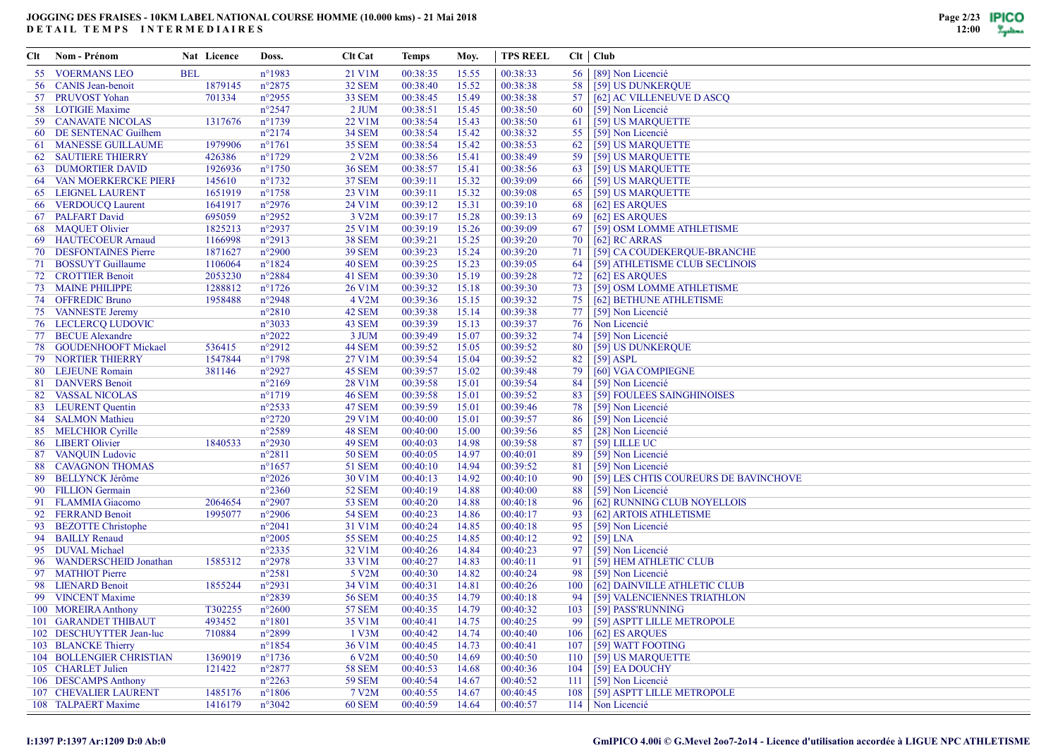# JOGGING DES FRAISES - 10KM LABEL NATIONAL COURSE HOMME (10.000 kms) - 21 Mai 2018

**DETAIL TEMPS INTERMEDIAIRES**

| Clt | Nom - Prénom | Nat | Licence | Doss. | Clt Cat | Temps | Moy. | TPS REEL | Clt | Club |
|---|---|---|---|---|---|---|---|---|---|---|
| 55 | VOERMANS LEO | BEL | | n°1983 | 21 V1M | 00:38:35 | 15.55 | 00:38:33 | 56 | [89] Non Licencié |
| 56 | CANIS Jean-benoit | | 1879145 | n°2875 | 32 SEM | 00:38:40 | 15.52 | 00:38:38 | 58 | [59] US DUNKERQUE |
| 57 | PRUVOST Yohan | | 701334 | n°2955 | 33 SEM | 00:38:45 | 15.49 | 00:38:38 | 57 | [62] AC VILLENEUVE D ASCQ |
| 58 | LOTIGIE Maxime | | | n°2547 | 2 JUM | 00:38:51 | 15.45 | 00:38:50 | 60 | [59] Non Licencié |
| 59 | CANAVATE NICOLAS | | 1317676 | n°1739 | 22 V1M | 00:38:54 | 15.43 | 00:38:50 | 61 | [59] US MARQUETTE |
| 60 | DE SENTENAC Guilhem | | | n°2174 | 34 SEM | 00:38:54 | 15.42 | 00:38:32 | 55 | [59] Non Licencié |
| 61 | MANESSE GUILLAUME | | 1979906 | n°1761 | 35 SEM | 00:38:54 | 15.42 | 00:38:53 | 62 | [59] US MARQUETTE |
| 62 | SAUTIERE THIERRY | | 426386 | n°1729 | 2 V2M | 00:38:56 | 15.41 | 00:38:49 | 59 | [59] US MARQUETTE |
| 63 | DUMORTIER DAVID | | 1926936 | n°1750 | 36 SEM | 00:38:57 | 15.41 | 00:38:56 | 63 | [59] US MARQUETTE |
| 64 | VAN MOERKERCKE PIERI | | 145610 | n°1732 | 37 SEM | 00:39:11 | 15.32 | 00:39:09 | 66 | [59] US MARQUETTE |
| 65 | LEIGNEL LAURENT | | 1651919 | n°1758 | 23 V1M | 00:39:11 | 15.32 | 00:39:08 | 65 | [59] US MARQUETTE |
| 66 | VERDOUCQ Laurent | | 1641917 | n°2976 | 24 V1M | 00:39:12 | 15.31 | 00:39:10 | 68 | [62] ES ARQUES |
| 67 | PALFART David | | 695059 | n°2952 | 3 V2M | 00:39:17 | 15.28 | 00:39:13 | 69 | [62] ES ARQUES |
| 68 | MAQUET Olivier | | 1825213 | n°2937 | 25 V1M | 00:39:19 | 15.26 | 00:39:09 | 67 | [59] OSM LOMME ATHLETISME |
| 69 | HAUTECOEUR Arnaud | | 1166998 | n°2913 | 38 SEM | 00:39:21 | 15.25 | 00:39:20 | 70 | [62] RC ARRAS |
| 70 | DESFONTAINES Pierre | | 1871627 | n°2900 | 39 SEM | 00:39:23 | 15.24 | 00:39:20 | 71 | [59] CA COUDEKERQUE-BRANCHE |
| 71 | BOSSUYT Guillaume | | 1106064 | n°1824 | 40 SEM | 00:39:25 | 15.23 | 00:39:05 | 64 | [59] ATHLETISME CLUB SECLINOIS |
| 72 | CROTTIER Benoit | | 2053230 | n°2884 | 41 SEM | 00:39:30 | 15.19 | 00:39:28 | 72 | [62] ES ARQUES |
| 73 | MAINE PHILIPPE | | 1288812 | n°1726 | 26 V1M | 00:39:32 | 15.18 | 00:39:30 | 73 | [59] OSM LOMME ATHLETISME |
| 74 | OFFREDIC Bruno | | 1958488 | n°2948 | 4 V2M | 00:39:36 | 15.15 | 00:39:32 | 75 | [62] BETHUNE ATHLETISME |
| 75 | VANNESTE Jeremy | | | n°2810 | 42 SEM | 00:39:38 | 15.14 | 00:39:38 | 77 | [59] Non Licencié |
| 76 | LECLERCQ LUDOVIC | | | n°3033 | 43 SEM | 00:39:39 | 15.13 | 00:39:37 | 76 | Non Licencié |
| 77 | BECUE Alexandre | | | n°2022 | 3 JUM | 00:39:49 | 15.07 | 00:39:32 | 74 | [59] Non Licencié |
| 78 | GOUDENHOOFT Mickael | | 536415 | n°2912 | 44 SEM | 00:39:52 | 15.05 | 00:39:52 | 80 | [59] US DUNKERQUE |
| 79 | NORTIER THIERRY | | 1547844 | n°1798 | 27 V1M | 00:39:54 | 15.04 | 00:39:52 | 82 | [59] ASPL |
| 80 | LEJEUNE Romain | | 381146 | n°2927 | 45 SEM | 00:39:57 | 15.02 | 00:39:48 | 79 | [60] VGA COMPIEGNE |
| 81 | DANVERS Benoit | | | n°2169 | 28 V1M | 00:39:58 | 15.01 | 00:39:54 | 84 | [59] Non Licencié |
| 82 | VASSAL NICOLAS | | | n°1719 | 46 SEM | 00:39:58 | 15.01 | 00:39:52 | 83 | [59] FOULEES SAINGHINOISES |
| 83 | LEURENT Quentin | | | n°2533 | 47 SEM | 00:39:59 | 15.01 | 00:39:46 | 78 | [59] Non Licencié |
| 84 | SALMON Mathieu | | | n°2720 | 29 V1M | 00:40:00 | 15.01 | 00:39:57 | 86 | [59] Non Licencié |
| 85 | MELCHIOR Cyrille | | | n°2589 | 48 SEM | 00:40:00 | 15.00 | 00:39:56 | 85 | [28] Non Licencié |
| 86 | LIBERT Olivier | | 1840533 | n°2930 | 49 SEM | 00:40:03 | 14.98 | 00:39:58 | 87 | [59] LILLE UC |
| 87 | VANQUIN Ludovic | | | n°2811 | 50 SEM | 00:40:05 | 14.97 | 00:40:01 | 89 | [59] Non Licencié |
| 88 | CAVAGNON THOMAS | | | n°1657 | 51 SEM | 00:40:10 | 14.94 | 00:39:52 | 81 | [59] Non Licencié |
| 89 | BELLYNCK Jérôme | | | n°2026 | 30 V1M | 00:40:13 | 14.92 | 00:40:10 | 90 | [59] LES CHTIS COUREURS DE BAVINCHOVE |
| 90 | FILLION Germain | | | n°2360 | 52 SEM | 00:40:19 | 14.88 | 00:40:00 | 88 | [59] Non Licencié |
| 91 | FLAMMIA Giacomo | | 2064654 | n°2907 | 53 SEM | 00:40:20 | 14.88 | 00:40:18 | 96 | [62] RUNNING CLUB NOYELLOIS |
| 92 | FERRAND Benoit | | 1995077 | n°2906 | 54 SEM | 00:40:23 | 14.86 | 00:40:17 | 93 | [62] ARTOIS ATHLETISME |
| 93 | BEZOTTE Christophe | | | n°2041 | 31 V1M | 00:40:24 | 14.85 | 00:40:18 | 95 | [59] Non Licencié |
| 94 | BAILLY Renaud | | | n°2005 | 55 SEM | 00:40:25 | 14.85 | 00:40:12 | 92 | [59] LNA |
| 95 | DUVAL Michael | | | n°2335 | 32 V1M | 00:40:26 | 14.84 | 00:40:23 | 97 | [59] Non Licencié |
| 96 | WANDERSCHEID Jonathan | | 1585312 | n°2978 | 33 V1M | 00:40:27 | 14.83 | 00:40:11 | 91 | [59] HEM ATHLETIC CLUB |
| 97 | MATHIOT Pierre | | | n°2581 | 5 V2M | 00:40:30 | 14.82 | 00:40:24 | 98 | [59] Non Licencié |
| 98 | LIENARD Benoit | | 1855244 | n°2931 | 34 V1M | 00:40:31 | 14.81 | 00:40:26 | 100 | [62] DAINVILLE ATHLETIC CLUB |
| 99 | VINCENT Maxime | | | n°2839 | 56 SEM | 00:40:35 | 14.79 | 00:40:18 | 94 | [59] VALENCIENNES TRIATHLON |
| 100 | MOREIRA Anthony | | T302255 | n°2600 | 57 SEM | 00:40:35 | 14.79 | 00:40:32 | 103 | [59] PASS'RUNNING |
| 101 | GARANDET THIBAUT | | 493452 | n°1801 | 35 V1M | 00:40:41 | 14.75 | 00:40:25 | 99 | [59] ASPTT LILLE METROPOLE |
| 102 | DESCHUYTTER Jean-luc | | 710884 | n°2899 | 1 V3M | 00:40:42 | 14.74 | 00:40:40 | 106 | [62] ES ARQUES |
| 103 | BLANCKE Thierry | | | n°1854 | 36 V1M | 00:40:45 | 14.73 | 00:40:41 | 107 | [59] WATT FOOTING |
| 104 | BOLLENGIER CHRISTIAN | | 1369019 | n°1736 | 6 V2M | 00:40:50 | 14.69 | 00:40:50 | 110 | [59] US MARQUETTE |
| 105 | CHARLET Julien | | 121422 | n°2877 | 58 SEM | 00:40:53 | 14.68 | 00:40:36 | 104 | [59] EA DOUCHY |
| 106 | DESCAMPS Anthony | | | n°2263 | 59 SEM | 00:40:54 | 14.67 | 00:40:52 | 111 | [59] Non Licencié |
| 107 | CHEVALIER LAURENT | | 1485176 | n°1806 | 7 V2M | 00:40:55 | 14.67 | 00:40:45 | 108 | [59] ASPTT LILLE METROPOLE |
| 108 | TALPAERT Maxime | | 1416179 | n°3042 | 60 SEM | 00:40:59 | 14.64 | 00:40:57 | 114 | Non Licencié |

I:1397 P:1397 Ar:1209 D:0 Ab:0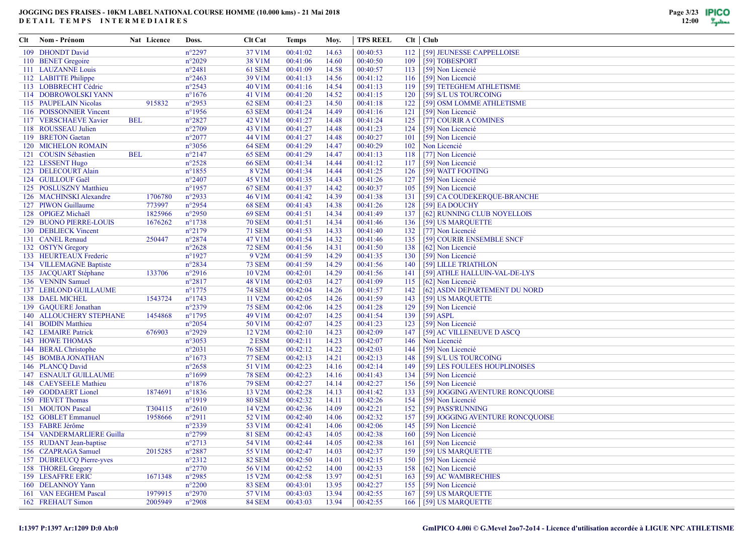# JOGGING DES FRAISES - 10KM LABEL NATIONAL COURSE HOMME (10.000 kms) - 21 Mai 2018

## DETAIL TEMPS INTERMEDIAIRES

| Clt | Nom - Prénom | Nat | Licence | Doss. | Clt Cat | Temps | Moy. | TPS REEL | Clt | Club |
|---|---|---|---|---|---|---|---|---|---|---|
| 109 | DHONDT David | | | n°2297 | 37 V1M | 00:41:02 | 14.63 | 00:40:53 | 112 | [59] JEUNESSE CAPPELLOISE |
| 110 | BENET Gregoire | | | n°2029 | 38 V1M | 00:41:06 | 14.60 | 00:40:50 | 109 | [59] TOBESPORT |
| 111 | LAUZANNE Louis | | | n°2481 | 61 SEM | 00:41:09 | 14.58 | 00:40:57 | 113 | [59] Non Licencié |
| 112 | LABITTE Philippe | | | n°2463 | 39 V1M | 00:41:13 | 14.56 | 00:41:12 | 116 | [59] Non Licencié |
| 113 | LOBBRECHT Cédric | | | n°2543 | 40 V1M | 00:41:16 | 14.54 | 00:41:13 | 119 | [59] TETEGHEM ATHLETISME |
| 114 | DOBROWOLSKI YANN | | | n°1676 | 41 V1M | 00:41:20 | 14.52 | 00:41:15 | 120 | [59] S/L US TOURCOING |
| 115 | PAUPELAIN Nicolas | | 915832 | n°2953 | 62 SEM | 00:41:23 | 14.50 | 00:41:18 | 122 | [59] OSM LOMME ATHLETISME |
| 116 | POISSONNIER Vincent | | | n°1956 | 63 SEM | 00:41:24 | 14.49 | 00:41:16 | 121 | [59] Non Licencié |
| 117 | VERSCHAEVE Xavier | BEL | | n°2827 | 42 V1M | 00:41:27 | 14.48 | 00:41:24 | 125 | [77] COURIR A COMINES |
| 118 | ROUSSEAU Julien | | | n°2709 | 43 V1M | 00:41:27 | 14.48 | 00:41:23 | 124 | [59] Non Licencié |
| 119 | BRETON Gaetan | | | n°2077 | 44 V1M | 00:41:27 | 14.48 | 00:40:27 | 101 | [59] Non Licencié |
| 120 | MICHELON ROMAIN | | | n°3056 | 64 SEM | 00:41:29 | 14.47 | 00:40:29 | 102 | Non Licencié |
| 121 | COUSIN Sébastien | BEL | | n°2147 | 65 SEM | 00:41:29 | 14.47 | 00:41:13 | 118 | [77] Non Licencié |
| 122 | LESSENT Hugo | | | n°2528 | 66 SEM | 00:41:34 | 14.44 | 00:41:12 | 117 | [59] Non Licencié |
| 123 | DELECOURT Alain | | | n°1855 | 8 V2M | 00:41:34 | 14.44 | 00:41:25 | 126 | [59] WATT FOOTING |
| 124 | GUILLOUF Gaël | | | n°2407 | 45 V1M | 00:41:35 | 14.43 | 00:41:26 | 127 | [59] Non Licencié |
| 125 | POSLUSZNY Matthieu | | | n°1957 | 67 SEM | 00:41:37 | 14.42 | 00:40:37 | 105 | [59] Non Licencié |
| 126 | MACHINSKI Alexandre | | 1706780 | n°2933 | 46 V1M | 00:41:42 | 14.39 | 00:41:38 | 131 | [59] CA COUDEKERQUE-BRANCHE |
| 127 | PIWON Guillaume | | 773997 | n°2954 | 68 SEM | 00:41:43 | 14.38 | 00:41:26 | 128 | [59] EA DOUCHY |
| 128 | OPIGEZ Michaël | | 1825966 | n°2950 | 69 SEM | 00:41:51 | 14.34 | 00:41:49 | 137 | [62] RUNNING CLUB NOYELLOIS |
| 129 | BUONO PIERRE-LOUIS | | 1676262 | n°1738 | 70 SEM | 00:41:51 | 14.34 | 00:41:46 | 136 | [59] US MARQUETTE |
| 130 | DEBLIECK Vincent | | | n°2179 | 71 SEM | 00:41:53 | 14.33 | 00:41:40 | 132 | [77] Non Licencié |
| 131 | CANEL Renaud | | 250447 | n°2874 | 47 V1M | 00:41:54 | 14.32 | 00:41:46 | 135 | [59] COURIR ENSEMBLE SNCF |
| 132 | OSTYN Gregory | | | n°2628 | 72 SEM | 00:41:56 | 14.31 | 00:41:50 | 138 | [62] Non Licencié |
| 133 | HEURTEAUX Frederic | | | n°1927 | 9 V2M | 00:41:59 | 14.29 | 00:41:35 | 130 | [59] Non Licencié |
| 134 | VILLEMAGNE Baptiste | | | n°2834 | 73 SEM | 00:41:59 | 14.29 | 00:41:56 | 140 | [59] LILLE TRIATHLON |
| 135 | JACQUART Stéphane | | 133706 | n°2916 | 10 V2M | 00:42:01 | 14.29 | 00:41:56 | 141 | [59] ATHLE HALLUIN-VAL-DE-LYS |
| 136 | VENNIN Samuel | | | n°2817 | 48 V1M | 00:42:03 | 14.27 | 00:41:09 | 115 | [62] Non Licencié |
| 137 | LEBLOND GUILLAUME | | | n°1775 | 74 SEM | 00:42:04 | 14.26 | 00:41:57 | 142 | [62] ASDN DEPARTEMENT DU NORD |
| 138 | DAEL MICHEL | | 1543724 | n°1743 | 11 V2M | 00:42:05 | 14.26 | 00:41:59 | 143 | [59] US MARQUETTE |
| 139 | GAQUERE Jonathan | | | n°2379 | 75 SEM | 00:42:06 | 14.25 | 00:41:28 | 129 | [59] Non Licencié |
| 140 | ALLOUCHERY STEPHANE | | 1454868 | n°1795 | 49 V1M | 00:42:07 | 14.25 | 00:41:54 | 139 | [59] ASPL |
| 141 | BOIDIN Matthieu | | | n°2054 | 50 V1M | 00:42:07 | 14.25 | 00:41:23 | 123 | [59] Non Licencié |
| 142 | LEMAIRE Patrick | | 676903 | n°2929 | 12 V2M | 00:42:10 | 14.23 | 00:42:09 | 147 | [59] AC VILLENEUVE D ASCQ |
| 143 | HOWE THOMAS | | | n°3053 | 2 ESM | 00:42:11 | 14.23 | 00:42:07 | 146 | Non Licencié |
| 144 | BERAL Christophe | | | n°2031 | 76 SEM | 00:42:12 | 14.22 | 00:42:03 | 144 | [59] Non Licencié |
| 145 | BOMBA JONATHAN | | | n°1673 | 77 SEM | 00:42:13 | 14.21 | 00:42:13 | 148 | [59] S/L US TOURCOING |
| 146 | PLANCQ David | | | n°2658 | 51 V1M | 00:42:23 | 14.16 | 00:42:14 | 149 | [59] LES FOULEES HOUPLINOISES |
| 147 | ESNAULT GUILLAUME | | | n°1699 | 78 SEM | 00:42:23 | 14.16 | 00:41:43 | 134 | [59] Non Licencié |
| 148 | CAEYSEELE Mathieu | | | n°1876 | 79 SEM | 00:42:27 | 14.14 | 00:42:27 | 156 | [59] Non Licencié |
| 149 | GODDAERT Lionel | | 1874691 | n°1836 | 13 V2M | 00:42:28 | 14.13 | 00:41:42 | 133 | [59] JOGGING AVENTURE RONCQUOISE |
| 150 | FIEVET Thomas | | | n°1919 | 80 SEM | 00:42:32 | 14.11 | 00:42:26 | 154 | [59] Non Licencié |
| 151 | MOUTON Pascal | | T304115 | n°2610 | 14 V2M | 00:42:36 | 14.09 | 00:42:21 | 152 | [59] PASS'RUNNING |
| 152 | GOBLET Emmanuel | | 1958666 | n°2911 | 52 V1M | 00:42:40 | 14.06 | 00:42:32 | 157 | [59] JOGGING AVENTURE RONCQUOISE |
| 153 | FABRE Jérôme | | | n°2339 | 53 V1M | 00:42:41 | 14.06 | 00:42:06 | 145 | [59] Non Licencié |
| 154 | VANDERMARLIERE Guilla | | | n°2799 | 81 SEM | 00:42:43 | 14.05 | 00:42:38 | 160 | [59] Non Licencié |
| 155 | RUDANT Jean-baptiste | | | n°2713 | 54 V1M | 00:42:44 | 14.05 | 00:42:38 | 161 | [59] Non Licencié |
| 156 | CZAPRAGA Samuel | | 2015285 | n°2887 | 55 V1M | 00:42:47 | 14.03 | 00:42:37 | 159 | [59] US MARQUETTE |
| 157 | DUBREUCQ Pierre-yves | | | n°2312 | 82 SEM | 00:42:50 | 14.01 | 00:42:15 | 150 | [59] Non Licencié |
| 158 | THOREL Gregory | | | n°2770 | 56 V1M | 00:42:52 | 14.00 | 00:42:33 | 158 | [62] Non Licencié |
| 159 | LESAFFRE ERIC | | 1671348 | n°2985 | 15 V2M | 00:42:58 | 13.97 | 00:42:51 | 163 | [59] AC WAMBRECHIES |
| 160 | DELANNOY Yann | | | n°2200 | 83 SEM | 00:43:01 | 13.95 | 00:42:27 | 155 | [59] Non Licencié |
| 161 | VAN EEGHEM Pascal | | 1979915 | n°2970 | 57 V1M | 00:43:03 | 13.94 | 00:42:55 | 167 | [59] US MARQUETTE |
| 162 | FREHAUT Simon | | 2005949 | n°2908 | 84 SEM | 00:43:03 | 13.94 | 00:42:55 | 166 | [59] US MARQUETTE |

I:1397 P:1397 Ar:1209 D:0 Ab:0

GmIPICO 4.00i © G.Mevel 2oo7-2o14 - Licence d'utilisation accordée à LIGUE NPC ATHLETISME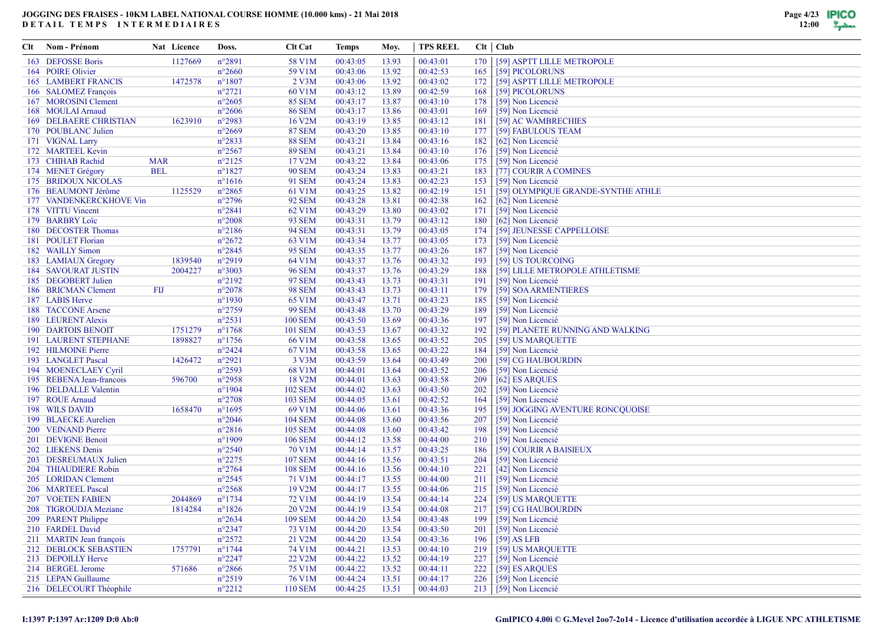# JOGGING DES FRAISES - 10KM LABEL NATIONAL COURSE HOMME (10.000 kms) - 21 Mai 2018

## DETAIL TEMPS INTERMEDIAIRES

| Clt | Nom - Prénom | Nat | Licence | Doss. | Clt Cat | Temps | Moy. | TPS REEL | Clt | Club |
|---|---|---|---|---|---|---|---|---|---|---|
| 163 | DEFOSSE Boris | | 1127669 | n°2891 | 58 V1M | 00:43:05 | 13.93 | 00:43:01 | 170 | [59] ASPTT LILLE METROPOLE |
| 164 | POIRE Olivier | | | n°2660 | 59 V1M | 00:43:06 | 13.92 | 00:42:53 | 165 | [59] PICOLORUNS |
| 165 | LAMBERT FRANCIS | | 1472578 | n°1807 | 2 V3M | 00:43:06 | 13.92 | 00:43:02 | 172 | [59] ASPTT LILLE METROPOLE |
| 166 | SALOMEZ François | | | n°2721 | 60 V1M | 00:43:12 | 13.89 | 00:42:59 | 168 | [59] PICOLORUNS |
| 167 | MOROSINI Clement | | | n°2605 | 85 SEM | 00:43:17 | 13.87 | 00:43:10 | 178 | [59] Non Licencié |
| 168 | MOULAI Arnaud | | | n°2606 | 86 SEM | 00:43:17 | 13.86 | 00:43:01 | 169 | [59] Non Licencié |
| 169 | DELBAERE CHRISTIAN | | 1623910 | n°2983 | 16 V2M | 00:43:19 | 13.85 | 00:43:12 | 181 | [59] AC WAMBRECHIES |
| 170 | POUBLANC Julien | | | n°2669 | 87 SEM | 00:43:20 | 13.85 | 00:43:10 | 177 | [59] FABULOUS TEAM |
| 171 | VIGNAL Larry | | | n°2833 | 88 SEM | 00:43:21 | 13.84 | 00:43:16 | 182 | [62] Non Licencié |
| 172 | MARTEEL Kevin | | | n°2567 | 89 SEM | 00:43:21 | 13.84 | 00:43:10 | 176 | [59] Non Licencié |
| 173 | CHIHAB Rachid | MAR | | n°2125 | 17 V2M | 00:43:22 | 13.84 | 00:43:06 | 175 | [59] Non Licencié |
| 174 | MENET Grégory | BEL | | n°1827 | 90 SEM | 00:43:24 | 13.83 | 00:43:21 | 183 | [77] COURIR A COMINES |
| 175 | BRIDOUX NICOLAS | | | n°1616 | 91 SEM | 00:43:24 | 13.83 | 00:42:23 | 153 | [59] Non Licencié |
| 176 | BEAUMONT Jérôme | | 1125529 | n°2865 | 61 V1M | 00:43:25 | 13.82 | 00:42:19 | 151 | [59] OLYMPIQUE GRANDE-SYNTHE ATHLE |
| 177 | VANDENKERCKHOVE Vin | | | n°2796 | 92 SEM | 00:43:28 | 13.81 | 00:42:38 | 162 | [62] Non Licencié |
| 178 | VITTU Vincent | | | n°2841 | 62 V1M | 00:43:29 | 13.80 | 00:43:02 | 171 | [59] Non Licencié |
| 179 | BARBRY Loïc | | | n°2008 | 93 SEM | 00:43:31 | 13.79 | 00:43:12 | 180 | [62] Non Licencié |
| 180 | DECOSTER Thomas | | | n°2186 | 94 SEM | 00:43:31 | 13.79 | 00:43:05 | 174 | [59] JEUNESSE CAPPELLOISE |
| 181 | POULET Florian | | | n°2672 | 63 V1M | 00:43:34 | 13.77 | 00:43:05 | 173 | [59] Non Licencié |
| 182 | WAILLY Simon | | | n°2845 | 95 SEM | 00:43:35 | 13.77 | 00:43:26 | 187 | [59] Non Licencié |
| 183 | LAMIAUX Gregory | | 1839540 | n°2919 | 64 V1M | 00:43:37 | 13.76 | 00:43:32 | 193 | [59] US TOURCOING |
| 184 | SAVOURAT JUSTIN | | 2004227 | n°3003 | 96 SEM | 00:43:37 | 13.76 | 00:43:29 | 188 | [59] LILLE METROPOLE ATHLETISME |
| 185 | DEGOBERT Julien | | | n°2192 | 97 SEM | 00:43:43 | 13.73 | 00:43:31 | 191 | [59] Non Licencié |
| 186 | BRICMAN Clement | FIJ | | n°2078 | 98 SEM | 00:43:43 | 13.73 | 00:43:11 | 179 | [59] SOA ARMENTIERES |
| 187 | LABIS Herve | | | n°1930 | 65 V1M | 00:43:47 | 13.71 | 00:43:23 | 185 | [59] Non Licencié |
| 188 | TACCONE Arsene | | | n°2759 | 99 SEM | 00:43:48 | 13.70 | 00:43:29 | 189 | [59] Non Licencié |
| 189 | LEURENT Alexis | | | n°2531 | 100 SEM | 00:43:50 | 13.69 | 00:43:36 | 197 | [59] Non Licencié |
| 190 | DARTOIS BENOIT | | 1751279 | n°1768 | 101 SEM | 00:43:53 | 13.67 | 00:43:32 | 192 | [59] PLANETE RUNNING AND WALKING |
| 191 | LAURENT STEPHANE | | 1898827 | n°1756 | 66 V1M | 00:43:58 | 13.65 | 00:43:52 | 205 | [59] US MARQUETTE |
| 192 | HILMOINE Pierre | | | n°2424 | 67 V1M | 00:43:58 | 13.65 | 00:43:22 | 184 | [59] Non Licencié |
| 193 | LANGLET Pascal | | 1426472 | n°2921 | 3 V3M | 00:43:59 | 13.64 | 00:43:49 | 200 | [59] CG HAUBOURDIN |
| 194 | MOENECLAEY Cyril | | | n°2593 | 68 V1M | 00:44:01 | 13.64 | 00:43:52 | 206 | [59] Non Licencié |
| 195 | REBENA Jean-francois | | 596700 | n°2958 | 18 V2M | 00:44:01 | 13.63 | 00:43:58 | 209 | [62] ES ARQUES |
| 196 | DELDALLE Valentin | | | n°1904 | 102 SEM | 00:44:02 | 13.63 | 00:43:50 | 202 | [59] Non Licencié |
| 197 | ROUE Arnaud | | | n°2708 | 103 SEM | 00:44:05 | 13.61 | 00:42:52 | 164 | [59] Non Licencié |
| 198 | WILS DAVID | | 1658470 | n°1695 | 69 V1M | 00:44:06 | 13.61 | 00:43:36 | 195 | [59] JOGGING AVENTURE RONCQUOISE |
| 199 | BLAECKE Aurelien | | | n°2046 | 104 SEM | 00:44:08 | 13.60 | 00:43:56 | 207 | [59] Non Licencié |
| 200 | VEINAND Pierre | | | n°2816 | 105 SEM | 00:44:08 | 13.60 | 00:43:42 | 198 | [59] Non Licencié |
| 201 | DEVIGNE Benoit | | | n°1909 | 106 SEM | 00:44:12 | 13.58 | 00:44:00 | 210 | [59] Non Licencié |
| 202 | LIEKENS Denis | | | n°2540 | 70 V1M | 00:44:14 | 13.57 | 00:43:25 | 186 | [59] COURIR A BAISIEUX |
| 203 | DESREUMAUX Julien | | | n°2275 | 107 SEM | 00:44:16 | 13.56 | 00:43:51 | 204 | [59] Non Licencié |
| 204 | THIAUDIERE Robin | | | n°2764 | 108 SEM | 00:44:16 | 13.56 | 00:44:10 | 221 | [42] Non Licencié |
| 205 | LORIDAN Clement | | | n°2545 | 71 V1M | 00:44:17 | 13.55 | 00:44:00 | 211 | [59] Non Licencié |
| 206 | MARTEEL Pascal | | | n°2568 | 19 V2M | 00:44:17 | 13.55 | 00:44:06 | 215 | [59] Non Licencié |
| 207 | VOETEN FABIEN | | 2044869 | n°1734 | 72 V1M | 00:44:19 | 13.54 | 00:44:14 | 224 | [59] US MARQUETTE |
| 208 | TIGROUDJA Meziane | | 1814284 | n°1826 | 20 V2M | 00:44:19 | 13.54 | 00:44:08 | 217 | [59] CG HAUBOURDIN |
| 209 | PARENT Philippe | | | n°2634 | 109 SEM | 00:44:20 | 13.54 | 00:43:48 | 199 | [59] Non Licencié |
| 210 | FARDEL David | | | n°2347 | 73 V1M | 00:44:20 | 13.54 | 00:43:50 | 201 | [59] Non Licencié |
| 211 | MARTIN Jean françois | | | n°2572 | 21 V2M | 00:44:20 | 13.54 | 00:43:36 | 196 | [59] AS LFB |
| 212 | DEBLOCK SEBASTIEN | | 1757791 | n°1744 | 74 V1M | 00:44:21 | 13.53 | 00:44:10 | 219 | [59] US MARQUETTE |
| 213 | DEPOILLY Herve | | | n°2247 | 22 V2M | 00:44:22 | 13.52 | 00:44:19 | 227 | [59] Non Licencié |
| 214 | BERGEL Jerome | | 571686 | n°2866 | 75 V1M | 00:44:22 | 13.52 | 00:44:11 | 222 | [59] ES ARQUES |
| 215 | LEPAN Guillaume | | | n°2519 | 76 V1M | 00:44:24 | 13.51 | 00:44:17 | 226 | [59] Non Licencié |
| 216 | DELECOURT Théophile | | | n°2212 | 110 SEM | 00:44:25 | 13.51 | 00:44:03 | 213 | [59] Non Licencié |

I:1397 P:1397 Ar:1209 D:0 Ab:0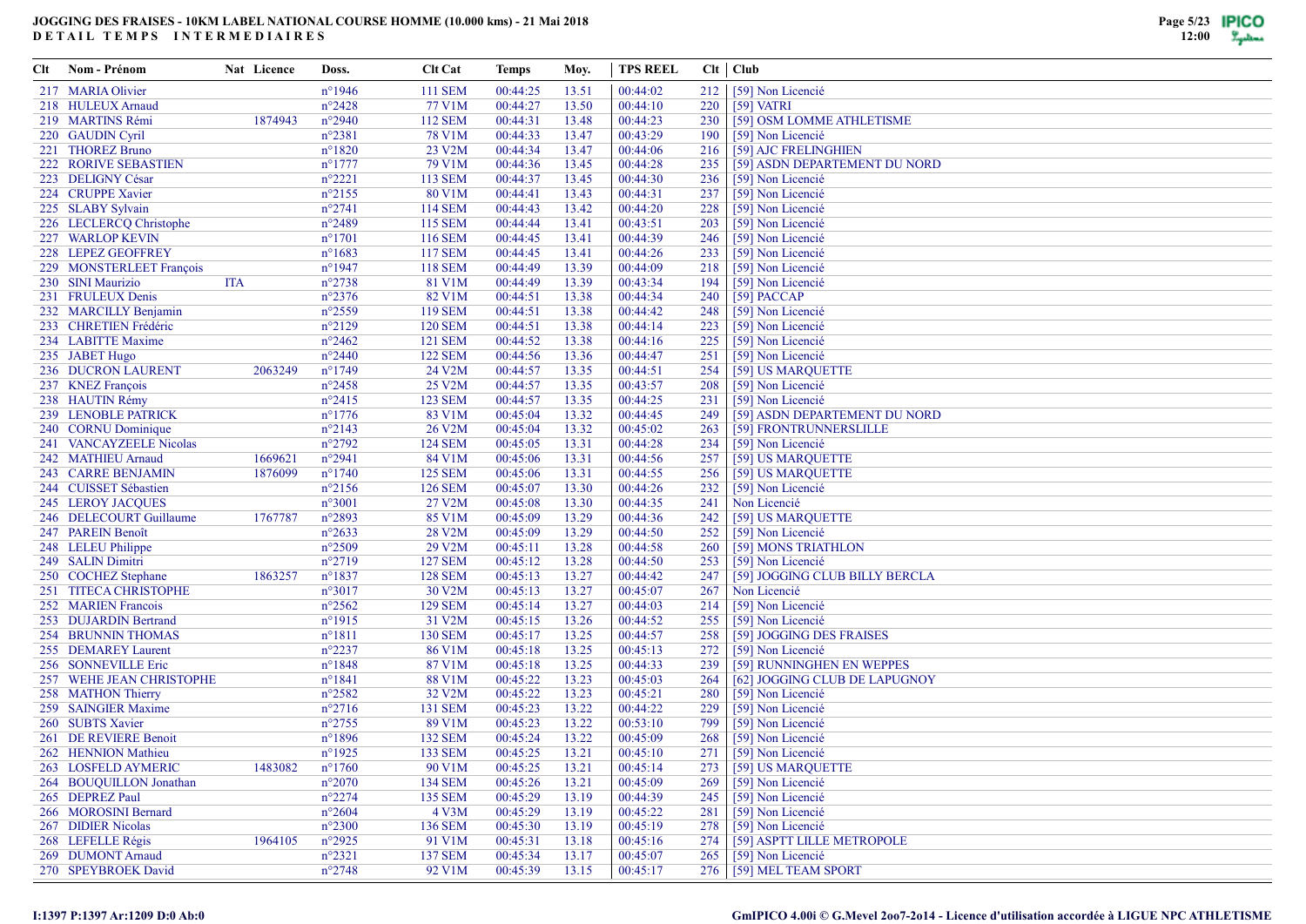# JOGGING DES FRAISES - 10KM LABEL NATIONAL COURSE HOMME (10.000 kms) - 21 Mai 2018

**DETAIL TEMPS INTERMEDIAIRES**

| Clt | Nom - Prénom | Nat | Licence | Doss. | Clt Cat | Temps | Moy. | TPS REEL | Clt | Club |
|---|---|---|---|---|---|---|---|---|---|---|
| 217 | MARIA Olivier | | | n°1946 | 111 SEM | 00:44:25 | 13.51 | 00:44:02 | 212 | [59] Non Licencié |
| 218 | HULEUX Arnaud | | | n°2428 | 77 V1M | 00:44:27 | 13.50 | 00:44:10 | 220 | [59] VATRI |
| 219 | MARTINS Rémi | | 1874943 | n°2940 | 112 SEM | 00:44:31 | 13.48 | 00:44:23 | 230 | [59] OSM LOMME ATHLETISME |
| 220 | GAUDIN Cyril | | | n°2381 | 78 V1M | 00:44:33 | 13.47 | 00:43:29 | 190 | [59] Non Licencié |
| 221 | THOREZ Bruno | | | n°1820 | 23 V2M | 00:44:34 | 13.47 | 00:44:06 | 216 | [59] AJC FRELINGHIEN |
| 222 | RORIVE SEBASTIEN | | | n°1777 | 79 V1M | 00:44:36 | 13.45 | 00:44:28 | 235 | [59] ASDN DEPARTEMENT DU NORD |
| 223 | DELIGNY César | | | n°2221 | 113 SEM | 00:44:37 | 13.45 | 00:44:30 | 236 | [59] Non Licencié |
| 224 | CRUPPE Xavier | | | n°2155 | 80 V1M | 00:44:41 | 13.43 | 00:44:31 | 237 | [59] Non Licencié |
| 225 | SLABY Sylvain | | | n°2741 | 114 SEM | 00:44:43 | 13.42 | 00:44:20 | 228 | [59] Non Licencié |
| 226 | LECLERCQ Christophe | | | n°2489 | 115 SEM | 00:44:44 | 13.41 | 00:43:51 | 203 | [59] Non Licencié |
| 227 | WARLOP KEVIN | | | n°1701 | 116 SEM | 00:44:45 | 13.41 | 00:44:39 | 246 | [59] Non Licencié |
| 228 | LEPEZ GEOFFREY | | | n°1683 | 117 SEM | 00:44:45 | 13.41 | 00:44:26 | 233 | [59] Non Licencié |
| 229 | MONSTERLEET François | | | n°1947 | 118 SEM | 00:44:49 | 13.39 | 00:44:09 | 218 | [59] Non Licencié |
| 230 | SINI Maurizio | ITA | | n°2738 | 81 V1M | 00:44:49 | 13.39 | 00:43:34 | 194 | [59] Non Licencié |
| 231 | FRULEUX Denis | | | n°2376 | 82 V1M | 00:44:51 | 13.38 | 00:44:34 | 240 | [59] PACCAP |
| 232 | MARCILLY Benjamin | | | n°2559 | 119 SEM | 00:44:51 | 13.38 | 00:44:42 | 248 | [59] Non Licencié |
| 233 | CHRETIEN Frédéric | | | n°2129 | 120 SEM | 00:44:51 | 13.38 | 00:44:14 | 223 | [59] Non Licencié |
| 234 | LABITTE Maxime | | | n°2462 | 121 SEM | 00:44:52 | 13.38 | 00:44:16 | 225 | [59] Non Licencié |
| 235 | JABET Hugo | | | n°2440 | 122 SEM | 00:44:56 | 13.36 | 00:44:47 | 251 | [59] Non Licencié |
| 236 | DUCRON LAURENT | | 2063249 | n°1749 | 24 V2M | 00:44:57 | 13.35 | 00:44:51 | 254 | [59] US MARQUETTE |
| 237 | KNEZ François | | | n°2458 | 25 V2M | 00:44:57 | 13.35 | 00:43:57 | 208 | [59] Non Licencié |
| 238 | HAUTIN Rémy | | | n°2415 | 123 SEM | 00:44:57 | 13.35 | 00:44:25 | 231 | [59] Non Licencié |
| 239 | LENOBLE PATRICK | | | n°1776 | 83 V1M | 00:45:04 | 13.32 | 00:44:45 | 249 | [59] ASDN DEPARTEMENT DU NORD |
| 240 | CORNU Dominique | | | n°2143 | 26 V2M | 00:45:04 | 13.32 | 00:45:02 | 263 | [59] FRONTRUNNERSLILLE |
| 241 | VANCAYZEELE Nicolas | | | n°2792 | 124 SEM | 00:45:05 | 13.31 | 00:44:28 | 234 | [59] Non Licencié |
| 242 | MATHIEU Arnaud | | 1669621 | n°2941 | 84 V1M | 00:45:06 | 13.31 | 00:44:56 | 257 | [59] US MARQUETTE |
| 243 | CARRE BENJAMIN | | 1876099 | n°1740 | 125 SEM | 00:45:06 | 13.31 | 00:44:55 | 256 | [59] US MARQUETTE |
| 244 | CUISSET Sébastien | | | n°2156 | 126 SEM | 00:45:07 | 13.30 | 00:44:26 | 232 | [59] Non Licencié |
| 245 | LEROY JACQUES | | | n°3001 | 27 V2M | 00:45:08 | 13.30 | 00:44:35 | 241 | Non Licencié |
| 246 | DELECOURT Guillaume | | 1767787 | n°2893 | 85 V1M | 00:45:09 | 13.29 | 00:44:36 | 242 | [59] US MARQUETTE |
| 247 | PAREIN Benoît | | | n°2633 | 28 V2M | 00:45:09 | 13.29 | 00:44:50 | 252 | [59] Non Licencié |
| 248 | LELEU Philippe | | | n°2509 | 29 V2M | 00:45:11 | 13.28 | 00:44:58 | 260 | [59] MONS TRIATHLON |
| 249 | SALIN Dimitri | | | n°2719 | 127 SEM | 00:45:12 | 13.28 | 00:44:50 | 253 | [59] Non Licencié |
| 250 | COCHEZ Stephane | | 1863257 | n°1837 | 128 SEM | 00:45:13 | 13.27 | 00:44:42 | 247 | [59] JOGGING CLUB BILLY BERCLA |
| 251 | TITECA CHRISTOPHE | | | n°3017 | 30 V2M | 00:45:13 | 13.27 | 00:45:07 | 267 | Non Licencié |
| 252 | MARIEN Francois | | | n°2562 | 129 SEM | 00:45:14 | 13.27 | 00:44:03 | 214 | [59] Non Licencié |
| 253 | DUJARDIN Bertrand | | | n°1915 | 31 V2M | 00:45:15 | 13.26 | 00:44:52 | 255 | [59] Non Licencié |
| 254 | BRUNNIN THOMAS | | | n°1811 | 130 SEM | 00:45:17 | 13.25 | 00:44:57 | 258 | [59] JOGGING DES FRAISES |
| 255 | DEMAREY Laurent | | | n°2237 | 86 V1M | 00:45:18 | 13.25 | 00:45:13 | 272 | [59] Non Licencié |
| 256 | SONNEVILLE Eric | | | n°1848 | 87 V1M | 00:45:18 | 13.25 | 00:44:33 | 239 | [59] RUNNINGHEN EN WEPPES |
| 257 | WEHE JEAN CHRISTOPHE | | | n°1841 | 88 V1M | 00:45:22 | 13.23 | 00:45:03 | 264 | [62] JOGGING CLUB DE LAPUGNOY |
| 258 | MATHON Thierry | | | n°2582 | 32 V2M | 00:45:22 | 13.23 | 00:45:21 | 280 | [59] Non Licencié |
| 259 | SAINGIER Maxime | | | n°2716 | 131 SEM | 00:45:23 | 13.22 | 00:44:22 | 229 | [59] Non Licencié |
| 260 | SUBTS Xavier | | | n°2755 | 89 V1M | 00:45:23 | 13.22 | 00:53:10 | 799 | [59] Non Licencié |
| 261 | DE REVIERE Benoit | | | n°1896 | 132 SEM | 00:45:24 | 13.22 | 00:45:09 | 268 | [59] Non Licencié |
| 262 | HENNION Mathieu | | | n°1925 | 133 SEM | 00:45:25 | 13.21 | 00:45:10 | 271 | [59] Non Licencié |
| 263 | LOSFELD AYMERIC | | 1483082 | n°1760 | 90 V1M | 00:45:25 | 13.21 | 00:45:14 | 273 | [59] US MARQUETTE |
| 264 | BOUQUILLON Jonathan | | | n°2070 | 134 SEM | 00:45:26 | 13.21 | 00:45:09 | 269 | [59] Non Licencié |
| 265 | DEPREZ Paul | | | n°2274 | 135 SEM | 00:45:29 | 13.19 | 00:44:39 | 245 | [59] Non Licencié |
| 266 | MOROSINI Bernard | | | n°2604 | 4 V3M | 00:45:29 | 13.19 | 00:45:22 | 281 | [59] Non Licencié |
| 267 | DIDIER Nicolas | | | n°2300 | 136 SEM | 00:45:30 | 13.19 | 00:45:19 | 278 | [59] Non Licencié |
| 268 | LEFELLE Régis | | 1964105 | n°2925 | 91 V1M | 00:45:31 | 13.18 | 00:45:16 | 274 | [59] ASPTT LILLE METROPOLE |
| 269 | DUMONT Arnaud | | | n°2321 | 137 SEM | 00:45:34 | 13.17 | 00:45:07 | 265 | [59] Non Licencié |
| 270 | SPEYBROEK David | | | n°2748 | 92 V1M | 00:45:39 | 13.15 | 00:45:17 | 276 | [59] MEL TEAM SPORT |

I:1397 P:1397 Ar:1209 D:0 Ab:0

GmIPICO 4.00i © G.Mevel 2oo7-2o14 - Licence d'utilisation accordée à LIGUE NPC ATHLETISME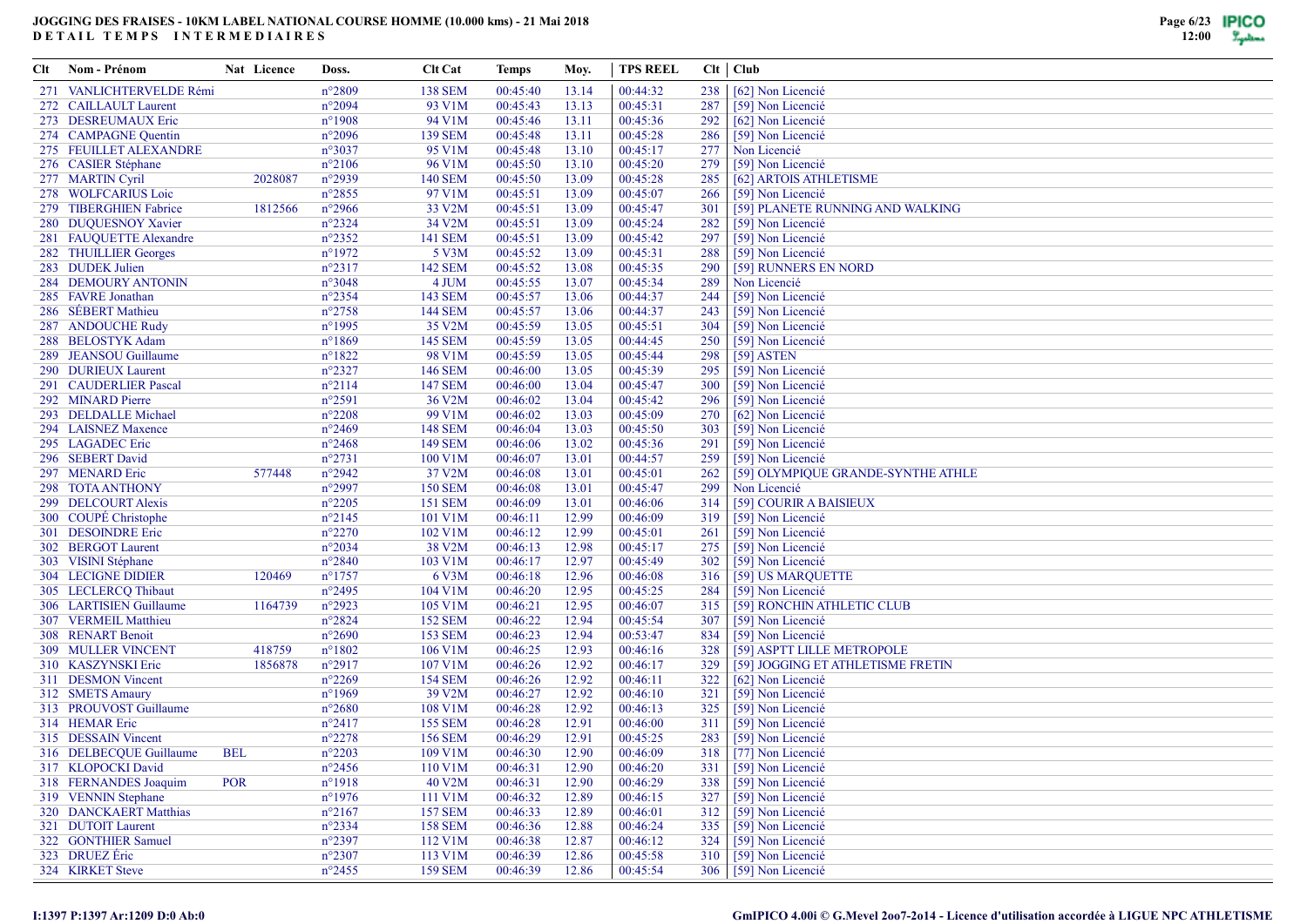**JOGGING DES FRAISES - 10KM LABEL NATIONAL COURSE HOMME (10.000 kms) - 21 Mai 2018**
**DETAIL TEMPS INTERMEDIAIRES**

| Clt | Nom - Prénom | Nat | Licence | Doss. | Clt Cat | Temps | Moy. | TPS REEL | Clt | Club |
|---|---|---|---|---|---|---|---|---|---|---|
| 271 | VANLICHTERVELDE Rémi | | | n°2809 | 138 SEM | 00:45:40 | 13.14 | 00:44:32 | 238 | [62] Non Licencié |
| 272 | CAILLAULT Laurent | | | n°2094 | 93 V1M | 00:45:43 | 13.13 | 00:45:31 | 287 | [59] Non Licencié |
| 273 | DESREUMAUX Eric | | | n°1908 | 94 V1M | 00:45:46 | 13.11 | 00:45:36 | 292 | [62] Non Licencié |
| 274 | CAMPAGNE Quentin | | | n°2096 | 139 SEM | 00:45:48 | 13.11 | 00:45:28 | 286 | [59] Non Licencié |
| 275 | FEUILLET ALEXANDRE | | | n°3037 | 95 V1M | 00:45:48 | 13.10 | 00:45:17 | 277 | Non Licencié |
| 276 | CASIER Stéphane | | | n°2106 | 96 V1M | 00:45:50 | 13.10 | 00:45:20 | 279 | [59] Non Licencié |
| 277 | MARTIN Cyril | | 2028087 | n°2939 | 140 SEM | 00:45:50 | 13.09 | 00:45:28 | 285 | [62] ARTOIS ATHLETISME |
| 278 | WOLFCARIUS Loic | | | n°2855 | 97 V1M | 00:45:51 | 13.09 | 00:45:07 | 266 | [59] Non Licencié |
| 279 | TIBERGHIEN Fabrice | | 1812566 | n°2966 | 33 V2M | 00:45:51 | 13.09 | 00:45:47 | 301 | [59] PLANETE RUNNING AND WALKING |
| 280 | DUQUESNOY Xavier | | | n°2324 | 34 V2M | 00:45:51 | 13.09 | 00:45:24 | 282 | [59] Non Licencié |
| 281 | FAUQUETTE Alexandre | | | n°2352 | 141 SEM | 00:45:51 | 13.09 | 00:45:42 | 297 | [59] Non Licencié |
| 282 | THUILLIER Georges | | | n°1972 | 5 V3M | 00:45:52 | 13.09 | 00:45:31 | 288 | [59] Non Licencié |
| 283 | DUDEK Julien | | | n°2317 | 142 SEM | 00:45:52 | 13.08 | 00:45:35 | 290 | [59] RUNNERS EN NORD |
| 284 | DEMOURY ANTONIN | | | n°3048 | 4 JUM | 00:45:55 | 13.07 | 00:45:34 | 289 | Non Licencié |
| 285 | FAVRE Jonathan | | | n°2354 | 143 SEM | 00:45:57 | 13.06 | 00:44:37 | 244 | [59] Non Licencié |
| 286 | SÉBERT Mathieu | | | n°2758 | 144 SEM | 00:45:57 | 13.06 | 00:44:37 | 243 | [59] Non Licencié |
| 287 | ANDOUCHE Rudy | | | n°1995 | 35 V2M | 00:45:59 | 13.05 | 00:45:51 | 304 | [59] Non Licencié |
| 288 | BELOSTYK Adam | | | n°1869 | 145 SEM | 00:45:59 | 13.05 | 00:44:45 | 250 | [59] Non Licencié |
| 289 | JEANSOU Guillaume | | | n°1822 | 98 V1M | 00:45:59 | 13.05 | 00:45:44 | 298 | [59] ASTEN |
| 290 | DURIEUX Laurent | | | n°2327 | 146 SEM | 00:46:00 | 13.05 | 00:45:39 | 295 | [59] Non Licencié |
| 291 | CAUDERLIER Pascal | | | n°2114 | 147 SEM | 00:46:00 | 13.04 | 00:45:47 | 300 | [59] Non Licencié |
| 292 | MINARD Pierre | | | n°2591 | 36 V2M | 00:46:02 | 13.04 | 00:45:42 | 296 | [59] Non Licencié |
| 293 | DELDALLE Michael | | | n°2208 | 99 V1M | 00:46:02 | 13.03 | 00:45:09 | 270 | [62] Non Licencié |
| 294 | LAISNEZ Maxence | | | n°2469 | 148 SEM | 00:46:04 | 13.03 | 00:45:50 | 303 | [59] Non Licencié |
| 295 | LAGADEC Eric | | | n°2468 | 149 SEM | 00:46:06 | 13.02 | 00:45:36 | 291 | [59] Non Licencié |
| 296 | SEBERT David | | | n°2731 | 100 V1M | 00:46:07 | 13.01 | 00:44:57 | 259 | [59] Non Licencié |
| 297 | MENARD Eric | | 577448 | n°2942 | 37 V2M | 00:46:08 | 13.01 | 00:45:01 | 262 | [59] OLYMPIQUE GRANDE-SYNTHE ATHLE |
| 298 | TOTA ANTHONY | | | n°2997 | 150 SEM | 00:46:08 | 13.01 | 00:45:47 | 299 | Non Licencié |
| 299 | DELCOURT Alexis | | | n°2205 | 151 SEM | 00:46:09 | 13.01 | 00:46:06 | 314 | [59] COURIR A BAISIEUX |
| 300 | COUPÉ Christophe | | | n°2145 | 101 V1M | 00:46:11 | 12.99 | 00:46:09 | 319 | [59] Non Licencié |
| 301 | DESOINDRE Eric | | | n°2270 | 102 V1M | 00:46:12 | 12.99 | 00:45:01 | 261 | [59] Non Licencié |
| 302 | BERGOT Laurent | | | n°2034 | 38 V2M | 00:46:13 | 12.98 | 00:45:17 | 275 | [59] Non Licencié |
| 303 | VISINI Stéphane | | | n°2840 | 103 V1M | 00:46:17 | 12.97 | 00:45:49 | 302 | [59] Non Licencié |
| 304 | LECIGNE DIDIER | | 120469 | n°1757 | 6 V3M | 00:46:18 | 12.96 | 00:46:08 | 316 | [59] US MARQUETTE |
| 305 | LECLERCQ Thibaut | | | n°2495 | 104 V1M | 00:46:20 | 12.95 | 00:45:25 | 284 | [59] Non Licencié |
| 306 | LARTISIEN Guillaume | | 1164739 | n°2923 | 105 V1M | 00:46:21 | 12.95 | 00:46:07 | 315 | [59] RONCHIN ATHLETIC CLUB |
| 307 | VERMEIL Matthieu | | | n°2824 | 152 SEM | 00:46:22 | 12.94 | 00:45:54 | 307 | [59] Non Licencié |
| 308 | RENART Benoit | | | n°2690 | 153 SEM | 00:46:23 | 12.94 | 00:53:47 | 834 | [59] Non Licencié |
| 309 | MULLER VINCENT | | 418759 | n°1802 | 106 V1M | 00:46:25 | 12.93 | 00:46:16 | 328 | [59] ASPTT LILLE METROPOLE |
| 310 | KASZYNSKI Eric | | 1856878 | n°2917 | 107 V1M | 00:46:26 | 12.92 | 00:46:17 | 329 | [59] JOGGING ET ATHLETISME FRETIN |
| 311 | DESMON Vincent | | | n°2269 | 154 SEM | 00:46:26 | 12.92 | 00:46:11 | 322 | [62] Non Licencié |
| 312 | SMETS Amaury | | | n°1969 | 39 V2M | 00:46:27 | 12.92 | 00:46:10 | 321 | [59] Non Licencié |
| 313 | PROUVOST Guillaume | | | n°2680 | 108 V1M | 00:46:28 | 12.92 | 00:46:13 | 325 | [59] Non Licencié |
| 314 | HEMAR Eric | | | n°2417 | 155 SEM | 00:46:28 | 12.91 | 00:46:00 | 311 | [59] Non Licencié |
| 315 | DESSAIN Vincent | | | n°2278 | 156 SEM | 00:46:29 | 12.91 | 00:45:25 | 283 | [59] Non Licencié |
| 316 | DELBECQUE Guillaume | BEL | | n°2203 | 109 V1M | 00:46:30 | 12.90 | 00:46:09 | 318 | [77] Non Licencié |
| 317 | KLOPOCKI David | | | n°2456 | 110 V1M | 00:46:31 | 12.90 | 00:46:20 | 331 | [59] Non Licencié |
| 318 | FERNANDES Joaquim | POR | | n°1918 | 40 V2M | 00:46:31 | 12.90 | 00:46:29 | 338 | [59] Non Licencié |
| 319 | VENNIN Stephane | | | n°1976 | 111 V1M | 00:46:32 | 12.89 | 00:46:15 | 327 | [59] Non Licencié |
| 320 | DANCKAERT Matthias | | | n°2167 | 157 SEM | 00:46:33 | 12.89 | 00:46:01 | 312 | [59] Non Licencié |
| 321 | DUTOIT Laurent | | | n°2334 | 158 SEM | 00:46:36 | 12.88 | 00:46:24 | 335 | [59] Non Licencié |
| 322 | GONTHIER Samuel | | | n°2397 | 112 V1M | 00:46:38 | 12.87 | 00:46:12 | 324 | [59] Non Licencié |
| 323 | DRUEZ Éric | | | n°2307 | 113 V1M | 00:46:39 | 12.86 | 00:45:58 | 310 | [59] Non Licencié |
| 324 | KIRKET Steve | | | n°2455 | 159 SEM | 00:46:39 | 12.86 | 00:45:54 | 306 | [59] Non Licencié |

I:1397 P:1397 Ar:1209 D:0 Ab:0

GmIPICO 4.00i © G.Mevel 2oo7-2o14 - Licence d'utilisation accordée à LIGUE NPC ATHLETISME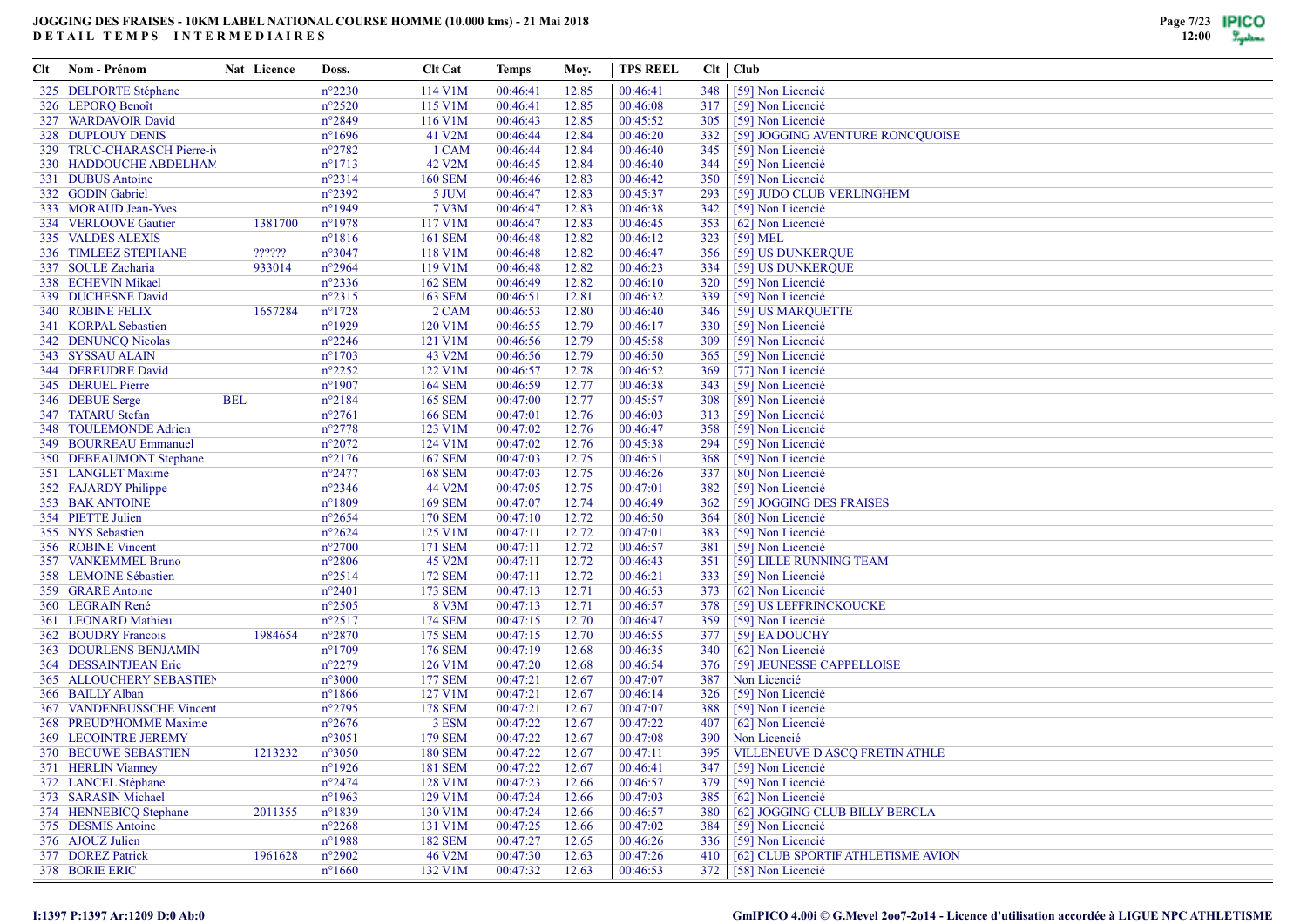# JOGGING DES FRAISES - 10KM LABEL NATIONAL COURSE HOMME (10.000 kms) - 21 Mai 2018

**DETAIL TEMPS INTERMEDIAIRES**

| Clt | Nom - Prénom | Nat | Licence | Doss. | Clt Cat | Temps | Moy. | TPS REEL | Clt | Club |
|---|---|---|---|---|---|---|---|---|---|---|
| 325 | DELPORTE Stéphane | | | n°2230 | 114 V1M | 00:46:41 | 12.85 | 00:46:41 | 348 | [59] Non Licencié |
| 326 | LEPORQ Benoît | | | n°2520 | 115 V1M | 00:46:41 | 12.85 | 00:46:08 | 317 | [59] Non Licencié |
| 327 | WARDAVOIR David | | | n°2849 | 116 V1M | 00:46:43 | 12.85 | 00:45:52 | 305 | [59] Non Licencié |
| 328 | DUPLOUY DENIS | | | n°1696 | 41 V2M | 00:46:44 | 12.84 | 00:46:20 | 332 | [59] JOGGING AVENTURE RONCQUOISE |
| 329 | TRUC-CHARASCH Pierre-iv | | | n°2782 | 1 CAM | 00:46:44 | 12.84 | 00:46:40 | 345 | [59] Non Licencié |
| 330 | HADDOUCHE ABDELHAM | | | n°1713 | 42 V2M | 00:46:45 | 12.84 | 00:46:40 | 344 | [59] Non Licencié |
| 331 | DUBUS Antoine | | | n°2314 | 160 SEM | 00:46:46 | 12.83 | 00:46:42 | 350 | [59] Non Licencié |
| 332 | GODIN Gabriel | | | n°2392 | 5 JUM | 00:46:47 | 12.83 | 00:45:37 | 293 | [59] JUDO CLUB VERLINGHEM |
| 333 | MORAUD Jean-Yves | | | n°1949 | 7 V3M | 00:46:47 | 12.83 | 00:46:38 | 342 | [59] Non Licencié |
| 334 | VERLOOVE Gautier | | 1381700 | n°1978 | 117 V1M | 00:46:47 | 12.83 | 00:46:45 | 353 | [62] Non Licencié |
| 335 | VALDES ALEXIS | | | n°1816 | 161 SEM | 00:46:48 | 12.82 | 00:46:12 | 323 | [59] MEL |
| 336 | TIMLEEZ STEPHANE | | ?????? | n°3047 | 118 V1M | 00:46:48 | 12.82 | 00:46:47 | 356 | [59] US DUNKERQUE |
| 337 | SOULE Zacharia | | 933014 | n°2964 | 119 V1M | 00:46:48 | 12.82 | 00:46:23 | 334 | [59] US DUNKERQUE |
| 338 | ECHEVIN Mikael | | | n°2336 | 162 SEM | 00:46:49 | 12.82 | 00:46:10 | 320 | [59] Non Licencié |
| 339 | DUCHESNE David | | | n°2315 | 163 SEM | 00:46:51 | 12.81 | 00:46:32 | 339 | [59] Non Licencié |
| 340 | ROBINE FELIX | | 1657284 | n°1728 | 2 CAM | 00:46:53 | 12.80 | 00:46:40 | 346 | [59] US MARQUETTE |
| 341 | KORPAL Sebastien | | | n°1929 | 120 V1M | 00:46:55 | 12.79 | 00:46:17 | 330 | [59] Non Licencié |
| 342 | DENUNCQ Nicolas | | | n°2246 | 121 V1M | 00:46:56 | 12.79 | 00:45:58 | 309 | [59] Non Licencié |
| 343 | SYSSAU ALAIN | | | n°1703 | 43 V2M | 00:46:56 | 12.79 | 00:46:50 | 365 | [59] Non Licencié |
| 344 | DEREUDRE David | | | n°2252 | 122 V1M | 00:46:57 | 12.78 | 00:46:52 | 369 | [77] Non Licencié |
| 345 | DERUEL Pierre | | | n°1907 | 164 SEM | 00:46:59 | 12.77 | 00:46:38 | 343 | [59] Non Licencié |
| 346 | DEBUE Serge | BEL | | n°2184 | 165 SEM | 00:47:00 | 12.77 | 00:45:57 | 308 | [89] Non Licencié |
| 347 | TATARU Stefan | | | n°2761 | 166 SEM | 00:47:01 | 12.76 | 00:46:03 | 313 | [59] Non Licencié |
| 348 | TOULEMONDE Adrien | | | n°2778 | 123 V1M | 00:47:02 | 12.76 | 00:46:47 | 358 | [59] Non Licencié |
| 349 | BOURREAU Emmanuel | | | n°2072 | 124 V1M | 00:47:02 | 12.76 | 00:45:38 | 294 | [59] Non Licencié |
| 350 | DEBEAUMONT Stephane | | | n°2176 | 167 SEM | 00:47:03 | 12.75 | 00:46:51 | 368 | [59] Non Licencié |
| 351 | LANGLET Maxime | | | n°2477 | 168 SEM | 00:47:03 | 12.75 | 00:46:26 | 337 | [80] Non Licencié |
| 352 | FAJARDY Philippe | | | n°2346 | 44 V2M | 00:47:05 | 12.75 | 00:47:01 | 382 | [59] Non Licencié |
| 353 | BAK ANTOINE | | | n°1809 | 169 SEM | 00:47:07 | 12.74 | 00:46:49 | 362 | [59] JOGGING DES FRAISES |
| 354 | PIETTE Julien | | | n°2654 | 170 SEM | 00:47:10 | 12.72 | 00:46:50 | 364 | [80] Non Licencié |
| 355 | NYS Sebastien | | | n°2624 | 125 V1M | 00:47:11 | 12.72 | 00:47:01 | 383 | [59] Non Licencié |
| 356 | ROBINE Vincent | | | n°2700 | 171 SEM | 00:47:11 | 12.72 | 00:46:57 | 381 | [59] Non Licencié |
| 357 | VANKEMMEL Bruno | | | n°2806 | 45 V2M | 00:47:11 | 12.72 | 00:46:43 | 351 | [59] LILLE RUNNING TEAM |
| 358 | LEMOINE Sébastien | | | n°2514 | 172 SEM | 00:47:11 | 12.72 | 00:46:21 | 333 | [59] Non Licencié |
| 359 | GRARE Antoine | | | n°2401 | 173 SEM | 00:47:13 | 12.71 | 00:46:53 | 373 | [62] Non Licencié |
| 360 | LEGRAIN René | | | n°2505 | 8 V3M | 00:47:13 | 12.71 | 00:46:57 | 378 | [59] US LEFFRINCKOUCKE |
| 361 | LEONARD Mathieu | | | n°2517 | 174 SEM | 00:47:15 | 12.70 | 00:46:47 | 359 | [59] Non Licencié |
| 362 | BOUDRY Francois | | 1984654 | n°2870 | 175 SEM | 00:47:15 | 12.70 | 00:46:55 | 377 | [59] EA DOUCHY |
| 363 | DOURLENS BENJAMIN | | | n°1709 | 176 SEM | 00:47:19 | 12.68 | 00:46:35 | 340 | [62] Non Licencié |
| 364 | DESSAINTJEAN Eric | | | n°2279 | 126 V1M | 00:47:20 | 12.68 | 00:46:54 | 376 | [59] JEUNESSE CAPPELLOISE |
| 365 | ALLOUCHERY SEBASTIEN | | | n°3000 | 177 SEM | 00:47:21 | 12.67 | 00:47:07 | 387 | Non Licencié |
| 366 | BAILLY Alban | | | n°1866 | 127 V1M | 00:47:21 | 12.67 | 00:46:14 | 326 | [59] Non Licencié |
| 367 | VANDENBUSSCHE Vincent | | | n°2795 | 178 SEM | 00:47:21 | 12.67 | 00:47:07 | 388 | [59] Non Licencié |
| 368 | PREUD?HOMME Maxime | | | n°2676 | 3 ESM | 00:47:22 | 12.67 | 00:47:22 | 407 | [62] Non Licencié |
| 369 | LECOINTRE JEREMY | | | n°3051 | 179 SEM | 00:47:22 | 12.67 | 00:47:08 | 390 | Non Licencié |
| 370 | BECUWE SEBASTIEN | | 1213232 | n°3050 | 180 SEM | 00:47:22 | 12.67 | 00:47:11 | 395 | VILLENEUVE D ASCQ FRETIN ATHLE |
| 371 | HERLIN Vianney | | | n°1926 | 181 SEM | 00:47:22 | 12.67 | 00:46:41 | 347 | [59] Non Licencié |
| 372 | LANCEL Stéphane | | | n°2474 | 128 V1M | 00:47:23 | 12.66 | 00:46:57 | 379 | [59] Non Licencié |
| 373 | SARASIN Michael | | | n°1963 | 129 V1M | 00:47:24 | 12.66 | 00:47:03 | 385 | [62] Non Licencié |
| 374 | HENNEBICQ Stephane | | 2011355 | n°1839 | 130 V1M | 00:47:24 | 12.66 | 00:46:57 | 380 | [62] JOGGING CLUB BILLY BERCLA |
| 375 | DESMIS Antoine | | | n°2268 | 131 V1M | 00:47:25 | 12.66 | 00:47:02 | 384 | [59] Non Licencié |
| 376 | AJOUZ Julien | | | n°1988 | 182 SEM | 00:47:27 | 12.65 | 00:46:26 | 336 | [59] Non Licencié |
| 377 | DOREZ Patrick | | 1961628 | n°2902 | 46 V2M | 00:47:30 | 12.63 | 00:47:26 | 410 | [62] CLUB SPORTIF ATHLETISME AVION |
| 378 | BORIE ERIC | | | n°1660 | 132 V1M | 00:47:32 | 12.63 | 00:46:53 | 372 | [58] Non Licencié |

I:1397 P:1397 Ar:1209 D:0 Ab:0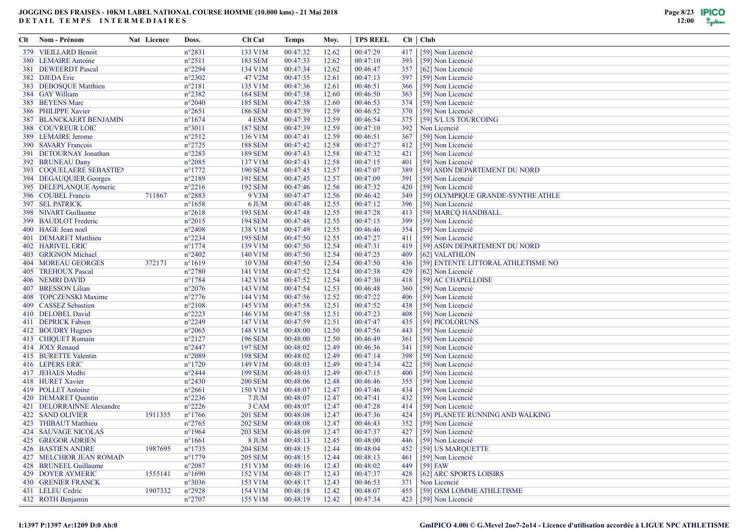**JOGGING DES FRAISES - 10KM LABEL NATIONAL COURSE HOMME (10.000 kms) - 21 Mai 2018**
**DETAIL TEMPS INTERMEDIAIRES**

| Clt | Nom - Prénom | Nat | Licence | Doss. | Clt Cat | Temps | Moy. | TPS REEL | Clt | Club |
|---|---|---|---|---|---|---|---|---|---|---|
| 379 | VIEILLARD Benoit | | | n°2831 | 133 V1M | 00:47:32 | 12.62 | 00:47:29 | 417 | [59] Non Licencié |
| 380 | LEMAIRE Antoine | | | n°2511 | 183 SEM | 00:47:33 | 12.62 | 00:47:10 | 393 | [59] Non Licencié |
| 381 | DEWEERDT Pascal | | | n°2294 | 134 V1M | 00:47:34 | 12.62 | 00:46:47 | 357 | [62] Non Licencié |
| 382 | DJEDA Eric | | | n°2302 | 47 V2M | 00:47:35 | 12.61 | 00:47:13 | 397 | [59] Non Licencié |
| 383 | DEBOSQUE Matthieu | | | n°2181 | 135 V1M | 00:47:36 | 12.61 | 00:46:51 | 366 | [59] Non Licencié |
| 384 | GAY William | | | n°2382 | 184 SEM | 00:47:38 | 12.60 | 00:46:50 | 363 | [59] Non Licencié |
| 385 | BEYENS Marc | | | n°2040 | 185 SEM | 00:47:38 | 12.60 | 00:46:53 | 374 | [59] Non Licencié |
| 386 | PHILIPPE Xavier | | | n°2651 | 186 SEM | 00:47:39 | 12.59 | 00:46:52 | 370 | [59] Non Licencié |
| 387 | BLANCKAERT BENJAMIN | | | n°1674 | 4 ESM | 00:47:39 | 12.59 | 00:46:54 | 375 | [59] S/L US TOURCOING |
| 388 | COUVREUR LOIC | | | n°3011 | 187 SEM | 00:47:39 | 12.59 | 00:47:10 | 392 | Non Licencié |
| 389 | LEMAIRE Jerome | | | n°2512 | 136 V1M | 00:47:41 | 12.59 | 00:46:51 | 367 | [59] Non Licencié |
| 390 | SAVARY Francois | | | n°2725 | 188 SEM | 00:47:42 | 12.58 | 00:47:27 | 412 | [59] Non Licencié |
| 391 | DETOURNAY Jonathan | | | n°2283 | 189 SEM | 00:47:43 | 12.58 | 00:47:32 | 421 | [59] Non Licencié |
| 392 | BRUNEAU Dany | | | n°2085 | 137 V1M | 00:47:43 | 12.58 | 00:47:15 | 401 | [59] Non Licencié |
| 393 | COQUELAERE SEBASTIEN | | | n°1772 | 190 SEM | 00:47:45 | 12.57 | 00:47:07 | 389 | [59] ASDN DEPARTEMENT DU NORD |
| 394 | DEGAUQUIER Georges | | | n°2189 | 191 SEM | 00:47:45 | 12.57 | 00:47:09 | 391 | [59] Non Licencié |
| 395 | DELEPLANQUE Aymeric | | | n°2216 | 192 SEM | 00:47:46 | 12.56 | 00:47:32 | 420 | [59] Non Licencié |
| 396 | COUBEL Francis | | 711867 | n°2883 | 9 V3M | 00:47:47 | 12.56 | 00:46:42 | 349 | [59] OLYMPIQUE GRANDE-SYNTHE ATHLE |
| 397 | SEL PATRICK | | | n°1658 | 6 JUM | 00:47:48 | 12.55 | 00:47:12 | 396 | [59] Non Licencié |
| 398 | NIVART Guillaume | | | n°2618 | 193 SEM | 00:47:48 | 12.55 | 00:47:28 | 413 | [59] MARCQ HANDBALL |
| 399 | BAUDLOT Frederic | | | n°2015 | 194 SEM | 00:47:48 | 12.55 | 00:47:15 | 399 | [59] Non Licencié |
| 400 | HAGE Jean noel | | | n°2408 | 138 V1M | 00:47:49 | 12.55 | 00:46:46 | 354 | [59] Non Licencié |
| 401 | DEMARET Matthieu | | | n°2234 | 195 SEM | 00:47:50 | 12.55 | 00:47:27 | 411 | [59] Non Licencié |
| 402 | HARIVEL ERIC | | | n°1774 | 139 V1M | 00:47:50 | 12.54 | 00:47:31 | 419 | [59] ASDN DEPARTEMENT DU NORD |
| 403 | GRIGNON Michael | | | n°2402 | 140 V1M | 00:47:50 | 12.54 | 00:47:25 | 409 | [62] VALATHLON |
| 404 | MOREAU GEORGES | | 372171 | n°1619 | 10 V3M | 00:47:50 | 12.54 | 00:47:50 | 436 | [59] ENTENTE LITTORAL ATHLETISME NO |
| 405 | TREHOUX Pascal | | | n°2780 | 141 V1M | 00:47:52 | 12.54 | 00:47:38 | 429 | [62] Non Licencié |
| 406 | NEMRI DAVID | | | n°1784 | 142 V1M | 00:47:52 | 12.54 | 00:47:30 | 418 | [59] AC CHAPELLOISE |
| 407 | BRESSON Lilian | | | n°2076 | 143 V1M | 00:47:54 | 12.53 | 00:46:48 | 360 | [59] Non Licencié |
| 408 | TOPCZENSKI Maxime | | | n°2776 | 144 V1M | 00:47:56 | 12.52 | 00:47:22 | 406 | [59] Non Licencié |
| 409 | CASSEZ Sebastien | | | n°2108 | 145 V1M | 00:47:58 | 12.51 | 00:47:52 | 438 | [59] Non Licencié |
| 410 | DELOBEL David | | | n°2223 | 146 V1M | 00:47:58 | 12.51 | 00:47:23 | 408 | [59] Non Licencié |
| 411 | DEPRICK Fabien | | | n°2249 | 147 V1M | 00:47:59 | 12.51 | 00:47:47 | 435 | [59] PICOLORUNS |
| 412 | BOUDRY Hugues | | | n°2065 | 148 V1M | 00:48:00 | 12.50 | 00:47:56 | 443 | [59] Non Licencié |
| 413 | CHIQUET Romain | | | n°2127 | 196 SEM | 00:48:00 | 12.50 | 00:46:49 | 361 | [59] Non Licencié |
| 414 | JOLY Renaud | | | n°2447 | 197 SEM | 00:48:02 | 12.49 | 00:46:36 | 341 | [59] Non Licencié |
| 415 | BURETTE Valentin | | | n°2089 | 198 SEM | 00:48:02 | 12.49 | 00:47:14 | 398 | [59] Non Licencié |
| 416 | LEPERS ERIC | | | n°1720 | 149 V1M | 00:48:03 | 12.49 | 00:47:34 | 422 | [59] Non Licencié |
| 417 | JEHAES Medhi | | | n°2444 | 199 SEM | 00:48:03 | 12.49 | 00:47:15 | 400 | [59] Non Licencié |
| 418 | HURET Xavier | | | n°2430 | 200 SEM | 00:48:06 | 12.48 | 00:46:46 | 355 | [59] Non Licencié |
| 419 | POLLET Antoine | | | n°2661 | 150 V1M | 00:48:07 | 12.47 | 00:47:46 | 434 | [59] Non Licencié |
| 420 | DEMARET Quentin | | | n°2236 | 7 JUM | 00:48:07 | 12.47 | 00:47:41 | 432 | [59] Non Licencié |
| 421 | DELORRAINNE Alexandre | | | n°2226 | 3 CAM | 00:48:07 | 12.47 | 00:47:28 | 414 | [59] Non Licencié |
| 422 | SAND OLIVIER | | 1911355 | n°1766 | 201 SEM | 00:48:08 | 12.47 | 00:47:36 | 424 | [59] PLANETE RUNNING AND WALKING |
| 423 | THIBAUT Matthieu | | | n°2765 | 202 SEM | 00:48:08 | 12.47 | 00:46:43 | 352 | [59] Non Licencié |
| 424 | SAUVAGE NICOLAS | | | n°1964 | 203 SEM | 00:48:09 | 12.47 | 00:47:37 | 427 | [59] Non Licencié |
| 425 | GREGOR ADRIEN | | | n°1661 | 8 JUM | 00:48:13 | 12.45 | 00:48:00 | 446 | [59] Non Licencié |
| 426 | BASTIEN ANDRE | | 1987695 | n°1735 | 204 SEM | 00:48:15 | 12.44 | 00:48:04 | 452 | [59] US MARQUETTE |
| 427 | MELCHIOR JEAN ROMAIN | | | n°1779 | 205 SEM | 00:48:15 | 12.44 | 00:48:13 | 461 | [59] Non Licencié |
| 428 | BRUNEEL Guillaume | | | n°2087 | 151 V1M | 00:48:16 | 12.43 | 00:48:02 | 449 | [59] FAW |
| 429 | DOYER AYMERIC | | 1555141 | n°1690 | 152 V1M | 00:48:17 | 12.43 | 00:47:37 | 428 | [62] ARC SPORTS LOISIRS |
| 430 | GRENIER FRANCK | | | n°3036 | 153 V1M | 00:48:17 | 12.43 | 00:46:53 | 371 | Non Licencié |
| 431 | LELEU Cedric | | 1907332 | n°2928 | 154 V1M | 00:48:18 | 12.42 | 00:48:07 | 455 | [59] OSM LOMME ATHLETISME |
| 432 | ROTH Benjamin | | | n°2707 | 155 V1M | 00:48:19 | 12.42 | 00:47:34 | 423 | [59] Non Licencié |

I:1397 P:1397 Ar:1209 D:0 Ab:0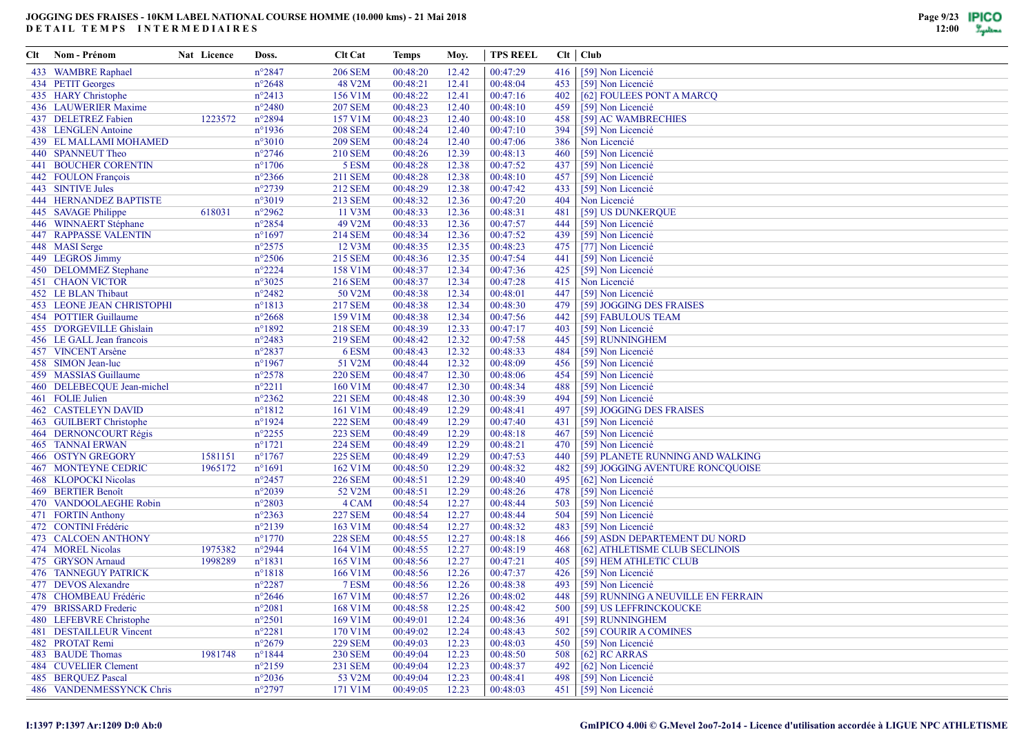# JOGGING DES FRAISES - 10KM LABEL NATIONAL COURSE HOMME (10.000 kms) - 21 Mai 2018

## DETAIL TEMPS INTERMEDIAIRES

| Clt | Nom - Prénom | Nat | Licence | Doss. | Clt Cat | Temps | Moy. | TPS REEL | Clt | Club |
|---|---|---|---|---|---|---|---|---|---|---|
| 433 | WAMBRE Raphael | | | n°2847 | 206 SEM | 00:48:20 | 12.42 | 00:47:29 | 416 | [59] Non Licencié |
| 434 | PETIT Georges | | | n°2648 | 48 V2M | 00:48:21 | 12.41 | 00:48:04 | 453 | [59] Non Licencié |
| 435 | HARY Christophe | | | n°2413 | 156 V1M | 00:48:22 | 12.41 | 00:47:16 | 402 | [62] FOULEES PONT A MARCQ |
| 436 | LAUWERIER Maxime | | | n°2480 | 207 SEM | 00:48:23 | 12.40 | 00:48:10 | 459 | [59] Non Licencié |
| 437 | DELETREZ Fabien | | 1223572 | n°2894 | 157 V1M | 00:48:23 | 12.40 | 00:48:10 | 458 | [59] AC WAMBRECHIES |
| 438 | LENGLEN Antoine | | | n°1936 | 208 SEM | 00:48:24 | 12.40 | 00:47:10 | 394 | [59] Non Licencié |
| 439 | EL MALLAMI MOHAMED | | | n°3010 | 209 SEM | 00:48:24 | 12.40 | 00:47:06 | 386 | Non Licencié |
| 440 | SPANNEUT Theo | | | n°2746 | 210 SEM | 00:48:26 | 12.39 | 00:48:13 | 460 | [59] Non Licencié |
| 441 | BOUCHER CORENTIN | | | n°1706 | 5 ESM | 00:48:28 | 12.38 | 00:47:52 | 437 | [59] Non Licencié |
| 442 | FOULON François | | | n°2366 | 211 SEM | 00:48:28 | 12.38 | 00:48:10 | 457 | [59] Non Licencié |
| 443 | SINTIVE Jules | | | n°2739 | 212 SEM | 00:48:29 | 12.38 | 00:47:42 | 433 | [59] Non Licencié |
| 444 | HERNANDEZ BAPTISTE | | | n°3019 | 213 SEM | 00:48:32 | 12.36 | 00:47:20 | 404 | Non Licencié |
| 445 | SAVAGE Philippe | | 618031 | n°2962 | 11 V3M | 00:48:33 | 12.36 | 00:48:31 | 481 | [59] US DUNKERQUE |
| 446 | WINNAERT Stéphane | | | n°2854 | 49 V2M | 00:48:33 | 12.36 | 00:47:57 | 444 | [59] Non Licencié |
| 447 | RAPPASSE VALENTIN | | | n°1697 | 214 SEM | 00:48:34 | 12.36 | 00:47:52 | 439 | [59] Non Licencié |
| 448 | MASI Serge | | | n°2575 | 12 V3M | 00:48:35 | 12.35 | 00:48:23 | 475 | [77] Non Licencié |
| 449 | LEGROS Jimmy | | | n°2506 | 215 SEM | 00:48:36 | 12.35 | 00:47:54 | 441 | [59] Non Licencié |
| 450 | DELOMMEZ Stephane | | | n°2224 | 158 V1M | 00:48:37 | 12.34 | 00:47:36 | 425 | [59] Non Licencié |
| 451 | CHAON VICTOR | | | n°3025 | 216 SEM | 00:48:37 | 12.34 | 00:47:28 | 415 | Non Licencié |
| 452 | LE BLAN Thibaut | | | n°2482 | 50 V2M | 00:48:38 | 12.34 | 00:48:01 | 447 | [59] Non Licencié |
| 453 | LEONE JEAN CHRISTOPHI | | | n°1813 | 217 SEM | 00:48:38 | 12.34 | 00:48:30 | 479 | [59] JOGGING DES FRAISES |
| 454 | POTTIER Guillaume | | | n°2668 | 159 V1M | 00:48:38 | 12.34 | 00:47:56 | 442 | [59] FABULOUS TEAM |
| 455 | D'ORGEVILLE Ghislain | | | n°1892 | 218 SEM | 00:48:39 | 12.33 | 00:47:17 | 403 | [59] Non Licencié |
| 456 | LE GALL Jean francois | | | n°2483 | 219 SEM | 00:48:42 | 12.32 | 00:47:58 | 445 | [59] RUNNINGHEM |
| 457 | VINCENT Arsène | | | n°2837 | 6 ESM | 00:48:43 | 12.32 | 00:48:33 | 484 | [59] Non Licencié |
| 458 | SIMON Jean-luc | | | n°1967 | 51 V2M | 00:48:44 | 12.32 | 00:48:09 | 456 | [59] Non Licencié |
| 459 | MASSIAS Guillaume | | | n°2578 | 220 SEM | 00:48:47 | 12.30 | 00:48:06 | 454 | [59] Non Licencié |
| 460 | DELEBECQUE Jean-michel | | | n°2211 | 160 V1M | 00:48:47 | 12.30 | 00:48:34 | 488 | [59] Non Licencié |
| 461 | FOLIE Julien | | | n°2362 | 221 SEM | 00:48:48 | 12.30 | 00:48:39 | 494 | [59] Non Licencié |
| 462 | CASTELEYN DAVID | | | n°1812 | 161 V1M | 00:48:49 | 12.29 | 00:48:41 | 497 | [59] JOGGING DES FRAISES |
| 463 | GUILBERT Christophe | | | n°1924 | 222 SEM | 00:48:49 | 12.29 | 00:47:40 | 431 | [59] Non Licencié |
| 464 | DERNONCOURT Régis | | | n°2255 | 223 SEM | 00:48:49 | 12.29 | 00:48:18 | 467 | [59] Non Licencié |
| 465 | TANNAI ERWAN | | | n°1721 | 224 SEM | 00:48:49 | 12.29 | 00:48:21 | 470 | [59] Non Licencié |
| 466 | OSTYN GREGORY | | 1581151 | n°1767 | 225 SEM | 00:48:49 | 12.29 | 00:47:53 | 440 | [59] PLANETE RUNNING AND WALKING |
| 467 | MONTEYNE CEDRIC | | 1965172 | n°1691 | 162 V1M | 00:48:50 | 12.29 | 00:48:32 | 482 | [59] JOGGING AVENTURE RONCQUOISE |
| 468 | KLOPOCKI Nicolas | | | n°2457 | 226 SEM | 00:48:51 | 12.29 | 00:48:40 | 495 | [62] Non Licencié |
| 469 | BERTIER Benoît | | | n°2039 | 52 V2M | 00:48:51 | 12.29 | 00:48:26 | 478 | [59] Non Licencié |
| 470 | VANDOOLAEGHE Robin | | | n°2803 | 4 CAM | 00:48:54 | 12.27 | 00:48:44 | 503 | [59] Non Licencié |
| 471 | FORTIN Anthony | | | n°2363 | 227 SEM | 00:48:54 | 12.27 | 00:48:44 | 504 | [59] Non Licencié |
| 472 | CONTINI Frédéric | | | n°2139 | 163 V1M | 00:48:54 | 12.27 | 00:48:32 | 483 | [59] Non Licencié |
| 473 | CALCOEN ANTHONY | | | n°1770 | 228 SEM | 00:48:55 | 12.27 | 00:48:18 | 466 | [59] ASDN DEPARTEMENT DU NORD |
| 474 | MOREL Nicolas | | 1975382 | n°2944 | 164 V1M | 00:48:55 | 12.27 | 00:48:19 | 468 | [62] ATHLETISME CLUB SECLINOIS |
| 475 | GRYSON Arnaud | | 1998289 | n°1831 | 165 V1M | 00:48:56 | 12.27 | 00:47:21 | 405 | [59] HEM ATHLETIC CLUB |
| 476 | TANNEGUY PATRICK | | | n°1818 | 166 V1M | 00:48:56 | 12.26 | 00:47:37 | 426 | [59] Non Licencié |
| 477 | DEVOS Alexandre | | | n°2287 | 7 ESM | 00:48:56 | 12.26 | 00:48:38 | 493 | [59] Non Licencié |
| 478 | CHOMBEAU Frédéric | | | n°2646 | 167 V1M | 00:48:57 | 12.26 | 00:48:02 | 448 | [59] RUNNING A NEUVILLE EN FERRAIN |
| 479 | BRISSARD Frederic | | | n°2081 | 168 V1M | 00:48:58 | 12.25 | 00:48:42 | 500 | [59] US LEFFRINCKOUCKE |
| 480 | LEFEBVRE Christophe | | | n°2501 | 169 V1M | 00:49:01 | 12.24 | 00:48:36 | 491 | [59] RUNNINGHEM |
| 481 | DESTAILLEUR Vincent | | | n°2281 | 170 V1M | 00:49:02 | 12.24 | 00:48:43 | 502 | [59] COURIR A COMINES |
| 482 | PROTAT Remi | | | n°2679 | 229 SEM | 00:49:03 | 12.23 | 00:48:03 | 450 | [59] Non Licencié |
| 483 | BAUDE Thomas | | 1981748 | n°1844 | 230 SEM | 00:49:04 | 12.23 | 00:48:50 | 508 | [62] RC ARRAS |
| 484 | CUVELIER Clement | | | n°2159 | 231 SEM | 00:49:04 | 12.23 | 00:48:37 | 492 | [62] Non Licencié |
| 485 | BERQUEZ Pascal | | | n°2036 | 53 V2M | 00:49:04 | 12.23 | 00:48:41 | 498 | [59] Non Licencié |
| 486 | VANDENMESSYNCK Chris | | | n°2797 | 171 V1M | 00:49:05 | 12.23 | 00:48:03 | 451 | [59] Non Licencié |

I:1397 P:1397 Ar:1209 D:0 Ab:0

GmIPICO 4.00i © G.Mevel 2oo7-2o14 - Licence d'utilisation accordée à LIGUE NPC ATHLETISME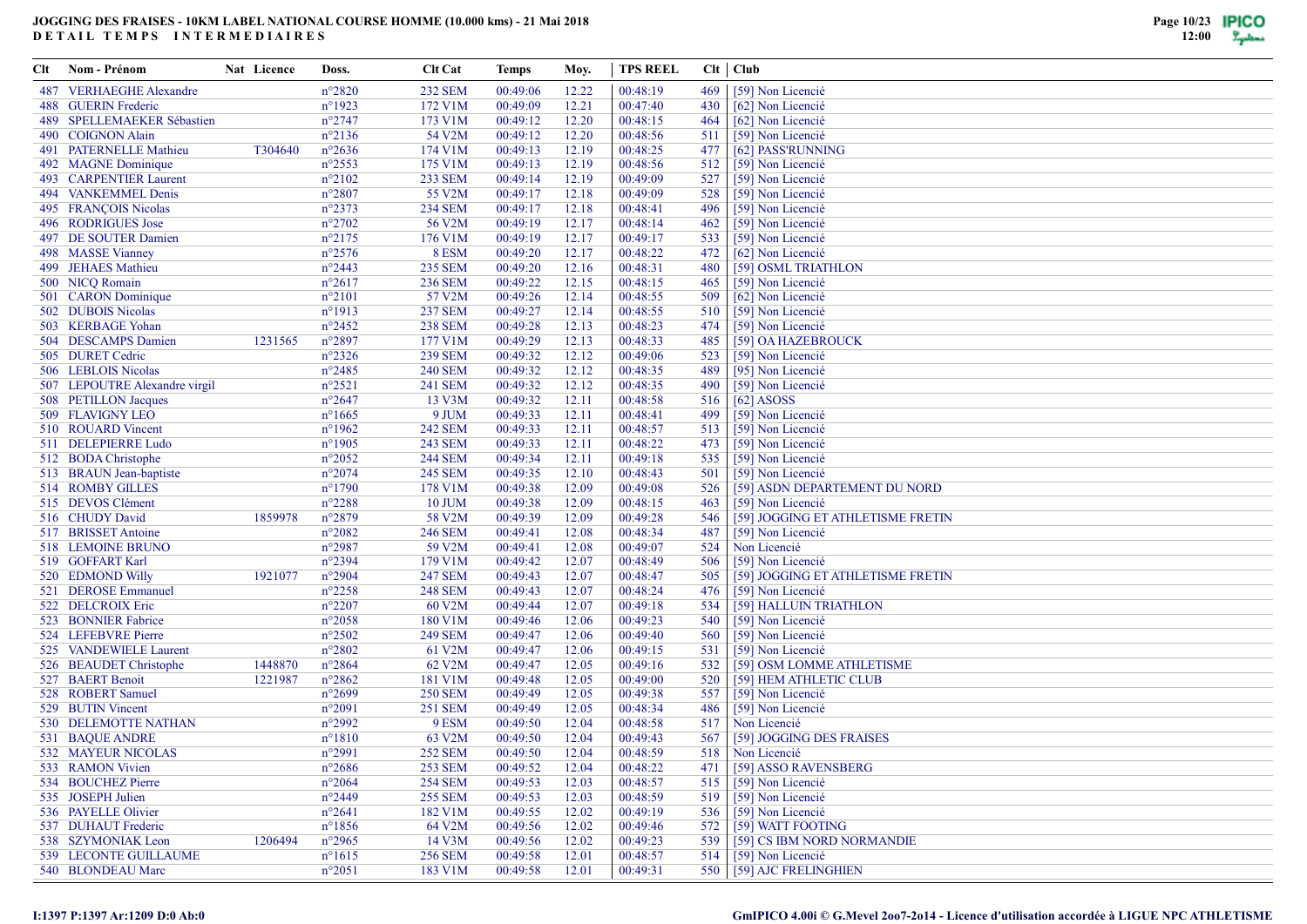# JOGGING DES FRAISES - 10KM LABEL NATIONAL COURSE HOMME (10.000 kms) - 21 Mai 2018

## DETAIL TEMPS INTERMEDIAIRES

| Clt | Nom - Prénom | Nat | Licence | Doss. | Clt Cat | Temps | Moy. | TPS REEL | Clt | Club |
|---|---|---|---|---|---|---|---|---|---|---|
| 487 | VERHAEGHE Alexandre | | | n°2820 | 232 SEM | 00:49:06 | 12.22 | 00:48:19 | 469 | [59] Non Licencié |
| 488 | GUERIN Frederic | | | n°1923 | 172 V1M | 00:49:09 | 12.21 | 00:47:40 | 430 | [62] Non Licencié |
| 489 | SPELLEMAEKER Sébastien | | | n°2747 | 173 V1M | 00:49:12 | 12.20 | 00:48:15 | 464 | [62] Non Licencié |
| 490 | COIGNON Alain | | | n°2136 | 54 V2M | 00:49:12 | 12.20 | 00:48:56 | 511 | [59] Non Licencié |
| 491 | PATERNELLE Mathieu | | T304640 | n°2636 | 174 V1M | 00:49:13 | 12.19 | 00:48:25 | 477 | [62] PASS'RUNNING |
| 492 | MAGNE Dominique | | | n°2553 | 175 V1M | 00:49:13 | 12.19 | 00:48:56 | 512 | [59] Non Licencié |
| 493 | CARPENTIER Laurent | | | n°2102 | 233 SEM | 00:49:14 | 12.19 | 00:49:09 | 527 | [59] Non Licencié |
| 494 | VANKEMMEL Denis | | | n°2807 | 55 V2M | 00:49:17 | 12.18 | 00:49:09 | 528 | [59] Non Licencié |
| 495 | FRANÇOIS Nicolas | | | n°2373 | 234 SEM | 00:49:17 | 12.18 | 00:48:41 | 496 | [59] Non Licencié |
| 496 | RODRIGUES Jose | | | n°2702 | 56 V2M | 00:49:19 | 12.17 | 00:48:14 | 462 | [59] Non Licencié |
| 497 | DE SOUTER Damien | | | n°2175 | 176 V1M | 00:49:19 | 12.17 | 00:49:17 | 533 | [59] Non Licencié |
| 498 | MASSE Vianney | | | n°2576 | 8 ESM | 00:49:20 | 12.17 | 00:48:22 | 472 | [62] Non Licencié |
| 499 | JEHAES Mathieu | | | n°2443 | 235 SEM | 00:49:20 | 12.16 | 00:48:31 | 480 | [59] OSML TRIATHLON |
| 500 | NICQ Romain | | | n°2617 | 236 SEM | 00:49:22 | 12.15 | 00:48:15 | 465 | [59] Non Licencié |
| 501 | CARON Dominique | | | n°2101 | 57 V2M | 00:49:26 | 12.14 | 00:48:55 | 509 | [62] Non Licencié |
| 502 | DUBOIS Nicolas | | | n°1913 | 237 SEM | 00:49:27 | 12.14 | 00:48:55 | 510 | [59] Non Licencié |
| 503 | KERBAGE Yohan | | | n°2452 | 238 SEM | 00:49:28 | 12.13 | 00:48:23 | 474 | [59] Non Licencié |
| 504 | DESCAMPS Damien | | 1231565 | n°2897 | 177 V1M | 00:49:29 | 12.13 | 00:48:33 | 485 | [59] OA HAZEBROUCK |
| 505 | DURET Cedric | | | n°2326 | 239 SEM | 00:49:32 | 12.12 | 00:49:06 | 523 | [59] Non Licencié |
| 506 | LEBLOIS Nicolas | | | n°2485 | 240 SEM | 00:49:32 | 12.12 | 00:48:35 | 489 | [95] Non Licencié |
| 507 | LEPOUTRE Alexandre virgil | | | n°2521 | 241 SEM | 00:49:32 | 12.12 | 00:48:35 | 490 | [59] Non Licencié |
| 508 | PETILLON Jacques | | | n°2647 | 13 V3M | 00:49:32 | 12.11 | 00:48:58 | 516 | [62] ASOSS |
| 509 | FLAVIGNY LEO | | | n°1665 | 9 JUM | 00:49:33 | 12.11 | 00:48:41 | 499 | [59] Non Licencié |
| 510 | ROUARD Vincent | | | n°1962 | 242 SEM | 00:49:33 | 12.11 | 00:48:57 | 513 | [59] Non Licencié |
| 511 | DELEPIERRE Ludo | | | n°1905 | 243 SEM | 00:49:33 | 12.11 | 00:48:22 | 473 | [59] Non Licencié |
| 512 | BODA Christophe | | | n°2052 | 244 SEM | 00:49:34 | 12.11 | 00:49:18 | 535 | [59] Non Licencié |
| 513 | BRAUN Jean-baptiste | | | n°2074 | 245 SEM | 00:49:35 | 12.10 | 00:48:43 | 501 | [59] Non Licencié |
| 514 | ROMBY GILLES | | | n°1790 | 178 V1M | 00:49:38 | 12.09 | 00:49:08 | 526 | [59] ASDN DEPARTEMENT DU NORD |
| 515 | DEVOS Clément | | | n°2288 | 10 JUM | 00:49:38 | 12.09 | 00:48:15 | 463 | [59] Non Licencié |
| 516 | CHUDY David | | 1859978 | n°2879 | 58 V2M | 00:49:39 | 12.09 | 00:49:28 | 546 | [59] JOGGING ET ATHLETISME FRETIN |
| 517 | BRISSET Antoine | | | n°2082 | 246 SEM | 00:49:41 | 12.08 | 00:48:34 | 487 | [59] Non Licencié |
| 518 | LEMOINE BRUNO | | | n°2987 | 59 V2M | 00:49:41 | 12.08 | 00:49:07 | 524 | Non Licencié |
| 519 | GOFFART Karl | | | n°2394 | 179 V1M | 00:49:42 | 12.07 | 00:48:49 | 506 | [59] Non Licencié |
| 520 | EDMOND Willy | | 1921077 | n°2904 | 247 SEM | 00:49:43 | 12.07 | 00:48:47 | 505 | [59] JOGGING ET ATHLETISME FRETIN |
| 521 | DEROSE Emmanuel | | | n°2258 | 248 SEM | 00:49:43 | 12.07 | 00:48:24 | 476 | [59] Non Licencié |
| 522 | DELCROIX Eric | | | n°2207 | 60 V2M | 00:49:44 | 12.07 | 00:49:18 | 534 | [59] HALLUIN TRIATHLON |
| 523 | BONNIER Fabrice | | | n°2058 | 180 V1M | 00:49:46 | 12.06 | 00:49:23 | 540 | [59] Non Licencié |
| 524 | LEFEBVRE Pierre | | | n°2502 | 249 SEM | 00:49:47 | 12.06 | 00:49:40 | 560 | [59] Non Licencié |
| 525 | VANDEWIELE Laurent | | | n°2802 | 61 V2M | 00:49:47 | 12.06 | 00:49:15 | 531 | [59] Non Licencié |
| 526 | BEAUDET Christophe | | 1448870 | n°2864 | 62 V2M | 00:49:47 | 12.05 | 00:49:16 | 532 | [59] OSM LOMME ATHLETISME |
| 527 | BAERT Benoit | | 1221987 | n°2862 | 181 V1M | 00:49:48 | 12.05 | 00:49:00 | 520 | [59] HEM ATHLETIC CLUB |
| 528 | ROBERT Samuel | | | n°2699 | 250 SEM | 00:49:49 | 12.05 | 00:49:38 | 557 | [59] Non Licencié |
| 529 | BUTIN Vincent | | | n°2091 | 251 SEM | 00:49:49 | 12.05 | 00:48:34 | 486 | [59] Non Licencié |
| 530 | DELEMOTTE NATHAN | | | n°2992 | 9 ESM | 00:49:50 | 12.04 | 00:48:58 | 517 | Non Licencié |
| 531 | BAQUE ANDRE | | | n°1810 | 63 V2M | 00:49:50 | 12.04 | 00:49:43 | 567 | [59] JOGGING DES FRAISES |
| 532 | MAYEUR NICOLAS | | | n°2991 | 252 SEM | 00:49:50 | 12.04 | 00:48:59 | 518 | Non Licencié |
| 533 | RAMON Vivien | | | n°2686 | 253 SEM | 00:49:52 | 12.04 | 00:48:22 | 471 | [59] ASSO RAVENSBERG |
| 534 | BOUCHEZ Pierre | | | n°2064 | 254 SEM | 00:49:53 | 12.03 | 00:48:57 | 515 | [59] Non Licencié |
| 535 | JOSEPH Julien | | | n°2449 | 255 SEM | 00:49:53 | 12.03 | 00:48:59 | 519 | [59] Non Licencié |
| 536 | PAYELLE Olivier | | | n°2641 | 182 V1M | 00:49:55 | 12.02 | 00:49:19 | 536 | [59] Non Licencié |
| 537 | DUHAUT Frederic | | | n°1856 | 64 V2M | 00:49:56 | 12.02 | 00:49:46 | 572 | [59] WATT FOOTING |
| 538 | SZYMONIAK Leon | | 1206494 | n°2965 | 14 V3M | 00:49:56 | 12.02 | 00:49:23 | 539 | [59] CS IBM NORD NORMANDIE |
| 539 | LECONTE GUILLAUME | | | n°1615 | 256 SEM | 00:49:58 | 12.01 | 00:48:57 | 514 | [59] Non Licencié |
| 540 | BLONDEAU Marc | | | n°2051 | 183 V1M | 00:49:58 | 12.01 | 00:49:31 | 550 | [59] AJC FRELINGHIEN |

I:1397 P:1397 Ar:1209 D:0 Ab:0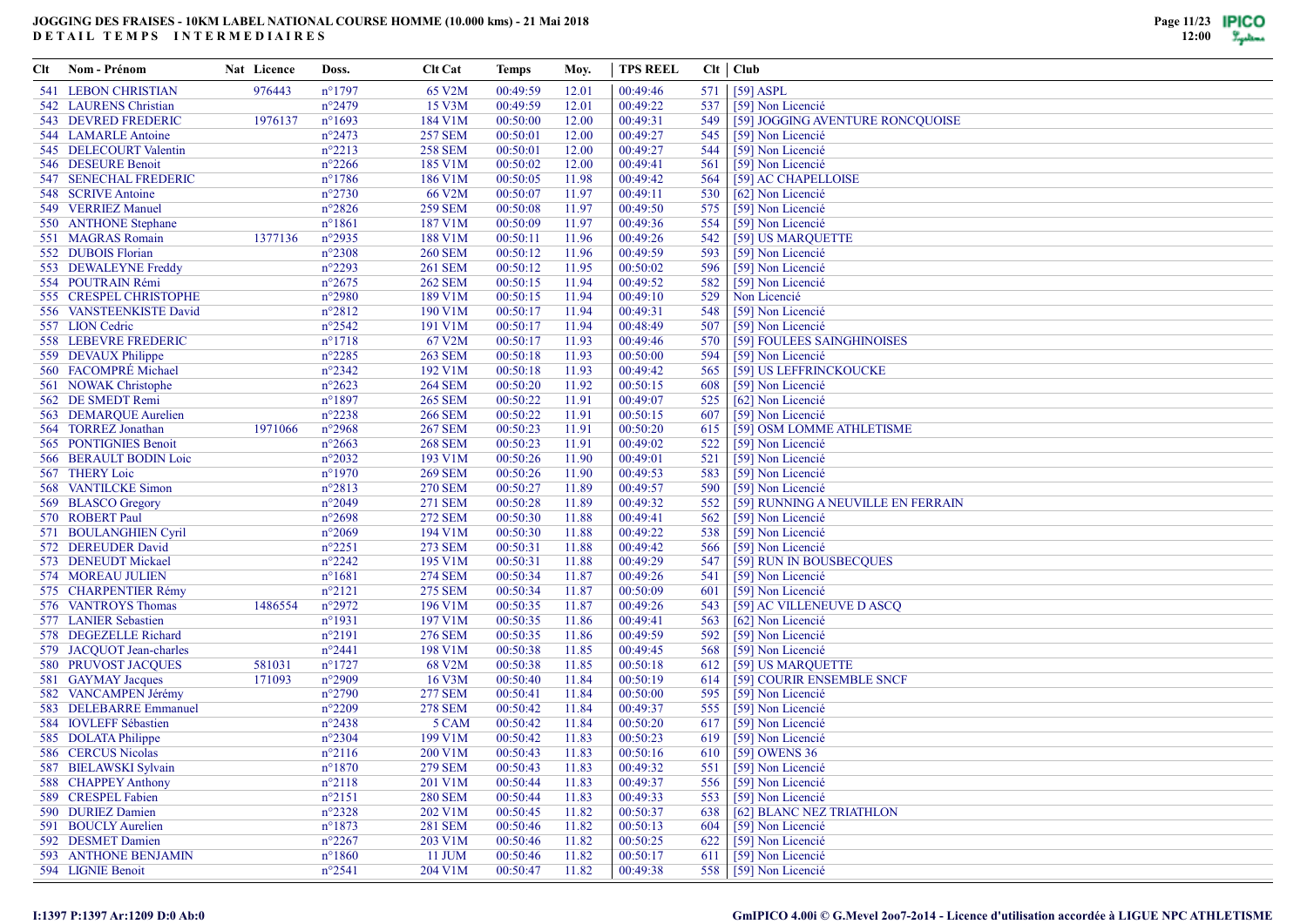# JOGGING DES FRAISES - 10KM LABEL NATIONAL COURSE HOMME (10.000 kms) - 21 Mai 2018

## DETAIL TEMPS INTERMEDIAIRES

| Clt | Nom - Prénom | Nat | Licence | Doss. | Clt Cat | Temps | Moy. | TPS REEL | Clt | Club |
|---|---|---|---|---|---|---|---|---|---|---|
| 541 | LEBON CHRISTIAN | | 976443 | n°1797 | 65 V2M | 00:49:59 | 12.01 | 00:49:46 | 571 | [59] ASPL |
| 542 | LAURENS Christian | | | n°2479 | 15 V3M | 00:49:59 | 12.01 | 00:49:22 | 537 | [59] Non Licencié |
| 543 | DEVRED FREDERIC | | 1976137 | n°1693 | 184 V1M | 00:50:00 | 12.00 | 00:49:31 | 549 | [59] JOGGING AVENTURE RONCQUOISE |
| 544 | LAMARLE Antoine | | | n°2473 | 257 SEM | 00:50:01 | 12.00 | 00:49:27 | 545 | [59] Non Licencié |
| 545 | DELECOURT Valentin | | | n°2213 | 258 SEM | 00:50:01 | 12.00 | 00:49:27 | 544 | [59] Non Licencié |
| 546 | DESEURE Benoit | | | n°2266 | 185 V1M | 00:50:02 | 12.00 | 00:49:41 | 561 | [59] Non Licencié |
| 547 | SENECHAL FREDERIC | | | n°1786 | 186 V1M | 00:50:05 | 11.98 | 00:49:42 | 564 | [59] AC CHAPELLOISE |
| 548 | SCRIVE Antoine | | | n°2730 | 66 V2M | 00:50:07 | 11.97 | 00:49:11 | 530 | [62] Non Licencié |
| 549 | VERRIEZ Manuel | | | n°2826 | 259 SEM | 00:50:08 | 11.97 | 00:49:50 | 575 | [59] Non Licencié |
| 550 | ANTHONE Stephane | | | n°1861 | 187 V1M | 00:50:09 | 11.97 | 00:49:36 | 554 | [59] Non Licencié |
| 551 | MAGRAS Romain | | 1377136 | n°2935 | 188 V1M | 00:50:11 | 11.96 | 00:49:26 | 542 | [59] US MARQUETTE |
| 552 | DUBOIS Florian | | | n°2308 | 260 SEM | 00:50:12 | 11.96 | 00:49:59 | 593 | [59] Non Licencié |
| 553 | DEWALEYNE Freddy | | | n°2293 | 261 SEM | 00:50:12 | 11.95 | 00:50:02 | 596 | [59] Non Licencié |
| 554 | POUTRAIN Rémi | | | n°2675 | 262 SEM | 00:50:15 | 11.94 | 00:49:52 | 582 | [59] Non Licencié |
| 555 | CRESPEL CHRISTOPHE | | | n°2980 | 189 V1M | 00:50:15 | 11.94 | 00:49:10 | 529 | Non Licencié |
| 556 | VANSTEENKISTE David | | | n°2812 | 190 V1M | 00:50:17 | 11.94 | 00:49:31 | 548 | [59] Non Licencié |
| 557 | LION Cedric | | | n°2542 | 191 V1M | 00:50:17 | 11.94 | 00:48:49 | 507 | [59] Non Licencié |
| 558 | LEBEVRE FREDERIC | | | n°1718 | 67 V2M | 00:50:17 | 11.93 | 00:49:46 | 570 | [59] FOULEES SAINGHINOISES |
| 559 | DEVAUX Philippe | | | n°2285 | 263 SEM | 00:50:18 | 11.93 | 00:50:00 | 594 | [59] Non Licencié |
| 560 | FACOMPRÉ Michael | | | n°2342 | 192 V1M | 00:50:18 | 11.93 | 00:49:42 | 565 | [59] US LEFFRINCKOUCKE |
| 561 | NOWAK Christophe | | | n°2623 | 264 SEM | 00:50:20 | 11.92 | 00:50:15 | 608 | [59] Non Licencié |
| 562 | DE SMEDT Remi | | | n°1897 | 265 SEM | 00:50:22 | 11.91 | 00:49:07 | 525 | [62] Non Licencié |
| 563 | DEMARQUE Aurelien | | | n°2238 | 266 SEM | 00:50:22 | 11.91 | 00:50:15 | 607 | [59] Non Licencié |
| 564 | TORREZ Jonathan | | 1971066 | n°2968 | 267 SEM | 00:50:23 | 11.91 | 00:50:20 | 615 | [59] OSM LOMME ATHLETISME |
| 565 | PONTIGNIES Benoit | | | n°2663 | 268 SEM | 00:50:23 | 11.91 | 00:49:02 | 522 | [59] Non Licencié |
| 566 | BERAULT BODIN Loic | | | n°2032 | 193 V1M | 00:50:26 | 11.90 | 00:49:01 | 521 | [59] Non Licencié |
| 567 | THERY Loic | | | n°1970 | 269 SEM | 00:50:26 | 11.90 | 00:49:53 | 583 | [59] Non Licencié |
| 568 | VANTILCKE Simon | | | n°2813 | 270 SEM | 00:50:27 | 11.89 | 00:49:57 | 590 | [59] Non Licencié |
| 569 | BLASCO Gregory | | | n°2049 | 271 SEM | 00:50:28 | 11.89 | 00:49:32 | 552 | [59] RUNNING A NEUVILLE EN FERRAIN |
| 570 | ROBERT Paul | | | n°2698 | 272 SEM | 00:50:30 | 11.88 | 00:49:41 | 562 | [59] Non Licencié |
| 571 | BOULANGHIEN Cyril | | | n°2069 | 194 V1M | 00:50:30 | 11.88 | 00:49:22 | 538 | [59] Non Licencié |
| 572 | DEREUDER David | | | n°2251 | 273 SEM | 00:50:31 | 11.88 | 00:49:42 | 566 | [59] Non Licencié |
| 573 | DENEUDT Mickael | | | n°2242 | 195 V1M | 00:50:31 | 11.88 | 00:49:29 | 547 | [59] RUN IN BOUSBECQUES |
| 574 | MOREAU JULIEN | | | n°1681 | 274 SEM | 00:50:34 | 11.87 | 00:49:26 | 541 | [59] Non Licencié |
| 575 | CHARPENTIER Rémy | | | n°2121 | 275 SEM | 00:50:34 | 11.87 | 00:50:09 | 601 | [59] Non Licencié |
| 576 | VANTROYS Thomas | | 1486554 | n°2972 | 196 V1M | 00:50:35 | 11.87 | 00:49:26 | 543 | [59] AC VILLENEUVE D ASCQ |
| 577 | LANIER Sebastien | | | n°1931 | 197 V1M | 00:50:35 | 11.86 | 00:49:41 | 563 | [62] Non Licencié |
| 578 | DEGEZELLE Richard | | | n°2191 | 276 SEM | 00:50:35 | 11.86 | 00:49:59 | 592 | [59] Non Licencié |
| 579 | JACQUOT Jean-charles | | | n°2441 | 198 V1M | 00:50:38 | 11.85 | 00:49:45 | 568 | [59] Non Licencié |
| 580 | PRUVOST JACQUES | | 581031 | n°1727 | 68 V2M | 00:50:38 | 11.85 | 00:50:18 | 612 | [59] US MARQUETTE |
| 581 | GAYMAY Jacques | | 171093 | n°2909 | 16 V3M | 00:50:40 | 11.84 | 00:50:19 | 614 | [59] COURIR ENSEMBLE SNCF |
| 582 | VANCAMPEN Jérémy | | | n°2790 | 277 SEM | 00:50:41 | 11.84 | 00:50:00 | 595 | [59] Non Licencié |
| 583 | DELEBARRE Emmanuel | | | n°2209 | 278 SEM | 00:50:42 | 11.84 | 00:49:37 | 555 | [59] Non Licencié |
| 584 | IOVLEFF Sébastien | | | n°2438 | 5 CAM | 00:50:42 | 11.84 | 00:50:20 | 617 | [59] Non Licencié |
| 585 | DOLATA Philippe | | | n°2304 | 199 V1M | 00:50:42 | 11.83 | 00:50:23 | 619 | [59] Non Licencié |
| 586 | CERCUS Nicolas | | | n°2116 | 200 V1M | 00:50:43 | 11.83 | 00:50:16 | 610 | [59] OWENS 36 |
| 587 | BIELAWSKI Sylvain | | | n°1870 | 279 SEM | 00:50:43 | 11.83 | 00:49:32 | 551 | [59] Non Licencié |
| 588 | CHAPPEY Anthony | | | n°2118 | 201 V1M | 00:50:44 | 11.83 | 00:49:37 | 556 | [59] Non Licencié |
| 589 | CRESPEL Fabien | | | n°2151 | 280 SEM | 00:50:44 | 11.83 | 00:49:33 | 553 | [59] Non Licencié |
| 590 | DURIEZ Damien | | | n°2328 | 202 V1M | 00:50:45 | 11.82 | 00:50:37 | 638 | [62] BLANC NEZ TRIATHLON |
| 591 | BOUCLY Aurelien | | | n°1873 | 281 SEM | 00:50:46 | 11.82 | 00:50:13 | 604 | [59] Non Licencié |
| 592 | DESMET Damien | | | n°2267 | 203 V1M | 00:50:46 | 11.82 | 00:50:25 | 622 | [59] Non Licencié |
| 593 | ANTHONE BENJAMIN | | | n°1860 | 11 JUM | 00:50:46 | 11.82 | 00:50:17 | 611 | [59] Non Licencié |
| 594 | LIGNIE Benoit | | | n°2541 | 204 V1M | 00:50:47 | 11.82 | 00:49:38 | 558 | [59] Non Licencié |

I:1397 P:1397 Ar:1209 D:0 Ab:0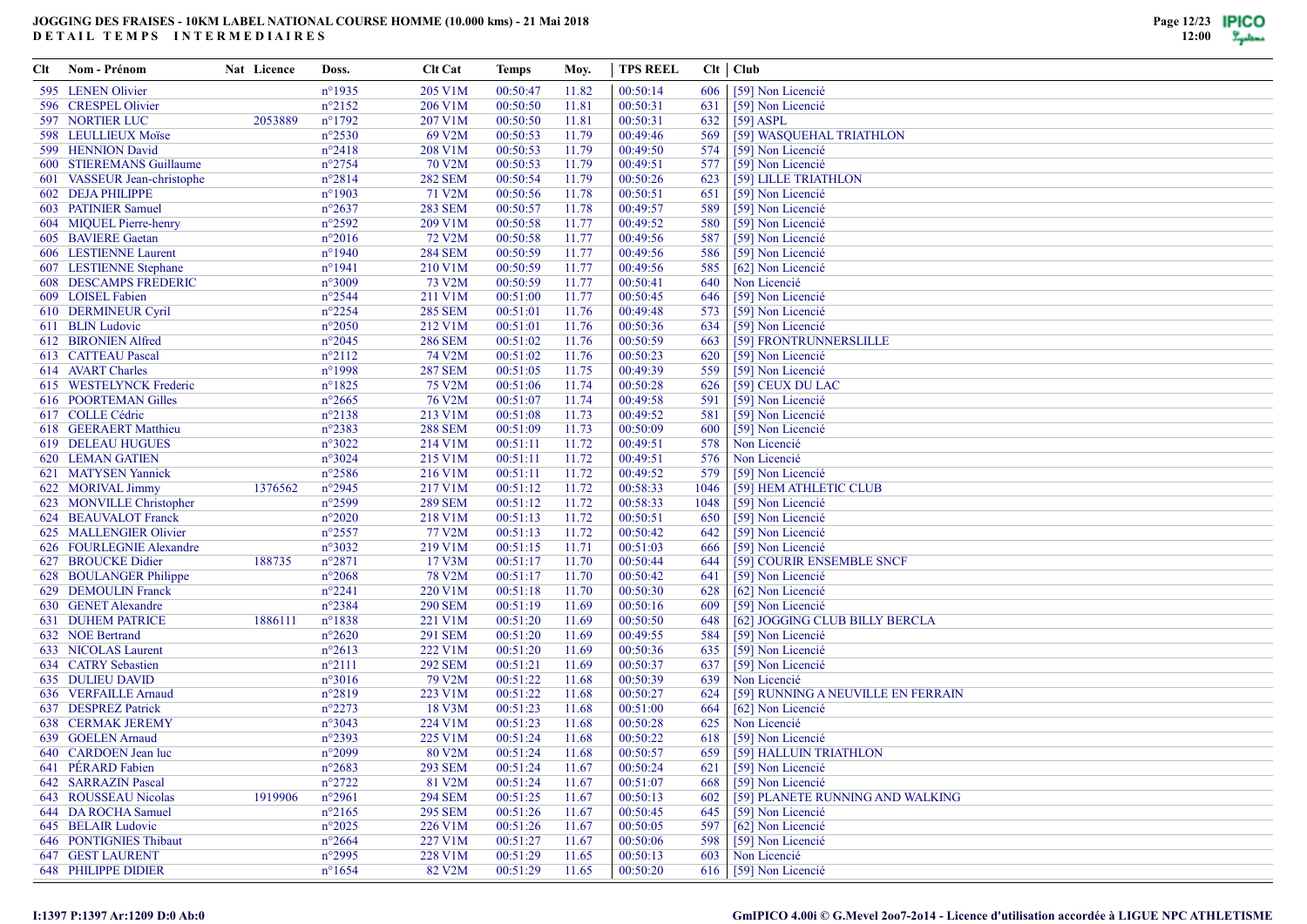# JOGGING DES FRAISES - 10KM LABEL NATIONAL COURSE HOMME (10.000 kms) - 21 Mai 2018

**DETAIL TEMPS INTERMEDIAIRES**

| Clt | Nom - Prénom | Nat | Licence | Doss. | Clt Cat | Temps | Moy. | TPS REEL | Clt | Club |
|---|---|---|---|---|---|---|---|---|---|---|
| 595 | LENEN Olivier | | | n°1935 | 205 V1M | 00:50:47 | 11.82 | 00:50:14 | 606 | [59] Non Licencié |
| 596 | CRESPEL Olivier | | | n°2152 | 206 V1M | 00:50:50 | 11.81 | 00:50:31 | 631 | [59] Non Licencié |
| 597 | NORTIER LUC | | 2053889 | n°1792 | 207 V1M | 00:50:50 | 11.81 | 00:50:31 | 632 | [59] ASPL |
| 598 | LEULLIEUX Moïse | | | n°2530 | 69 V2M | 00:50:53 | 11.79 | 00:49:46 | 569 | [59] WASQUEHAL TRIATHLON |
| 599 | HENNION David | | | n°2418 | 208 V1M | 00:50:53 | 11.79 | 00:49:50 | 574 | [59] Non Licencié |
| 600 | STIEREMANS Guillaume | | | n°2754 | 70 V2M | 00:50:53 | 11.79 | 00:49:51 | 577 | [59] Non Licencié |
| 601 | VASSEUR Jean-christophe | | | n°2814 | 282 SEM | 00:50:54 | 11.79 | 00:50:26 | 623 | [59] LILLE TRIATHLON |
| 602 | DEJA PHILIPPE | | | n°1903 | 71 V2M | 00:50:56 | 11.78 | 00:50:51 | 651 | [59] Non Licencié |
| 603 | PATINIER Samuel | | | n°2637 | 283 SEM | 00:50:57 | 11.78 | 00:49:57 | 589 | [59] Non Licencié |
| 604 | MIQUEL Pierre-henry | | | n°2592 | 209 V1M | 00:50:58 | 11.77 | 00:49:52 | 580 | [59] Non Licencié |
| 605 | BAVIERE Gaetan | | | n°2016 | 72 V2M | 00:50:58 | 11.77 | 00:49:56 | 587 | [59] Non Licencié |
| 606 | LESTIENNE Laurent | | | n°1940 | 284 SEM | 00:50:59 | 11.77 | 00:49:56 | 586 | [59] Non Licencié |
| 607 | LESTIENNE Stephane | | | n°1941 | 210 V1M | 00:50:59 | 11.77 | 00:49:56 | 585 | [62] Non Licencié |
| 608 | DESCAMPS FREDERIC | | | n°3009 | 73 V2M | 00:50:59 | 11.77 | 00:50:41 | 640 | Non Licencié |
| 609 | LOISEL Fabien | | | n°2544 | 211 V1M | 00:51:00 | 11.77 | 00:50:45 | 646 | [59] Non Licencié |
| 610 | DERMINEUR Cyril | | | n°2254 | 285 SEM | 00:51:01 | 11.76 | 00:49:48 | 573 | [59] Non Licencié |
| 611 | BLIN Ludovic | | | n°2050 | 212 V1M | 00:51:01 | 11.76 | 00:50:36 | 634 | [59] Non Licencié |
| 612 | BIRONIEN Alfred | | | n°2045 | 286 SEM | 00:51:02 | 11.76 | 00:50:59 | 663 | [59] FRONTRUNNERSLILLE |
| 613 | CATTEAU Pascal | | | n°2112 | 74 V2M | 00:51:02 | 11.76 | 00:50:23 | 620 | [59] Non Licencié |
| 614 | AVART Charles | | | n°1998 | 287 SEM | 00:51:05 | 11.75 | 00:49:39 | 559 | [59] Non Licencié |
| 615 | WESTELYNCK Frederic | | | n°1825 | 75 V2M | 00:51:06 | 11.74 | 00:50:28 | 626 | [59] CEUX DU LAC |
| 616 | POORTEMAN Gilles | | | n°2665 | 76 V2M | 00:51:07 | 11.74 | 00:49:58 | 591 | [59] Non Licencié |
| 617 | COLLE Cédric | | | n°2138 | 213 V1M | 00:51:08 | 11.73 | 00:49:52 | 581 | [59] Non Licencié |
| 618 | GEERAERT Matthieu | | | n°2383 | 288 SEM | 00:51:09 | 11.73 | 00:50:09 | 600 | [59] Non Licencié |
| 619 | DELEAU HUGUES | | | n°3022 | 214 V1M | 00:51:11 | 11.72 | 00:49:51 | 578 | Non Licencié |
| 620 | LEMAN GATIEN | | | n°3024 | 215 V1M | 00:51:11 | 11.72 | 00:49:51 | 576 | Non Licencié |
| 621 | MATYSEN Yannick | | | n°2586 | 216 V1M | 00:51:11 | 11.72 | 00:49:52 | 579 | [59] Non Licencié |
| 622 | MORIVAL Jimmy | | 1376562 | n°2945 | 217 V1M | 00:51:12 | 11.72 | 00:58:33 | 1046 | [59] HEM ATHLETIC CLUB |
| 623 | MONVILLE Christopher | | | n°2599 | 289 SEM | 00:51:12 | 11.72 | 00:58:33 | 1048 | [59] Non Licencié |
| 624 | BEAUVALOT Franck | | | n°2020 | 218 V1M | 00:51:13 | 11.72 | 00:50:51 | 650 | [59] Non Licencié |
| 625 | MALLENGIER Olivier | | | n°2557 | 77 V2M | 00:51:13 | 11.72 | 00:50:42 | 642 | [59] Non Licencié |
| 626 | FOURLEGNIE Alexandre | | | n°3032 | 219 V1M | 00:51:15 | 11.71 | 00:51:03 | 666 | [59] Non Licencié |
| 627 | BROUCKE Didier | | 188735 | n°2871 | 17 V3M | 00:51:17 | 11.70 | 00:50:44 | 644 | [59] COURIR ENSEMBLE SNCF |
| 628 | BOULANGER Philippe | | | n°2068 | 78 V2M | 00:51:17 | 11.70 | 00:50:42 | 641 | [59] Non Licencié |
| 629 | DEMOULIN Franck | | | n°2241 | 220 V1M | 00:51:18 | 11.70 | 00:50:30 | 628 | [62] Non Licencié |
| 630 | GENET Alexandre | | | n°2384 | 290 SEM | 00:51:19 | 11.69 | 00:50:16 | 609 | [59] Non Licencié |
| 631 | DUHEM PATRICE | | 1886111 | n°1838 | 221 V1M | 00:51:20 | 11.69 | 00:50:50 | 648 | [62] JOGGING CLUB BILLY BERCLA |
| 632 | NOE Bertrand | | | n°2620 | 291 SEM | 00:51:20 | 11.69 | 00:49:55 | 584 | [59] Non Licencié |
| 633 | NICOLAS Laurent | | | n°2613 | 222 V1M | 00:51:20 | 11.69 | 00:50:36 | 635 | [59] Non Licencié |
| 634 | CATRY Sebastien | | | n°2111 | 292 SEM | 00:51:21 | 11.69 | 00:50:37 | 637 | [59] Non Licencié |
| 635 | DULIEU DAVID | | | n°3016 | 79 V2M | 00:51:22 | 11.68 | 00:50:39 | 639 | Non Licencié |
| 636 | VERFAILLE Arnaud | | | n°2819 | 223 V1M | 00:51:22 | 11.68 | 00:50:27 | 624 | [59] RUNNING A NEUVILLE EN FERRAIN |
| 637 | DESPREZ Patrick | | | n°2273 | 18 V3M | 00:51:23 | 11.68 | 00:51:00 | 664 | [62] Non Licencié |
| 638 | CERMAK JEREMY | | | n°3043 | 224 V1M | 00:51:23 | 11.68 | 00:50:28 | 625 | Non Licencié |
| 639 | GOELEN Arnaud | | | n°2393 | 225 V1M | 00:51:24 | 11.68 | 00:50:22 | 618 | [59] Non Licencié |
| 640 | CARDOEN Jean luc | | | n°2099 | 80 V2M | 00:51:24 | 11.68 | 00:50:57 | 659 | [59] HALLUIN TRIATHLON |
| 641 | PÉRARD Fabien | | | n°2683 | 293 SEM | 00:51:24 | 11.67 | 00:50:24 | 621 | [59] Non Licencié |
| 642 | SARRAZIN Pascal | | | n°2722 | 81 V2M | 00:51:24 | 11.67 | 00:51:07 | 668 | [59] Non Licencié |
| 643 | ROUSSEAU Nicolas | | 1919906 | n°2961 | 294 SEM | 00:51:25 | 11.67 | 00:50:13 | 602 | [59] PLANETE RUNNING AND WALKING |
| 644 | DA ROCHA Samuel | | | n°2165 | 295 SEM | 00:51:26 | 11.67 | 00:50:45 | 645 | [59] Non Licencié |
| 645 | BELAIR Ludovic | | | n°2025 | 226 V1M | 00:51:26 | 11.67 | 00:50:05 | 597 | [62] Non Licencié |
| 646 | PONTIGNIES Thibaut | | | n°2664 | 227 V1M | 00:51:27 | 11.67 | 00:50:06 | 598 | [59] Non Licencié |
| 647 | GEST LAURENT | | | n°2995 | 228 V1M | 00:51:29 | 11.65 | 00:50:13 | 603 | Non Licencié |
| 648 | PHILIPPE DIDIER | | | n°1654 | 82 V2M | 00:51:29 | 11.65 | 00:50:20 | 616 | [59] Non Licencié |

I:1397 P:1397 Ar:1209 D:0 Ab:0

GmIPICO 4.00i © G.Mevel 2oo7-2o14 - Licence d'utilisation accordée à LIGUE NPC ATHLETISME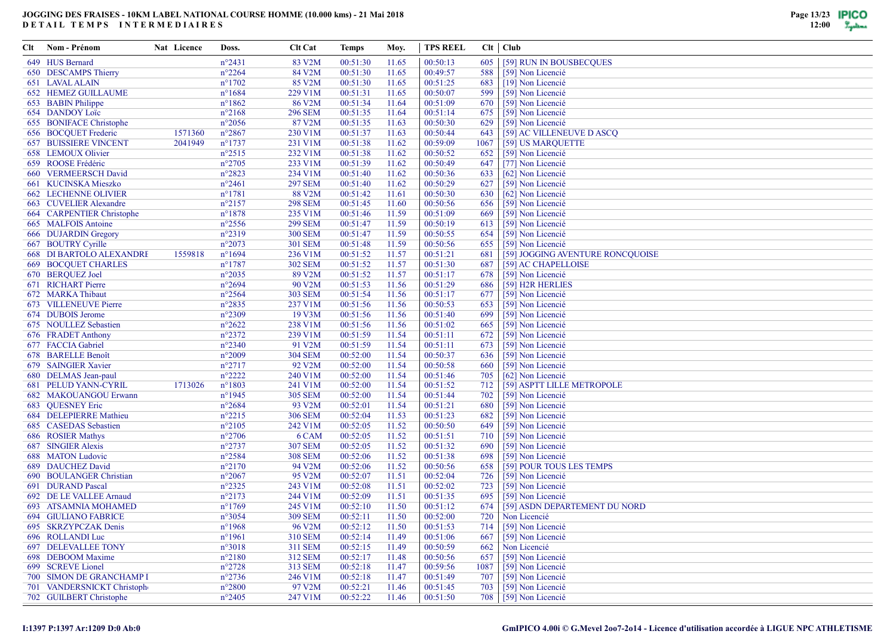**JOGGING DES FRAISES - 10KM LABEL NATIONAL COURSE HOMME (10.000 kms) - 21 Mai 2018**
**DETAIL TEMPS INTERMEDIAIRES**

| Clt | Nom - Prénom | Nat | Licence | Doss. | Clt Cat | Temps | Moy. | TPS REEL | Clt | Club |
|---|---|---|---|---|---|---|---|---|---|---|
| 649 | HUS Bernard | | | n°2431 | 83 V2M | 00:51:30 | 11.65 | 00:50:13 | 605 | [59] RUN IN BOUSBECQUES |
| 650 | DESCAMPS Thierry | | | n°2264 | 84 V2M | 00:51:30 | 11.65 | 00:49:57 | 588 | [59] Non Licencié |
| 651 | LAVAL ALAIN | | | n°1702 | 85 V2M | 00:51:30 | 11.65 | 00:51:25 | 683 | [19] Non Licencié |
| 652 | HEMEZ GUILLAUME | | | n°1684 | 229 V1M | 00:51:31 | 11.65 | 00:50:07 | 599 | [59] Non Licencié |
| 653 | BABIN Philippe | | | n°1862 | 86 V2M | 00:51:34 | 11.64 | 00:51:09 | 670 | [59] Non Licencié |
| 654 | DANDOY Loïc | | | n°2168 | 296 SEM | 00:51:35 | 11.64 | 00:51:14 | 675 | [59] Non Licencié |
| 655 | BONIFACE Christophe | | | n°2056 | 87 V2M | 00:51:35 | 11.63 | 00:50:30 | 629 | [59] Non Licencié |
| 656 | BOCQUET Frederic | | 1571360 | n°2867 | 230 V1M | 00:51:37 | 11.63 | 00:50:44 | 643 | [59] AC VILLENEUVE D ASCQ |
| 657 | BUISSIERE VINCENT | | 2041949 | n°1737 | 231 V1M | 00:51:38 | 11.62 | 00:59:09 | 1067 | [59] US MARQUETTE |
| 658 | LEMOUX Olivier | | | n°2515 | 232 V1M | 00:51:38 | 11.62 | 00:50:52 | 652 | [59] Non Licencié |
| 659 | ROOSE Frédéric | | | n°2705 | 233 V1M | 00:51:39 | 11.62 | 00:50:49 | 647 | [77] Non Licencié |
| 660 | VERMEERSCH David | | | n°2823 | 234 V1M | 00:51:40 | 11.62 | 00:50:36 | 633 | [62] Non Licencié |
| 661 | KUCINSKA Mieszko | | | n°2461 | 297 SEM | 00:51:40 | 11.62 | 00:50:29 | 627 | [59] Non Licencié |
| 662 | LECHENNE OLIVIER | | | n°1781 | 88 V2M | 00:51:42 | 11.61 | 00:50:30 | 630 | [62] Non Licencié |
| 663 | CUVELIER Alexandre | | | n°2157 | 298 SEM | 00:51:45 | 11.60 | 00:50:56 | 656 | [59] Non Licencié |
| 664 | CARPENTIER Christophe | | | n°1878 | 235 V1M | 00:51:46 | 11.59 | 00:51:09 | 669 | [59] Non Licencié |
| 665 | MALFOIS Antoine | | | n°2556 | 299 SEM | 00:51:47 | 11.59 | 00:50:19 | 613 | [59] Non Licencié |
| 666 | DUJARDIN Gregory | | | n°2319 | 300 SEM | 00:51:47 | 11.59 | 00:50:55 | 654 | [59] Non Licencié |
| 667 | BOUTRY Cyrille | | | n°2073 | 301 SEM | 00:51:48 | 11.59 | 00:50:56 | 655 | [59] Non Licencié |
| 668 | DI BARTOLO ALEXANDRI | | 1559818 | n°1694 | 236 V1M | 00:51:52 | 11.57 | 00:51:21 | 681 | [59] JOGGING AVENTURE RONCQUOISE |
| 669 | BOCQUET CHARLES | | | n°1787 | 302 SEM | 00:51:52 | 11.57 | 00:51:30 | 687 | [59] AC CHAPELLOISE |
| 670 | BERQUEZ Joel | | | n°2035 | 89 V2M | 00:51:52 | 11.57 | 00:51:17 | 678 | [59] Non Licencié |
| 671 | RICHART Pierre | | | n°2694 | 90 V2M | 00:51:53 | 11.56 | 00:51:29 | 686 | [59] H2R HERLIES |
| 672 | MARKA Thibaut | | | n°2564 | 303 SEM | 00:51:54 | 11.56 | 00:51:17 | 677 | [59] Non Licencié |
| 673 | VILLENEUVE Pierre | | | n°2835 | 237 V1M | 00:51:56 | 11.56 | 00:50:53 | 653 | [59] Non Licencié |
| 674 | DUBOIS Jerome | | | n°2309 | 19 V3M | 00:51:56 | 11.56 | 00:51:40 | 699 | [59] Non Licencié |
| 675 | NOULLEZ Sebastien | | | n°2622 | 238 V1M | 00:51:56 | 11.56 | 00:51:02 | 665 | [59] Non Licencié |
| 676 | FRADET Anthony | | | n°2372 | 239 V1M | 00:51:59 | 11.54 | 00:51:11 | 672 | [59] Non Licencié |
| 677 | FACCIA Gabriel | | | n°2340 | 91 V2M | 00:51:59 | 11.54 | 00:51:11 | 673 | [59] Non Licencié |
| 678 | BARELLE Benoît | | | n°2009 | 304 SEM | 00:52:00 | 11.54 | 00:50:37 | 636 | [59] Non Licencié |
| 679 | SAINGIER Xavier | | | n°2717 | 92 V2M | 00:52:00 | 11.54 | 00:50:58 | 660 | [59] Non Licencié |
| 680 | DELMAS Jean-paul | | | n°2222 | 240 V1M | 00:52:00 | 11.54 | 00:51:46 | 705 | [62] Non Licencié |
| 681 | PELUD YANN-CYRIL | | 1713026 | n°1803 | 241 V1M | 00:52:00 | 11.54 | 00:51:52 | 712 | [59] ASPTT LILLE METROPOLE |
| 682 | MAKOUANGOU Erwann | | | n°1945 | 305 SEM | 00:52:00 | 11.54 | 00:51:44 | 702 | [59] Non Licencié |
| 683 | QUESNEY Eric | | | n°2684 | 93 V2M | 00:52:01 | 11.54 | 00:51:21 | 680 | [59] Non Licencié |
| 684 | DELEPIERRE Mathieu | | | n°2215 | 306 SEM | 00:52:04 | 11.53 | 00:51:23 | 682 | [59] Non Licencié |
| 685 | CASEDAS Sebastien | | | n°2105 | 242 V1M | 00:52:05 | 11.52 | 00:50:50 | 649 | [59] Non Licencié |
| 686 | ROSIER Mathys | | | n°2706 | 6 CAM | 00:52:05 | 11.52 | 00:51:51 | 710 | [59] Non Licencié |
| 687 | SINGIER Alexis | | | n°2737 | 307 SEM | 00:52:05 | 11.52 | 00:51:32 | 690 | [59] Non Licencié |
| 688 | MATON Ludovic | | | n°2584 | 308 SEM | 00:52:06 | 11.52 | 00:51:38 | 698 | [59] Non Licencié |
| 689 | DAUCHEZ David | | | n°2170 | 94 V2M | 00:52:06 | 11.52 | 00:50:56 | 658 | [59] POUR TOUS LES TEMPS |
| 690 | BOULANGER Christian | | | n°2067 | 95 V2M | 00:52:07 | 11.51 | 00:52:04 | 726 | [59] Non Licencié |
| 691 | DURAND Pascal | | | n°2325 | 243 V1M | 00:52:08 | 11.51 | 00:52:02 | 723 | [59] Non Licencié |
| 692 | DE LE VALLEE Arnaud | | | n°2173 | 244 V1M | 00:52:09 | 11.51 | 00:51:35 | 695 | [59] Non Licencié |
| 693 | ATSAMNIA MOHAMED | | | n°1769 | 245 V1M | 00:52:10 | 11.50 | 00:51:12 | 674 | [59] ASDN DEPARTEMENT DU NORD |
| 694 | GIULIANO FABRICE | | | n°3054 | 309 SEM | 00:52:11 | 11.50 | 00:52:00 | 720 | Non Licencié |
| 695 | SKRZYPCZAK Denis | | | n°1968 | 96 V2M | 00:52:12 | 11.50 | 00:51:53 | 714 | [59] Non Licencié |
| 696 | ROLLANDI Luc | | | n°1961 | 310 SEM | 00:52:14 | 11.49 | 00:51:06 | 667 | [59] Non Licencié |
| 697 | DELEVALLEE TONY | | | n°3018 | 311 SEM | 00:52:15 | 11.49 | 00:50:59 | 662 | Non Licencié |
| 698 | DEBOOM Maxime | | | n°2180 | 312 SEM | 00:52:17 | 11.48 | 00:50:56 | 657 | [59] Non Licencié |
| 699 | SCREVE Lionel | | | n°2728 | 313 SEM | 00:52:18 | 11.47 | 00:59:56 | 1087 | [59] Non Licencié |
| 700 | SIMON DE GRANCHAMP I | | | n°2736 | 246 V1M | 00:52:18 | 11.47 | 00:51:49 | 707 | [59] Non Licencié |
| 701 | VANDERSNICKT Christoph | | | n°2800 | 97 V2M | 00:52:21 | 11.46 | 00:51:45 | 703 | [59] Non Licencié |
| 702 | GUILBERT Christophe | | | n°2405 | 247 V1M | 00:52:22 | 11.46 | 00:51:50 | 708 | [59] Non Licencié |

I:1397 P:1397 Ar:1209 D:0 Ab:0

GmIPICO 4.00i © G.Mevel 2oo7-2o14 - Licence d'utilisation accordée à LIGUE NPC ATHLETISME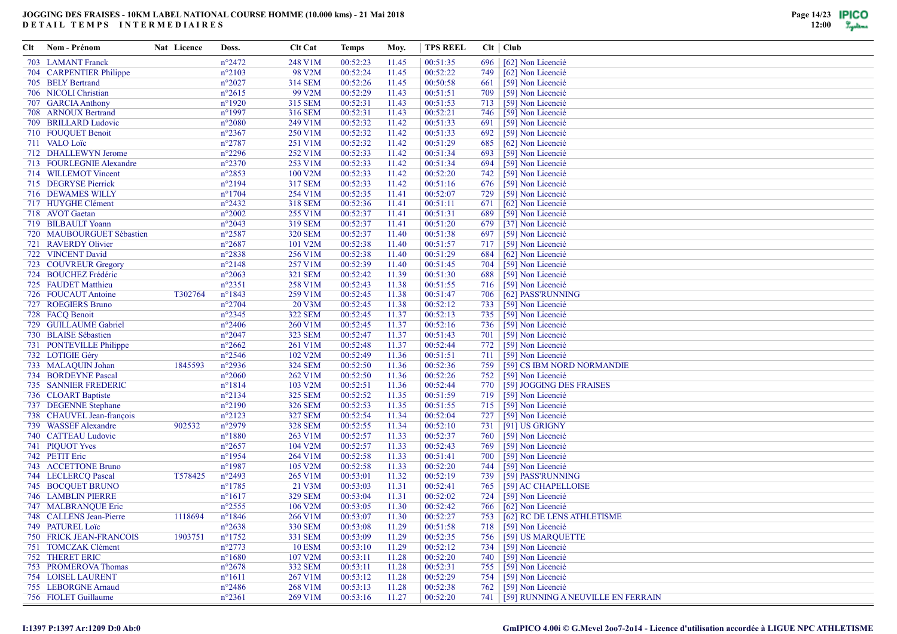**JOGGING DES FRAISES - 10KM LABEL NATIONAL COURSE HOMME (10.000 kms) - 21 Mai 2018**
**DETAIL TEMPS INTERMEDIAIRES**

| Clt | Nom - Prénom | Nat | Licence | Doss. | Clt Cat | Temps | Moy. | TPS REEL | Clt | Club |
|---|---|---|---|---|---|---|---|---|---|---|
| 703 | LAMANT Franck | | | n°2472 | 248 V1M | 00:52:23 | 11.45 | 00:51:35 | 696 | [62] Non Licencié |
| 704 | CARPENTIER Philippe | | | n°2103 | 98 V2M | 00:52:24 | 11.45 | 00:52:22 | 749 | [62] Non Licencié |
| 705 | BELY Bertrand | | | n°2027 | 314 SEM | 00:52:26 | 11.45 | 00:50:58 | 661 | [59] Non Licencié |
| 706 | NICOLI Christian | | | n°2615 | 99 V2M | 00:52:29 | 11.43 | 00:51:51 | 709 | [59] Non Licencié |
| 707 | GARCIA Anthony | | | n°1920 | 315 SEM | 00:52:31 | 11.43 | 00:51:53 | 713 | [59] Non Licencié |
| 708 | ARNOUX Bertrand | | | n°1997 | 316 SEM | 00:52:31 | 11.43 | 00:52:21 | 746 | [59] Non Licencié |
| 709 | BRILLARD Ludovic | | | n°2080 | 249 V1M | 00:52:32 | 11.42 | 00:51:33 | 691 | [59] Non Licencié |
| 710 | FOUQUET Benoit | | | n°2367 | 250 V1M | 00:52:32 | 11.42 | 00:51:33 | 692 | [59] Non Licencié |
| 711 | VALO Loïc | | | n°2787 | 251 V1M | 00:52:32 | 11.42 | 00:51:29 | 685 | [62] Non Licencié |
| 712 | DHALLEWYN Jerome | | | n°2296 | 252 V1M | 00:52:33 | 11.42 | 00:51:34 | 693 | [59] Non Licencié |
| 713 | FOURLEGNIE Alexandre | | | n°2370 | 253 V1M | 00:52:33 | 11.42 | 00:51:34 | 694 | [59] Non Licencié |
| 714 | WILLEMOT Vincent | | | n°2853 | 100 V2M | 00:52:33 | 11.42 | 00:52:20 | 742 | [59] Non Licencié |
| 715 | DEGRYSE Pierrick | | | n°2194 | 317 SEM | 00:52:33 | 11.42 | 00:51:16 | 676 | [59] Non Licencié |
| 716 | DEWAMES WILLY | | | n°1704 | 254 V1M | 00:52:35 | 11.41 | 00:52:07 | 729 | [59] Non Licencié |
| 717 | HUYGHE Clément | | | n°2432 | 318 SEM | 00:52:36 | 11.41 | 00:51:11 | 671 | [62] Non Licencié |
| 718 | AVOT Gaetan | | | n°2002 | 255 V1M | 00:52:37 | 11.41 | 00:51:31 | 689 | [59] Non Licencié |
| 719 | BILBAULT Yoann | | | n°2043 | 319 SEM | 00:52:37 | 11.41 | 00:51:20 | 679 | [37] Non Licencié |
| 720 | MAUBOURGUET Sébastien | | | n°2587 | 320 SEM | 00:52:37 | 11.40 | 00:51:38 | 697 | [59] Non Licencié |
| 721 | RAVERDY Olivier | | | n°2687 | 101 V2M | 00:52:38 | 11.40 | 00:51:57 | 717 | [59] Non Licencié |
| 722 | VINCENT David | | | n°2838 | 256 V1M | 00:52:38 | 11.40 | 00:51:29 | 684 | [62] Non Licencié |
| 723 | COUVREUR Gregory | | | n°2148 | 257 V1M | 00:52:39 | 11.40 | 00:51:45 | 704 | [59] Non Licencié |
| 724 | BOUCHEZ Frédéric | | | n°2063 | 321 SEM | 00:52:42 | 11.39 | 00:51:30 | 688 | [59] Non Licencié |
| 725 | FAUDET Matthieu | | | n°2351 | 258 V1M | 00:52:43 | 11.38 | 00:51:55 | 716 | [59] Non Licencié |
| 726 | FOUCAUT Antoine | | T302764 | n°1843 | 259 V1M | 00:52:45 | 11.38 | 00:51:47 | 706 | [62] PASS'RUNNING |
| 727 | ROEGIERS Bruno | | | n°2704 | 20 V3M | 00:52:45 | 11.38 | 00:52:12 | 733 | [59] Non Licencié |
| 728 | FACQ Benoit | | | n°2345 | 322 SEM | 00:52:45 | 11.37 | 00:52:13 | 735 | [59] Non Licencié |
| 729 | GUILLAUME Gabriel | | | n°2406 | 260 V1M | 00:52:45 | 11.37 | 00:52:16 | 736 | [59] Non Licencié |
| 730 | BLAISE Sébastien | | | n°2047 | 323 SEM | 00:52:47 | 11.37 | 00:51:43 | 701 | [59] Non Licencié |
| 731 | PONTEVILLE Philippe | | | n°2662 | 261 V1M | 00:52:48 | 11.37 | 00:52:44 | 772 | [59] Non Licencié |
| 732 | LOTIGIE Géry | | | n°2546 | 102 V2M | 00:52:49 | 11.36 | 00:51:51 | 711 | [59] Non Licencié |
| 733 | MALAQUIN Johan | | 1845593 | n°2936 | 324 SEM | 00:52:50 | 11.36 | 00:52:36 | 759 | [59] CS IBM NORD NORMANDIE |
| 734 | BORDEYNE Pascal | | | n°2060 | 262 V1M | 00:52:50 | 11.36 | 00:52:26 | 752 | [59] Non Licencié |
| 735 | SANNIER FREDERIC | | | n°1814 | 103 V2M | 00:52:51 | 11.36 | 00:52:44 | 770 | [59] JOGGING DES FRAISES |
| 736 | CLOART Baptiste | | | n°2134 | 325 SEM | 00:52:52 | 11.35 | 00:51:59 | 719 | [59] Non Licencié |
| 737 | DEGENNE Stephane | | | n°2190 | 326 SEM | 00:52:53 | 11.35 | 00:51:55 | 715 | [59] Non Licencié |
| 738 | CHAUVEL Jean-françois | | | n°2123 | 327 SEM | 00:52:54 | 11.34 | 00:52:04 | 727 | [59] Non Licencié |
| 739 | WASSEF Alexandre | | 902532 | n°2979 | 328 SEM | 00:52:55 | 11.34 | 00:52:10 | 731 | [91] US GRIGNY |
| 740 | CATTEAU Ludovic | | | n°1880 | 263 V1M | 00:52:57 | 11.33 | 00:52:37 | 760 | [59] Non Licencié |
| 741 | PIQUOT Yves | | | n°2657 | 104 V2M | 00:52:57 | 11.33 | 00:52:43 | 769 | [59] Non Licencié |
| 742 | PETIT Eric | | | n°1954 | 264 V1M | 00:52:58 | 11.33 | 00:51:41 | 700 | [59] Non Licencié |
| 743 | ACCETTONE Bruno | | | n°1987 | 105 V2M | 00:52:58 | 11.33 | 00:52:20 | 744 | [59] Non Licencié |
| 744 | LECLERCQ Pascal | | T578425 | n°2493 | 265 V1M | 00:53:01 | 11.32 | 00:52:19 | 739 | [59] PASS'RUNNING |
| 745 | BOCQUET BRUNO | | | n°1785 | 21 V3M | 00:53:03 | 11.31 | 00:52:41 | 765 | [59] AC CHAPELLOISE |
| 746 | LAMBLIN PIERRE | | | n°1617 | 329 SEM | 00:53:04 | 11.31 | 00:52:02 | 724 | [59] Non Licencié |
| 747 | MALBRANQUE Eric | | | n°2555 | 106 V2M | 00:53:05 | 11.30 | 00:52:42 | 766 | [62] Non Licencié |
| 748 | CALLENS Jean-Pierre | | 1118694 | n°1846 | 266 V1M | 00:53:07 | 11.30 | 00:52:27 | 753 | [62] RC DE LENS ATHLETISME |
| 749 | PATUREL Loïc | | | n°2638 | 330 SEM | 00:53:08 | 11.29 | 00:51:58 | 718 | [59] Non Licencié |
| 750 | FRICK JEAN-FRANCOIS | | 1903751 | n°1752 | 331 SEM | 00:53:09 | 11.29 | 00:52:35 | 756 | [59] US MARQUETTE |
| 751 | TOMCZAK Clément | | | n°2773 | 10 ESM | 00:53:10 | 11.29 | 00:52:12 | 734 | [59] Non Licencié |
| 752 | THERET ERIC | | | n°1680 | 107 V2M | 00:53:11 | 11.28 | 00:52:20 | 740 | [59] Non Licencié |
| 753 | PROMEROVA Thomas | | | n°2678 | 332 SEM | 00:53:11 | 11.28 | 00:52:31 | 755 | [59] Non Licencié |
| 754 | LOISEL LAURENT | | | n°1611 | 267 V1M | 00:53:12 | 11.28 | 00:52:29 | 754 | [59] Non Licencié |
| 755 | LEBORGNE Arnaud | | | n°2486 | 268 V1M | 00:53:13 | 11.28 | 00:52:38 | 762 | [59] Non Licencié |
| 756 | FIOLET Guillaume | | | n°2361 | 269 V1M | 00:53:16 | 11.27 | 00:52:20 | 741 | [59] RUNNING A NEUVILLE EN FERRAIN |

I:1397 P:1397 Ar:1209 D:0 Ab:0

GmIPICO 4.00i © G.Mevel 2oo7-2o14 - Licence d'utilisation accordée à LIGUE NPC ATHLETISME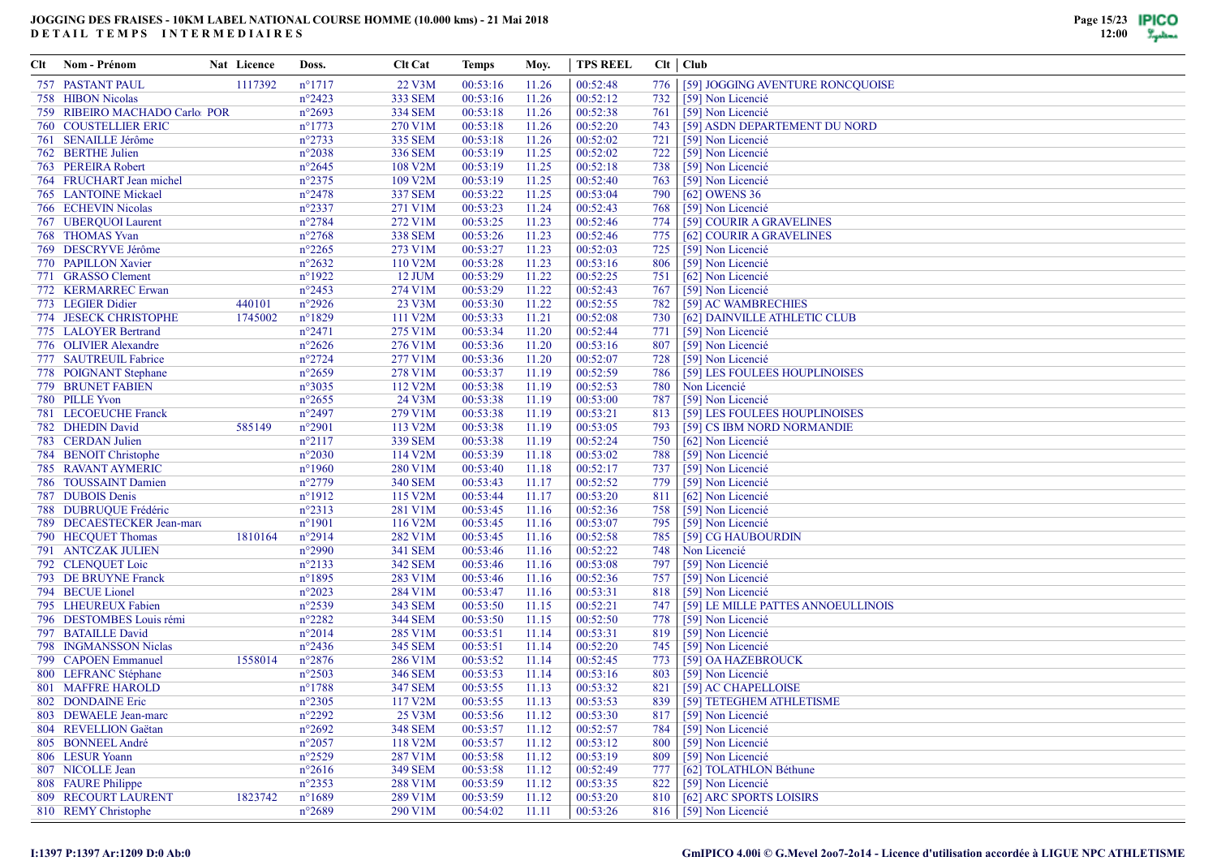**JOGGING DES FRAISES - 10KM LABEL NATIONAL COURSE HOMME (10.000 kms) - 21 Mai 2018**
**DETAIL TEMPS INTERMEDIAIRES**

| Clt | Nom - Prénom | Nat | Licence | Doss. | Clt Cat | Temps | Moy. | TPS REEL | Clt | Club |
|---|---|---|---|---|---|---|---|---|---|---|
| 757 | PASTANT PAUL | | 1117392 | n°1717 | 22 V3M | 00:53:16 | 11.26 | 00:52:48 | 776 | [59] JOGGING AVENTURE RONCQUOISE |
| 758 | HIBON Nicolas | | | n°2423 | 333 SEM | 00:53:16 | 11.26 | 00:52:12 | 732 | [59] Non Licencié |
| 759 | RIBEIRO MACHADO Carlo | POR | | n°2693 | 334 SEM | 00:53:18 | 11.26 | 00:52:38 | 761 | [59] Non Licencié |
| 760 | COUSTELLIER ERIC | | | n°1773 | 270 V1M | 00:53:18 | 11.26 | 00:52:20 | 743 | [59] ASDN DEPARTEMENT DU NORD |
| 761 | SENAILLE Jérôme | | | n°2733 | 335 SEM | 00:53:18 | 11.26 | 00:52:02 | 721 | [59] Non Licencié |
| 762 | BERTHE Julien | | | n°2038 | 336 SEM | 00:53:19 | 11.25 | 00:52:02 | 722 | [59] Non Licencié |
| 763 | PEREIRA Robert | | | n°2645 | 108 V2M | 00:53:19 | 11.25 | 00:52:18 | 738 | [59] Non Licencié |
| 764 | FRUCHART Jean michel | | | n°2375 | 109 V2M | 00:53:19 | 11.25 | 00:52:40 | 763 | [59] Non Licencié |
| 765 | LANTOINE Mickael | | | n°2478 | 337 SEM | 00:53:22 | 11.25 | 00:53:04 | 790 | [62] OWENS 36 |
| 766 | ECHEVIN Nicolas | | | n°2337 | 271 V1M | 00:53:23 | 11.24 | 00:52:43 | 768 | [59] Non Licencié |
| 767 | UBERQUOI Laurent | | | n°2784 | 272 V1M | 00:53:25 | 11.23 | 00:52:46 | 774 | [59] COURIR A GRAVELINES |
| 768 | THOMAS Yvan | | | n°2768 | 338 SEM | 00:53:26 | 11.23 | 00:52:46 | 775 | [62] COURIR A GRAVELINES |
| 769 | DESCRYVE Jérôme | | | n°2265 | 273 V1M | 00:53:27 | 11.23 | 00:52:03 | 725 | [59] Non Licencié |
| 770 | PAPILLON Xavier | | | n°2632 | 110 V2M | 00:53:28 | 11.23 | 00:53:16 | 806 | [59] Non Licencié |
| 771 | GRASSO Clement | | | n°1922 | 12 JUM | 00:53:29 | 11.22 | 00:52:25 | 751 | [62] Non Licencié |
| 772 | KERMARREC Erwan | | | n°2453 | 274 V1M | 00:53:29 | 11.22 | 00:52:43 | 767 | [59] Non Licencié |
| 773 | LEGIER Didier | | 440101 | n°2926 | 23 V3M | 00:53:30 | 11.22 | 00:52:55 | 782 | [59] AC WAMBRECHIES |
| 774 | JESECK CHRISTOPHE | | 1745002 | n°1829 | 111 V2M | 00:53:33 | 11.21 | 00:52:08 | 730 | [62] DAINVILLE ATHLETIC CLUB |
| 775 | LALOYER Bertrand | | | n°2471 | 275 V1M | 00:53:34 | 11.20 | 00:52:44 | 771 | [59] Non Licencié |
| 776 | OLIVIER Alexandre | | | n°2626 | 276 V1M | 00:53:36 | 11.20 | 00:53:16 | 807 | [59] Non Licencié |
| 777 | SAUTREUIL Fabrice | | | n°2724 | 277 V1M | 00:53:36 | 11.20 | 00:52:07 | 728 | [59] Non Licencié |
| 778 | POIGNANT Stephane | | | n°2659 | 278 V1M | 00:53:37 | 11.19 | 00:52:59 | 786 | [59] LES FOULEES HOUPLINOISES |
| 779 | BRUNET FABIEN | | | n°3035 | 112 V2M | 00:53:38 | 11.19 | 00:52:53 | 780 | Non Licencié |
| 780 | PILLE Yvon | | | n°2655 | 24 V3M | 00:53:38 | 11.19 | 00:53:00 | 787 | [59] Non Licencié |
| 781 | LECOEUCHE Franck | | | n°2497 | 279 V1M | 00:53:38 | 11.19 | 00:53:21 | 813 | [59] LES FOULEES HOUPLINOISES |
| 782 | DHEDIN David | | 585149 | n°2901 | 113 V2M | 00:53:38 | 11.19 | 00:53:05 | 793 | [59] CS IBM NORD NORMANDIE |
| 783 | CERDAN Julien | | | n°2117 | 339 SEM | 00:53:38 | 11.19 | 00:52:24 | 750 | [62] Non Licencié |
| 784 | BENOIT Christophe | | | n°2030 | 114 V2M | 00:53:39 | 11.18 | 00:53:02 | 788 | [59] Non Licencié |
| 785 | RAVANT AYMERIC | | | n°1960 | 280 V1M | 00:53:40 | 11.18 | 00:52:17 | 737 | [59] Non Licencié |
| 786 | TOUSSAINT Damien | | | n°2779 | 340 SEM | 00:53:43 | 11.17 | 00:52:52 | 779 | [59] Non Licencié |
| 787 | DUBOIS Denis | | | n°1912 | 115 V2M | 00:53:44 | 11.17 | 00:53:20 | 811 | [62] Non Licencié |
| 788 | DUBRUQUE Frédéric | | | n°2313 | 281 V1M | 00:53:45 | 11.16 | 00:52:36 | 758 | [59] Non Licencié |
| 789 | DECAESTECKER Jean-marc | | | n°1901 | 116 V2M | 00:53:45 | 11.16 | 00:53:07 | 795 | [59] Non Licencié |
| 790 | HECQUET Thomas | | 1810164 | n°2914 | 282 V1M | 00:53:45 | 11.16 | 00:52:58 | 785 | [59] CG HAUBOURDIN |
| 791 | ANTCZAK JULIEN | | | n°2990 | 341 SEM | 00:53:46 | 11.16 | 00:52:22 | 748 | Non Licencié |
| 792 | CLENQUET Loic | | | n°2133 | 342 SEM | 00:53:46 | 11.16 | 00:53:08 | 797 | [59] Non Licencié |
| 793 | DE BRUYNE Franck | | | n°1895 | 283 V1M | 00:53:46 | 11.16 | 00:52:36 | 757 | [59] Non Licencié |
| 794 | BECUE Lionel | | | n°2023 | 284 V1M | 00:53:47 | 11.16 | 00:53:31 | 818 | [59] Non Licencié |
| 795 | LHEUREUX Fabien | | | n°2539 | 343 SEM | 00:53:50 | 11.15 | 00:52:21 | 747 | [59] LE MILLE PATTES ANNOEULLINOIS |
| 796 | DESTOMBES Louis rémi | | | n°2282 | 344 SEM | 00:53:50 | 11.15 | 00:52:50 | 778 | [59] Non Licencié |
| 797 | BATAILLE David | | | n°2014 | 285 V1M | 00:53:51 | 11.14 | 00:53:31 | 819 | [59] Non Licencié |
| 798 | INGMANSSON Niclas | | | n°2436 | 345 SEM | 00:53:51 | 11.14 | 00:52:20 | 745 | [59] Non Licencié |
| 799 | CAPOEN Emmanuel | | 1558014 | n°2876 | 286 V1M | 00:53:52 | 11.14 | 00:52:45 | 773 | [59] OA HAZEBROUCK |
| 800 | LEFRANC Stéphane | | | n°2503 | 346 SEM | 00:53:53 | 11.14 | 00:53:16 | 803 | [59] Non Licencié |
| 801 | MAFFRE HAROLD | | | n°1788 | 347 SEM | 00:53:55 | 11.13 | 00:53:32 | 821 | [59] AC CHAPELLOISE |
| 802 | DONDAINE Eric | | | n°2305 | 117 V2M | 00:53:55 | 11.13 | 00:53:53 | 839 | [59] TETEGHEM ATHLETISME |
| 803 | DEWAELE Jean-marc | | | n°2292 | 25 V3M | 00:53:56 | 11.12 | 00:53:30 | 817 | [59] Non Licencié |
| 804 | REVELLION Gaëtan | | | n°2692 | 348 SEM | 00:53:57 | 11.12 | 00:52:57 | 784 | [59] Non Licencié |
| 805 | BONNEEL André | | | n°2057 | 118 V2M | 00:53:57 | 11.12 | 00:53:12 | 800 | [59] Non Licencié |
| 806 | LESUR Yoann | | | n°2529 | 287 V1M | 00:53:58 | 11.12 | 00:53:19 | 809 | [59] Non Licencié |
| 807 | NICOLLE Jean | | | n°2616 | 349 SEM | 00:53:58 | 11.12 | 00:52:49 | 777 | [62] TOLATHLON Béthune |
| 808 | FAURE Philippe | | | n°2353 | 288 V1M | 00:53:59 | 11.12 | 00:53:35 | 822 | [59] Non Licencié |
| 809 | RECOURT LAURENT | | 1823742 | n°1689 | 289 V1M | 00:53:59 | 11.12 | 00:53:20 | 810 | [62] ARC SPORTS LOISIRS |
| 810 | REMY Christophe | | | n°2689 | 290 V1M | 00:54:02 | 11.11 | 00:53:26 | 816 | [59] Non Licencié |

I:1397 P:1397 Ar:1209 D:0 Ab:0

GmIPICO 4.00i © G.Mevel 2oo7-2o14 - Licence d'utilisation accordée à LIGUE NPC ATHLETISME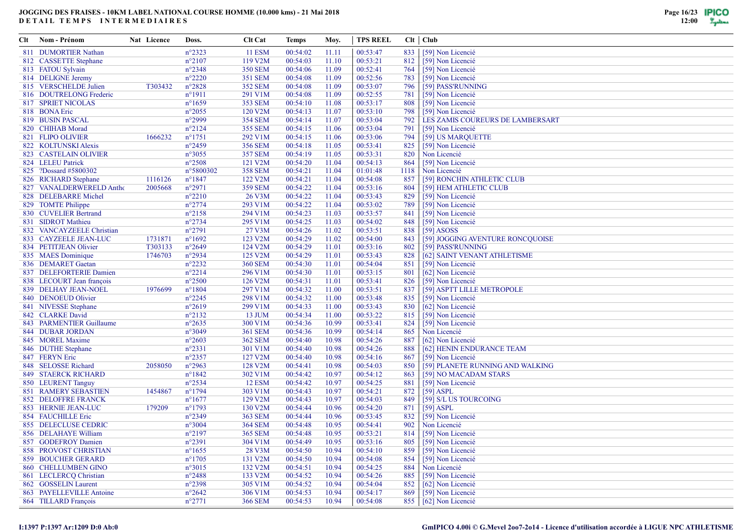# JOGGING DES FRAISES - 10KM LABEL NATIONAL COURSE HOMME (10.000 kms) - 21 Mai 2018

## DETAIL TEMPS INTERMEDIAIRES

| Clt | Nom - Prénom | Nat | Licence | Doss. | Clt Cat | Temps | Moy. | TPS REEL | Clt | Club |
|---|---|---|---|---|---|---|---|---|---|---|
| 811 | DUMORTIER Nathan | | | n°2323 | 11 ESM | 00:54:02 | 11.11 | 00:53:47 | 833 | [59] Non Licencié |
| 812 | CASSETTE Stephane | | | n°2107 | 119 V2M | 00:54:03 | 11.10 | 00:53:21 | 812 | [59] Non Licencié |
| 813 | FATOU Sylvain | | | n°2348 | 350 SEM | 00:54:06 | 11.09 | 00:52:41 | 764 | [59] Non Licencié |
| 814 | DELIGNE Jeremy | | | n°2220 | 351 SEM | 00:54:08 | 11.09 | 00:52:56 | 783 | [59] Non Licencié |
| 815 | VERSCHELDE Julien | | T303432 | n°2828 | 352 SEM | 00:54:08 | 11.09 | 00:53:07 | 796 | [59] PASS'RUNNING |
| 816 | DOUTRELONG Frederic | | | n°1911 | 291 V1M | 00:54:08 | 11.09 | 00:52:55 | 781 | [59] Non Licencié |
| 817 | SPRIET NICOLAS | | | n°1659 | 353 SEM | 00:54:10 | 11.08 | 00:53:17 | 808 | [59] Non Licencié |
| 818 | BONA Eric | | | n°2055 | 120 V2M | 00:54:13 | 11.07 | 00:53:10 | 798 | [59] Non Licencié |
| 819 | BUSIN PASCAL | | | n°2999 | 354 SEM | 00:54:14 | 11.07 | 00:53:04 | 792 | LES ZAMIS COUREURS DE LAMBERSART |
| 820 | CHIHAB Morad | | | n°2124 | 355 SEM | 00:54:15 | 11.06 | 00:53:04 | 791 | [59] Non Licencié |
| 821 | FLIPO OLIVIER | | 1666232 | n°1751 | 292 V1M | 00:54:15 | 11.06 | 00:53:06 | 794 | [59] US MARQUETTE |
| 822 | KOLTUNSKI Alexis | | | n°2459 | 356 SEM | 00:54:18 | 11.05 | 00:53:41 | 825 | [59] Non Licencié |
| 823 | CASTELAIN OLIVIER | | | n°3055 | 357 SEM | 00:54:19 | 11.05 | 00:53:31 | 820 | Non Licencié |
| 824 | LELEU Patrick | | | n°2508 | 121 V2M | 00:54:20 | 11.04 | 00:54:13 | 864 | [59] Non Licencié |
| 825 | ?Dossard #5800302 | | | n°5800302 | 358 SEM | 00:54:21 | 11.04 | 01:01:48 | 1118 | Non Licencié |
| 826 | RICHARD Stephane | | 1116126 | n°1847 | 122 V2M | 00:54:21 | 11.04 | 00:54:08 | 857 | [59] RONCHIN ATHLETIC CLUB |
| 827 | VANALDERWERELD Antho | | 2005668 | n°2971 | 359 SEM | 00:54:22 | 11.04 | 00:53:16 | 804 | [59] HEM ATHLETIC CLUB |
| 828 | DELEBARRE Michel | | | n°2210 | 26 V3M | 00:54:22 | 11.04 | 00:53:43 | 829 | [59] Non Licencié |
| 829 | TOMTE Philippe | | | n°2774 | 293 V1M | 00:54:22 | 11.04 | 00:53:02 | 789 | [59] Non Licencié |
| 830 | CUVELIER Bertrand | | | n°2158 | 294 V1M | 00:54:23 | 11.03 | 00:53:57 | 841 | [59] Non Licencié |
| 831 | SIDROT Mathieu | | | n°2734 | 295 V1M | 00:54:25 | 11.03 | 00:54:02 | 848 | [59] Non Licencié |
| 832 | VANCAYZEELE Christian | | | n°2791 | 27 V3M | 00:54:26 | 11.02 | 00:53:51 | 838 | [59] ASOSS |
| 833 | CAYZEELE JEAN-LUC | | 1731871 | n°1692 | 123 V2M | 00:54:29 | 11.02 | 00:54:00 | 843 | [59] JOGGING AVENTURE RONCQUOISE |
| 834 | PETITJEAN Olivier | | T303133 | n°2649 | 124 V2M | 00:54:29 | 11.01 | 00:53:16 | 802 | [59] PASS'RUNNING |
| 835 | MAES Dominique | | 1746703 | n°2934 | 125 V2M | 00:54:29 | 11.01 | 00:53:43 | 828 | [62] SAINT VENANT ATHLETISME |
| 836 | DEMARET Gaetan | | | n°2232 | 360 SEM | 00:54:30 | 11.01 | 00:54:04 | 851 | [59] Non Licencié |
| 837 | DELEFORTERIE Damien | | | n°2214 | 296 V1M | 00:54:30 | 11.01 | 00:53:15 | 801 | [62] Non Licencié |
| 838 | LECOURT Jean françois | | | n°2500 | 126 V2M | 00:54:31 | 11.01 | 00:53:41 | 826 | [59] Non Licencié |
| 839 | DELHAY JEAN-NOEL | | 1976699 | n°1804 | 297 V1M | 00:54:32 | 11.00 | 00:53:51 | 837 | [59] ASPTT LILLE METROPOLE |
| 840 | DENOEUD Olivier | | | n°2245 | 298 V1M | 00:54:32 | 11.00 | 00:53:48 | 835 | [59] Non Licencié |
| 841 | NIVESSE Stephane | | | n°2619 | 299 V1M | 00:54:33 | 11.00 | 00:53:43 | 830 | [62] Non Licencié |
| 842 | CLARKE David | | | n°2132 | 13 JUM | 00:54:34 | 11.00 | 00:53:22 | 815 | [59] Non Licencié |
| 843 | PARMENTIER Guillaume | | | n°2635 | 300 V1M | 00:54:36 | 10.99 | 00:53:41 | 824 | [59] Non Licencié |
| 844 | DUBAR JORDAN | | | n°3049 | 361 SEM | 00:54:36 | 10.99 | 00:54:14 | 865 | Non Licencié |
| 845 | MOREL Maxime | | | n°2603 | 362 SEM | 00:54:40 | 10.98 | 00:54:26 | 887 | [62] Non Licencié |
| 846 | DUTHE Stephane | | | n°2331 | 301 V1M | 00:54:40 | 10.98 | 00:54:26 | 888 | [62] HENIN ENDURANCE TEAM |
| 847 | FERYN Eric | | | n°2357 | 127 V2M | 00:54:40 | 10.98 | 00:54:16 | 867 | [59] Non Licencié |
| 848 | SELOSSE Richard | | 2058050 | n°2963 | 128 V2M | 00:54:41 | 10.98 | 00:54:03 | 850 | [59] PLANETE RUNNING AND WALKING |
| 849 | STAERCK RICHARD | | | n°1842 | 302 V1M | 00:54:42 | 10.97 | 00:54:12 | 863 | [59] NO MACADAM STARS |
| 850 | LEURENT Tanguy | | | n°2534 | 12 ESM | 00:54:42 | 10.97 | 00:54:25 | 881 | [59] Non Licencié |
| 851 | RAMERY SEBASTIEN | | 1454867 | n°1794 | 303 V1M | 00:54:43 | 10.97 | 00:54:21 | 872 | [59] ASPL |
| 852 | DELOFFRE FRANCK | | | n°1677 | 129 V2M | 00:54:43 | 10.97 | 00:54:03 | 849 | [59] S/L US TOURCOING |
| 853 | HERNIE JEAN-LUC | | 179209 | n°1793 | 130 V2M | 00:54:44 | 10.96 | 00:54:20 | 871 | [59] ASPL |
| 854 | FAUCHILLE Eric | | | n°2349 | 363 SEM | 00:54:44 | 10.96 | 00:53:45 | 832 | [59] Non Licencié |
| 855 | DELECLUSE CEDRIC | | | n°3004 | 364 SEM | 00:54:48 | 10.95 | 00:54:41 | 902 | Non Licencié |
| 856 | DELAHAYE William | | | n°2197 | 365 SEM | 00:54:48 | 10.95 | 00:53:21 | 814 | [59] Non Licencié |
| 857 | GODEFROY Damien | | | n°2391 | 304 V1M | 00:54:49 | 10.95 | 00:53:16 | 805 | [59] Non Licencié |
| 858 | PROVOST CHRISTIAN | | | n°1655 | 28 V3M | 00:54:50 | 10.94 | 00:54:10 | 859 | [59] Non Licencié |
| 859 | BOUCHER GERARD | | | n°1705 | 131 V2M | 00:54:50 | 10.94 | 00:54:08 | 854 | [59] Non Licencié |
| 860 | CHELLUMBEN GINO | | | n°3015 | 132 V2M | 00:54:51 | 10.94 | 00:54:25 | 884 | Non Licencié |
| 861 | LECLERCQ Christian | | | n°2488 | 133 V2M | 00:54:52 | 10.94 | 00:54:26 | 885 | [59] Non Licencié |
| 862 | GOSSELIN Laurent | | | n°2398 | 305 V1M | 00:54:52 | 10.94 | 00:54:04 | 852 | [62] Non Licencié |
| 863 | PAYELLEVILLE Antoine | | | n°2642 | 306 V1M | 00:54:53 | 10.94 | 00:54:17 | 869 | [59] Non Licencié |
| 864 | TILLARD François | | | n°2771 | 366 SEM | 00:54:53 | 10.94 | 00:54:08 | 855 | [62] Non Licencié |

I:1397 P:1397 Ar:1209 D:0 Ab:0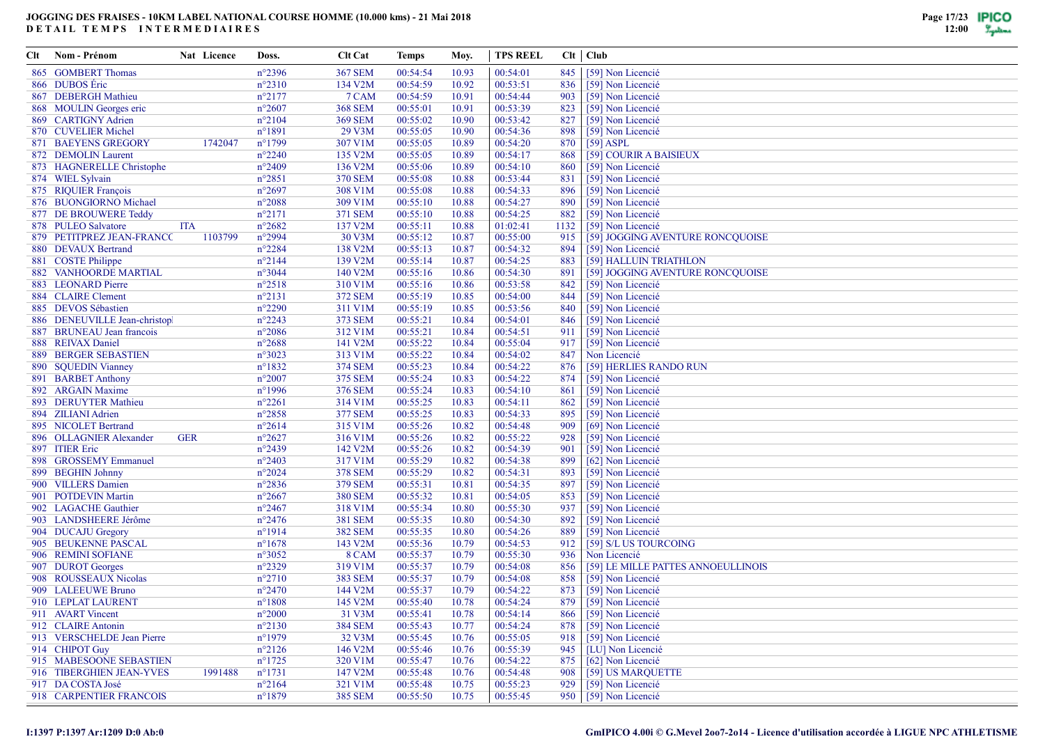# JOGGING DES FRAISES - 10KM LABEL NATIONAL COURSE HOMME (10.000 kms) - 21 Mai 2018

DETAIL TEMPS INTERMEDIAIRES

| Clt | Nom - Prénom | Nat | Licence | Doss. | Clt Cat | Temps | Moy. | TPS REEL | Clt | Club |
|---|---|---|---|---|---|---|---|---|---|---|
| 865 | GOMBERT Thomas | | | n°2396 | 367 SEM | 00:54:54 | 10.93 | 00:54:01 | 845 | [59] Non Licencié |
| 866 | DUBOS Éric | | | n°2310 | 134 V2M | 00:54:59 | 10.92 | 00:53:51 | 836 | [59] Non Licencié |
| 867 | DEBERGH Mathieu | | | n°2177 | 7 CAM | 00:54:59 | 10.91 | 00:54:44 | 903 | [59] Non Licencié |
| 868 | MOULIN Georges eric | | | n°2607 | 368 SEM | 00:55:01 | 10.91 | 00:53:39 | 823 | [59] Non Licencié |
| 869 | CARTIGNY Adrien | | | n°2104 | 369 SEM | 00:55:02 | 10.90 | 00:53:42 | 827 | [59] Non Licencié |
| 870 | CUVELIER Michel | | | n°1891 | 29 V3M | 00:55:05 | 10.90 | 00:54:36 | 898 | [59] Non Licencié |
| 871 | BAEYENS GREGORY | | 1742047 | n°1799 | 307 V1M | 00:55:05 | 10.89 | 00:54:20 | 870 | [59] ASPL |
| 872 | DEMOLIN Laurent | | | n°2240 | 135 V2M | 00:55:05 | 10.89 | 00:54:17 | 868 | [59] COURIR A BAISIEUX |
| 873 | HAGNERELLE Christophe | | | n°2409 | 136 V2M | 00:55:06 | 10.89 | 00:54:10 | 860 | [59] Non Licencié |
| 874 | WIEL Sylvain | | | n°2851 | 370 SEM | 00:55:08 | 10.88 | 00:53:44 | 831 | [59] Non Licencié |
| 875 | RIQUIER François | | | n°2697 | 308 V1M | 00:55:08 | 10.88 | 00:54:33 | 896 | [59] Non Licencié |
| 876 | BUONGIORNO Michael | | | n°2088 | 309 V1M | 00:55:10 | 10.88 | 00:54:27 | 890 | [59] Non Licencié |
| 877 | DE BROUWERE Teddy | | | n°2171 | 371 SEM | 00:55:10 | 10.88 | 00:54:25 | 882 | [59] Non Licencié |
| 878 | PULEO Salvatore | ITA | | n°2682 | 137 V2M | 00:55:11 | 10.88 | 01:02:41 | 1132 | [59] Non Licencié |
| 879 | PETITPREZ JEAN-FRANCC | | 1103799 | n°2994 | 30 V3M | 00:55:12 | 10.87 | 00:55:00 | 915 | [59] JOGGING AVENTURE RONCQUOISE |
| 880 | DEVAUX Bertrand | | | n°2284 | 138 V2M | 00:55:13 | 10.87 | 00:54:32 | 894 | [59] Non Licencié |
| 881 | COSTE Philippe | | | n°2144 | 139 V2M | 00:55:14 | 10.87 | 00:54:25 | 883 | [59] HALLUIN TRIATHLON |
| 882 | VANHOORDE MARTIAL | | | n°3044 | 140 V2M | 00:55:16 | 10.86 | 00:54:30 | 891 | [59] JOGGING AVENTURE RONCQUOISE |
| 883 | LEONARD Pierre | | | n°2518 | 310 V1M | 00:55:16 | 10.86 | 00:53:58 | 842 | [59] Non Licencié |
| 884 | CLAIRE Clement | | | n°2131 | 372 SEM | 00:55:19 | 10.85 | 00:54:00 | 844 | [59] Non Licencié |
| 885 | DEVOS Sébastien | | | n°2290 | 311 V1M | 00:55:19 | 10.85 | 00:53:56 | 840 | [59] Non Licencié |
| 886 | DENEUVILLE Jean-christopl | | | n°2243 | 373 SEM | 00:55:21 | 10.84 | 00:54:01 | 846 | [59] Non Licencié |
| 887 | BRUNEAU Jean francois | | | n°2086 | 312 V1M | 00:55:21 | 10.84 | 00:54:51 | 911 | [59] Non Licencié |
| 888 | REIVAX Daniel | | | n°2688 | 141 V2M | 00:55:22 | 10.84 | 00:55:04 | 917 | [59] Non Licencié |
| 889 | BERGER SEBASTIEN | | | n°3023 | 313 V1M | 00:55:22 | 10.84 | 00:54:02 | 847 | Non Licencié |
| 890 | SQUEDIN Vianney | | | n°1832 | 374 SEM | 00:55:23 | 10.84 | 00:54:22 | 876 | [59] HERLIES RANDO RUN |
| 891 | BARBET Anthony | | | n°2007 | 375 SEM | 00:55:24 | 10.83 | 00:54:22 | 874 | [59] Non Licencié |
| 892 | ARGAIN Maxime | | | n°1996 | 376 SEM | 00:55:24 | 10.83 | 00:54:10 | 861 | [59] Non Licencié |
| 893 | DERUYTER Mathieu | | | n°2261 | 314 V1M | 00:55:25 | 10.83 | 00:54:11 | 862 | [59] Non Licencié |
| 894 | ZILIANI Adrien | | | n°2858 | 377 SEM | 00:55:25 | 10.83 | 00:54:33 | 895 | [59] Non Licencié |
| 895 | NICOLET Bertrand | | | n°2614 | 315 V1M | 00:55:26 | 10.82 | 00:54:48 | 909 | [69] Non Licencié |
| 896 | OLLAGNIER Alexander | GER | | n°2627 | 316 V1M | 00:55:26 | 10.82 | 00:55:22 | 928 | [59] Non Licencié |
| 897 | ITIER Eric | | | n°2439 | 142 V2M | 00:55:26 | 10.82 | 00:54:39 | 901 | [59] Non Licencié |
| 898 | GROSSEMY Emmanuel | | | n°2403 | 317 V1M | 00:55:29 | 10.82 | 00:54:38 | 899 | [62] Non Licencié |
| 899 | BEGHIN Johnny | | | n°2024 | 378 SEM | 00:55:29 | 10.82 | 00:54:31 | 893 | [59] Non Licencié |
| 900 | VILLERS Damien | | | n°2836 | 379 SEM | 00:55:31 | 10.81 | 00:54:35 | 897 | [59] Non Licencié |
| 901 | POTDEVIN Martin | | | n°2667 | 380 SEM | 00:55:32 | 10.81 | 00:54:05 | 853 | [59] Non Licencié |
| 902 | LAGACHE Gauthier | | | n°2467 | 318 V1M | 00:55:34 | 10.80 | 00:55:30 | 937 | [59] Non Licencié |
| 903 | LANDSHEERE Jérôme | | | n°2476 | 381 SEM | 00:55:35 | 10.80 | 00:54:30 | 892 | [59] Non Licencié |
| 904 | DUCAJU Gregory | | | n°1914 | 382 SEM | 00:55:35 | 10.80 | 00:54:26 | 889 | [59] Non Licencié |
| 905 | BEUKENNE PASCAL | | | n°1678 | 143 V2M | 00:55:36 | 10.79 | 00:54:53 | 912 | [59] S/L US TOURCOING |
| 906 | REMINI SOFIANE | | | n°3052 | 8 CAM | 00:55:37 | 10.79 | 00:55:30 | 936 | Non Licencié |
| 907 | DUROT Georges | | | n°2329 | 319 V1M | 00:55:37 | 10.79 | 00:54:08 | 856 | [59] LE MILLE PATTES ANNOEULLINOIS |
| 908 | ROUSSEAUX Nicolas | | | n°2710 | 383 SEM | 00:55:37 | 10.79 | 00:54:08 | 858 | [59] Non Licencié |
| 909 | LALEEUWE Bruno | | | n°2470 | 144 V2M | 00:55:37 | 10.79 | 00:54:22 | 873 | [59] Non Licencié |
| 910 | LEPLAT LAURENT | | | n°1808 | 145 V2M | 00:55:40 | 10.78 | 00:54:24 | 879 | [59] Non Licencié |
| 911 | AVART Vincent | | | n°2000 | 31 V3M | 00:55:41 | 10.78 | 00:54:14 | 866 | [59] Non Licencié |
| 912 | CLAIRE Antonin | | | n°2130 | 384 SEM | 00:55:43 | 10.77 | 00:54:24 | 878 | [59] Non Licencié |
| 913 | VERSCHELDE Jean Pierre | | | n°1979 | 32 V3M | 00:55:45 | 10.76 | 00:55:05 | 918 | [59] Non Licencié |
| 914 | CHIPOT Guy | | | n°2126 | 146 V2M | 00:55:46 | 10.76 | 00:55:39 | 945 | [LU] Non Licencié |
| 915 | MABESOONE SEBASTIEN | | | n°1725 | 320 V1M | 00:55:47 | 10.76 | 00:54:22 | 875 | [62] Non Licencié |
| 916 | TIBERGHIEN JEAN-YVES | | 1991488 | n°1731 | 147 V2M | 00:55:48 | 10.76 | 00:54:48 | 908 | [59] US MARQUETTE |
| 917 | DA COSTA José | | | n°2164 | 321 V1M | 00:55:48 | 10.75 | 00:55:23 | 929 | [59] Non Licencié |
| 918 | CARPENTIER FRANCOIS | | | n°1879 | 385 SEM | 00:55:50 | 10.75 | 00:55:45 | 950 | [59] Non Licencié |

I:1397 P:1397 Ar:1209 D:0 Ab:0

GmIPICO 4.00i © G.Mevel 2oo7-2o14 - Licence d'utilisation accordée à LIGUE NPC ATHLETISME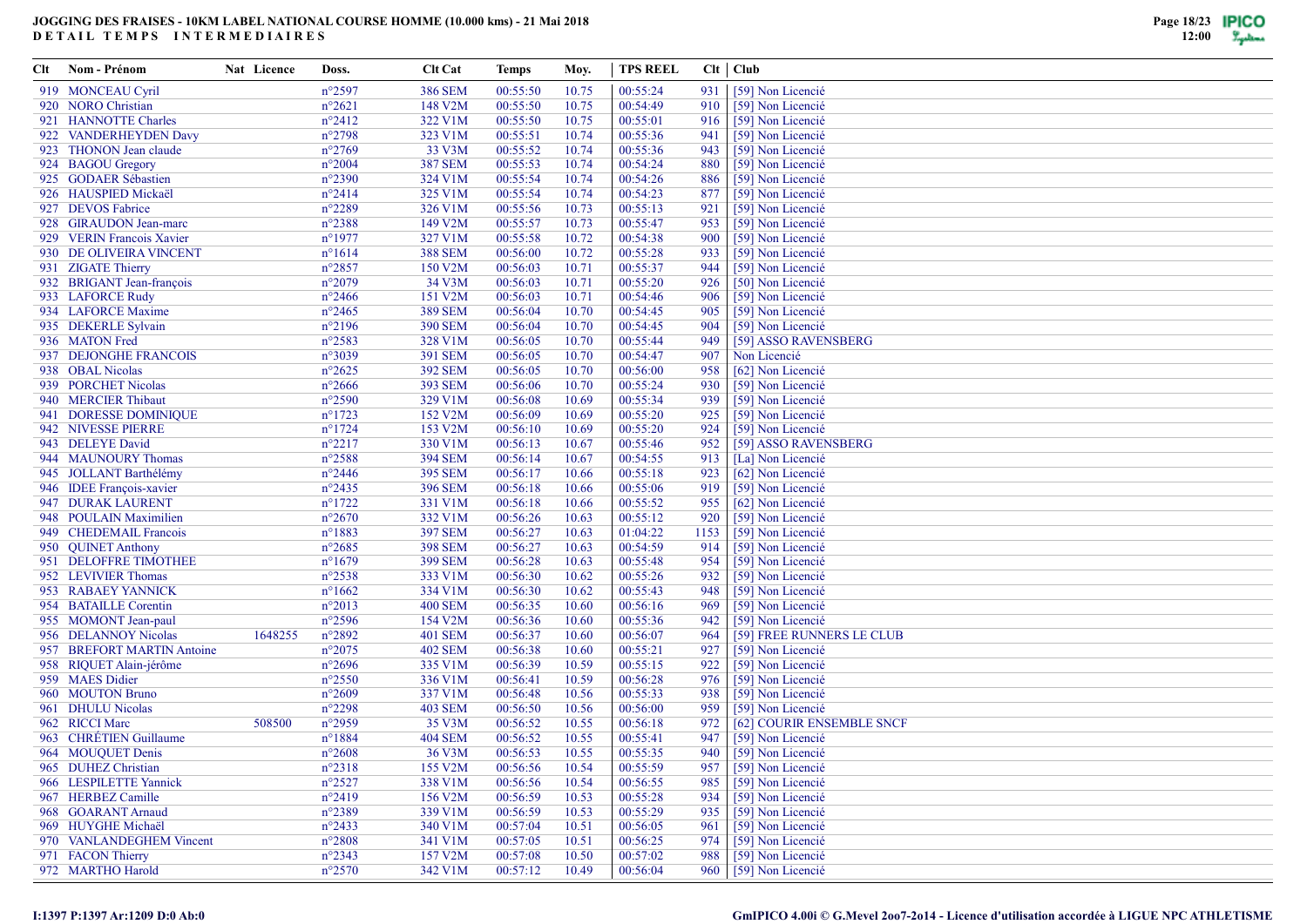**JOGGING DES FRAISES - 10KM LABEL NATIONAL COURSE HOMME (10.000 kms) - 21 Mai 2018**

**DETAIL TEMPS INTERMEDIAIRES**

| Clt | Nom - Prénom | Nat | Licence | Doss. | Clt Cat | Temps | Moy. | TPS REEL | Clt | Club |
|---|---|---|---|---|---|---|---|---|---|---|
| 919 | MONCEAU Cyril | | | n°2597 | 386 SEM | 00:55:50 | 10.75 | 00:55:24 | 931 | [59] Non Licencié |
| 920 | NORO Christian | | | n°2621 | 148 V2M | 00:55:50 | 10.75 | 00:54:49 | 910 | [59] Non Licencié |
| 921 | HANNOTTE Charles | | | n°2412 | 322 V1M | 00:55:50 | 10.75 | 00:55:01 | 916 | [59] Non Licencié |
| 922 | VANDERHEYDEN Davy | | | n°2798 | 323 V1M | 00:55:51 | 10.74 | 00:55:36 | 941 | [59] Non Licencié |
| 923 | THONON Jean claude | | | n°2769 | 33 V3M | 00:55:52 | 10.74 | 00:55:36 | 943 | [59] Non Licencié |
| 924 | BAGOU Gregory | | | n°2004 | 387 SEM | 00:55:53 | 10.74 | 00:54:24 | 880 | [59] Non Licencié |
| 925 | GODAER Sébastien | | | n°2390 | 324 V1M | 00:55:54 | 10.74 | 00:54:26 | 886 | [59] Non Licencié |
| 926 | HAUSPIED Mickaël | | | n°2414 | 325 V1M | 00:55:54 | 10.74 | 00:54:23 | 877 | [59] Non Licencié |
| 927 | DEVOS Fabrice | | | n°2289 | 326 V1M | 00:55:56 | 10.73 | 00:55:13 | 921 | [59] Non Licencié |
| 928 | GIRAUDON Jean-marc | | | n°2388 | 149 V2M | 00:55:57 | 10.73 | 00:55:47 | 953 | [59] Non Licencié |
| 929 | VERIN Francois Xavier | | | n°1977 | 327 V1M | 00:55:58 | 10.72 | 00:54:38 | 900 | [59] Non Licencié |
| 930 | DE OLIVEIRA VINCENT | | | n°1614 | 388 SEM | 00:56:00 | 10.72 | 00:55:28 | 933 | [59] Non Licencié |
| 931 | ZIGATE Thierry | | | n°2857 | 150 V2M | 00:56:03 | 10.71 | 00:55:37 | 944 | [59] Non Licencié |
| 932 | BRIGANT Jean-françois | | | n°2079 | 34 V3M | 00:56:03 | 10.71 | 00:55:20 | 926 | [50] Non Licencié |
| 933 | LAFORCE Rudy | | | n°2466 | 151 V2M | 00:56:03 | 10.71 | 00:54:46 | 906 | [59] Non Licencié |
| 934 | LAFORCE Maxime | | | n°2465 | 389 SEM | 00:56:04 | 10.70 | 00:54:45 | 905 | [59] Non Licencié |
| 935 | DEKERLE Sylvain | | | n°2196 | 390 SEM | 00:56:04 | 10.70 | 00:54:45 | 904 | [59] Non Licencié |
| 936 | MATON Fred | | | n°2583 | 328 V1M | 00:56:05 | 10.70 | 00:55:44 | 949 | [59] ASSO RAVENSBERG |
| 937 | DEJONGHE FRANCOIS | | | n°3039 | 391 SEM | 00:56:05 | 10.70 | 00:54:47 | 907 | Non Licencié |
| 938 | OBAL Nicolas | | | n°2625 | 392 SEM | 00:56:05 | 10.70 | 00:56:00 | 958 | [62] Non Licencié |
| 939 | PORCHET Nicolas | | | n°2666 | 393 SEM | 00:56:06 | 10.70 | 00:55:24 | 930 | [59] Non Licencié |
| 940 | MERCIER Thibaut | | | n°2590 | 329 V1M | 00:56:08 | 10.69 | 00:55:34 | 939 | [59] Non Licencié |
| 941 | DORESSE DOMINIQUE | | | n°1723 | 152 V2M | 00:56:09 | 10.69 | 00:55:20 | 925 | [59] Non Licencié |
| 942 | NIVESSE PIERRE | | | n°1724 | 153 V2M | 00:56:10 | 10.69 | 00:55:20 | 924 | [59] Non Licencié |
| 943 | DELEYE David | | | n°2217 | 330 V1M | 00:56:13 | 10.67 | 00:55:46 | 952 | [59] ASSO RAVENSBERG |
| 944 | MAUNOURY Thomas | | | n°2588 | 394 SEM | 00:56:14 | 10.67 | 00:54:55 | 913 | [La] Non Licencié |
| 945 | JOLLANT Barthélémy | | | n°2446 | 395 SEM | 00:56:17 | 10.66 | 00:55:18 | 923 | [62] Non Licencié |
| 946 | IDEE François-xavier | | | n°2435 | 396 SEM | 00:56:18 | 10.66 | 00:55:06 | 919 | [59] Non Licencié |
| 947 | DURAK LAURENT | | | n°1722 | 331 V1M | 00:56:18 | 10.66 | 00:55:52 | 955 | [62] Non Licencié |
| 948 | POULAIN Maximilien | | | n°2670 | 332 V1M | 00:56:26 | 10.63 | 00:55:12 | 920 | [59] Non Licencié |
| 949 | CHEDEMAIL Francois | | | n°1883 | 397 SEM | 00:56:27 | 10.63 | 01:04:22 | 1153 | [59] Non Licencié |
| 950 | QUINET Anthony | | | n°2685 | 398 SEM | 00:56:27 | 10.63 | 00:54:59 | 914 | [59] Non Licencié |
| 951 | DELOFFRE TIMOTHEE | | | n°1679 | 399 SEM | 00:56:28 | 10.63 | 00:55:48 | 954 | [59] Non Licencié |
| 952 | LEVIVIER Thomas | | | n°2538 | 333 V1M | 00:56:30 | 10.62 | 00:55:26 | 932 | [59] Non Licencié |
| 953 | RABAEY YANNICK | | | n°1662 | 334 V1M | 00:56:30 | 10.62 | 00:55:43 | 948 | [59] Non Licencié |
| 954 | BATAILLE Corentin | | | n°2013 | 400 SEM | 00:56:35 | 10.60 | 00:56:16 | 969 | [59] Non Licencié |
| 955 | MOMONT Jean-paul | | | n°2596 | 154 V2M | 00:56:36 | 10.60 | 00:55:36 | 942 | [59] Non Licencié |
| 956 | DELANNOY Nicolas | | 1648255 | n°2892 | 401 SEM | 00:56:37 | 10.60 | 00:56:07 | 964 | [59] FREE RUNNERS LE CLUB |
| 957 | BREFORT MARTIN Antoine | | | n°2075 | 402 SEM | 00:56:38 | 10.60 | 00:55:21 | 927 | [59] Non Licencié |
| 958 | RIQUET Alain-jérôme | | | n°2696 | 335 V1M | 00:56:39 | 10.59 | 00:55:15 | 922 | [59] Non Licencié |
| 959 | MAES Didier | | | n°2550 | 336 V1M | 00:56:41 | 10.59 | 00:56:28 | 976 | [59] Non Licencié |
| 960 | MOUTON Bruno | | | n°2609 | 337 V1M | 00:56:48 | 10.56 | 00:55:33 | 938 | [59] Non Licencié |
| 961 | DHULU Nicolas | | | n°2298 | 403 SEM | 00:56:50 | 10.56 | 00:56:00 | 959 | [59] Non Licencié |
| 962 | RICCI Marc | | 508500 | n°2959 | 35 V3M | 00:56:52 | 10.55 | 00:56:18 | 972 | [62] COURIR ENSEMBLE SNCF |
| 963 | CHRÉTIEN Guillaume | | | n°1884 | 404 SEM | 00:56:52 | 10.55 | 00:55:41 | 947 | [59] Non Licencié |
| 964 | MOUQUET Denis | | | n°2608 | 36 V3M | 00:56:53 | 10.55 | 00:55:35 | 940 | [59] Non Licencié |
| 965 | DUHEZ Christian | | | n°2318 | 155 V2M | 00:56:56 | 10.54 | 00:55:59 | 957 | [59] Non Licencié |
| 966 | LESPILETTE Yannick | | | n°2527 | 338 V1M | 00:56:56 | 10.54 | 00:56:55 | 985 | [59] Non Licencié |
| 967 | HERBEZ Camille | | | n°2419 | 156 V2M | 00:56:59 | 10.53 | 00:55:28 | 934 | [59] Non Licencié |
| 968 | GOARANT Arnaud | | | n°2389 | 339 V1M | 00:56:59 | 10.53 | 00:55:29 | 935 | [59] Non Licencié |
| 969 | HUYGHE Michaël | | | n°2433 | 340 V1M | 00:57:04 | 10.51 | 00:56:05 | 961 | [59] Non Licencié |
| 970 | VANLANDEGHEM Vincent | | | n°2808 | 341 V1M | 00:57:05 | 10.51 | 00:56:25 | 974 | [59] Non Licencié |
| 971 | FACON Thierry | | | n°2343 | 157 V2M | 00:57:08 | 10.50 | 00:57:02 | 988 | [59] Non Licencié |
| 972 | MARTHO Harold | | | n°2570 | 342 V1M | 00:57:12 | 10.49 | 00:56:04 | 960 | [59] Non Licencié |

I:1397 P:1397 Ar:1209 D:0 Ab:0

GmIPICO 4.00i © G.Mevel 2oo7-2o14 - Licence d'utilisation accordée à LIGUE NPC ATHLETISME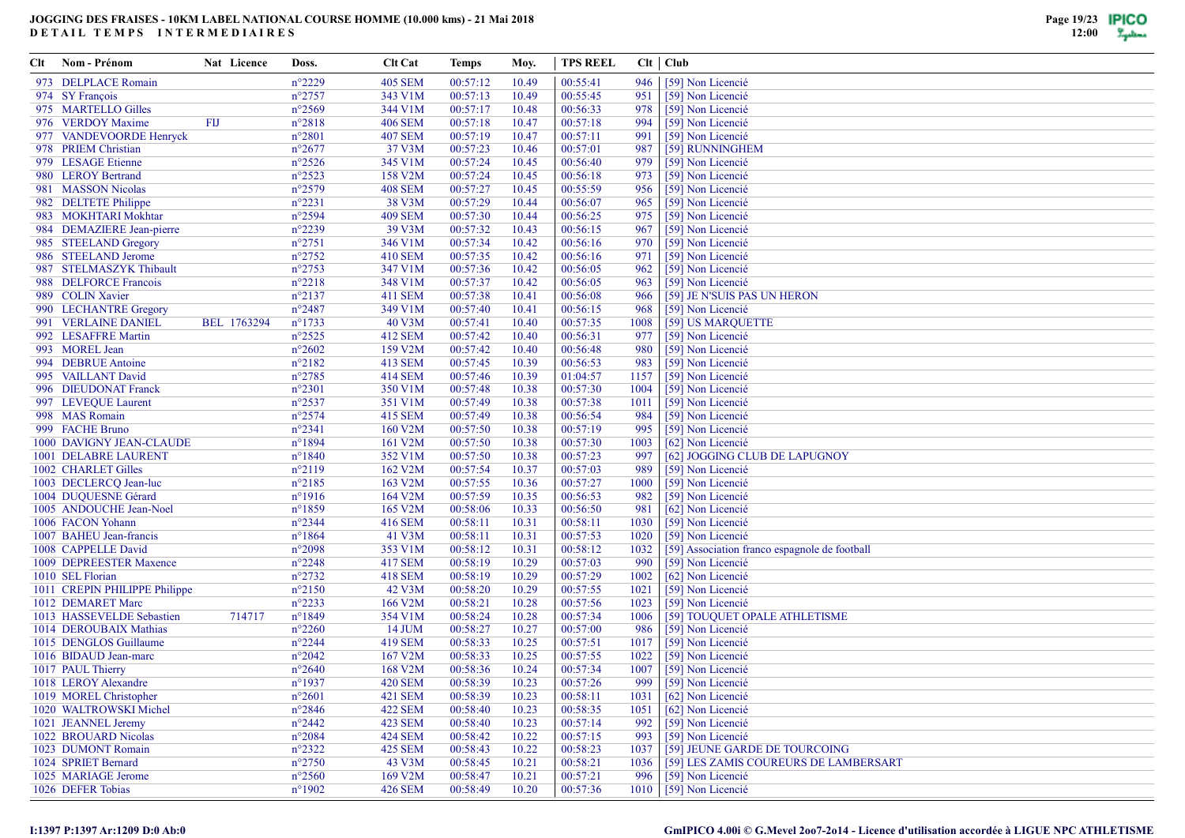**JOGGING DES FRAISES - 10KM LABEL NATIONAL COURSE HOMME (10.000 kms) - 21 Mai 2018**
**DETAIL TEMPS INTERMEDIAIRES**

| Clt | Nom - Prénom | Nat | Licence | Doss. | Clt Cat | Temps | Moy. | TPS REEL | Clt | Club |
|---|---|---|---|---|---|---|---|---|---|---|
| 973 | DELPLACE Romain | | | n°2229 | 405 SEM | 00:57:12 | 10.49 | 00:55:41 | 946 | [59] Non Licencié |
| 974 | SY François | | | n°2757 | 343 V1M | 00:57:13 | 10.49 | 00:55:45 | 951 | [59] Non Licencié |
| 975 | MARTELLO Gilles | | | n°2569 | 344 V1M | 00:57:17 | 10.48 | 00:56:33 | 978 | [59] Non Licencié |
| 976 | VERDOY Maxime | FIJ | | n°2818 | 406 SEM | 00:57:18 | 10.47 | 00:57:18 | 994 | [59] Non Licencié |
| 977 | VANDEVOORDE Henryck | | | n°2801 | 407 SEM | 00:57:19 | 10.47 | 00:57:11 | 991 | [59] Non Licencié |
| 978 | PRIEM Christian | | | n°2677 | 37 V3M | 00:57:23 | 10.46 | 00:57:01 | 987 | [59] RUNNINGHEM |
| 979 | LESAGE Etienne | | | n°2526 | 345 V1M | 00:57:24 | 10.45 | 00:56:40 | 979 | [59] Non Licencié |
| 980 | LEROY Bertrand | | | n°2523 | 158 V2M | 00:57:24 | 10.45 | 00:56:18 | 973 | [59] Non Licencié |
| 981 | MASSON Nicolas | | | n°2579 | 408 SEM | 00:57:27 | 10.45 | 00:55:59 | 956 | [59] Non Licencié |
| 982 | DELTETE Philippe | | | n°2231 | 38 V3M | 00:57:29 | 10.44 | 00:56:07 | 965 | [59] Non Licencié |
| 983 | MOKHTARI Mokhtar | | | n°2594 | 409 SEM | 00:57:30 | 10.44 | 00:56:25 | 975 | [59] Non Licencié |
| 984 | DEMAZIERE Jean-pierre | | | n°2239 | 39 V3M | 00:57:32 | 10.43 | 00:56:15 | 967 | [59] Non Licencié |
| 985 | STEELAND Gregory | | | n°2751 | 346 V1M | 00:57:34 | 10.42 | 00:56:16 | 970 | [59] Non Licencié |
| 986 | STEELAND Jerome | | | n°2752 | 410 SEM | 00:57:35 | 10.42 | 00:56:16 | 971 | [59] Non Licencié |
| 987 | STELMASZYK Thibault | | | n°2753 | 347 V1M | 00:57:36 | 10.42 | 00:56:05 | 962 | [59] Non Licencié |
| 988 | DELFORCE Francois | | | n°2218 | 348 V1M | 00:57:37 | 10.42 | 00:56:05 | 963 | [59] Non Licencié |
| 989 | COLIN Xavier | | | n°2137 | 411 SEM | 00:57:38 | 10.41 | 00:56:08 | 966 | [59] JE N'SUIS PAS UN HERON |
| 990 | LECHANTRE Gregory | | | n°2487 | 349 V1M | 00:57:40 | 10.41 | 00:56:15 | 968 | [59] Non Licencié |
| 991 | VERLAINE DANIEL | BEL | 1763294 | n°1733 | 40 V3M | 00:57:41 | 10.40 | 00:57:35 | 1008 | [59] US MARQUETTE |
| 992 | LESAFFRE Martin | | | n°2525 | 412 SEM | 00:57:42 | 10.40 | 00:56:31 | 977 | [59] Non Licencié |
| 993 | MOREL Jean | | | n°2602 | 159 V2M | 00:57:42 | 10.40 | 00:56:48 | 980 | [59] Non Licencié |
| 994 | DEBRUE Antoine | | | n°2182 | 413 SEM | 00:57:45 | 10.39 | 00:56:53 | 983 | [59] Non Licencié |
| 995 | VAILLANT David | | | n°2785 | 414 SEM | 00:57:46 | 10.39 | 01:04:57 | 1157 | [59] Non Licencié |
| 996 | DIEUDONAT Franck | | | n°2301 | 350 V1M | 00:57:48 | 10.38 | 00:57:30 | 1004 | [59] Non Licencié |
| 997 | LEVEQUE Laurent | | | n°2537 | 351 V1M | 00:57:49 | 10.38 | 00:57:38 | 1011 | [59] Non Licencié |
| 998 | MAS Romain | | | n°2574 | 415 SEM | 00:57:49 | 10.38 | 00:56:54 | 984 | [59] Non Licencié |
| 999 | FACHE Bruno | | | n°2341 | 160 V2M | 00:57:50 | 10.38 | 00:57:19 | 995 | [59] Non Licencié |
| 1000 | DAVIGNY JEAN-CLAUDE | | | n°1894 | 161 V2M | 00:57:50 | 10.38 | 00:57:30 | 1003 | [62] Non Licencié |
| 1001 | DELABRE LAURENT | | | n°1840 | 352 V1M | 00:57:50 | 10.38 | 00:57:23 | 997 | [62] JOGGING CLUB DE LAPUGNOY |
| 1002 | CHARLET Gilles | | | n°2119 | 162 V2M | 00:57:54 | 10.37 | 00:57:03 | 989 | [59] Non Licencié |
| 1003 | DECLERCQ Jean-luc | | | n°2185 | 163 V2M | 00:57:55 | 10.36 | 00:57:27 | 1000 | [59] Non Licencié |
| 1004 | DUQUESNE Gérard | | | n°1916 | 164 V2M | 00:57:59 | 10.35 | 00:56:53 | 982 | [59] Non Licencié |
| 1005 | ANDOUCHE Jean-Noel | | | n°1859 | 165 V2M | 00:58:06 | 10.33 | 00:56:50 | 981 | [62] Non Licencié |
| 1006 | FACON Yohann | | | n°2344 | 416 SEM | 00:58:11 | 10.31 | 00:58:11 | 1030 | [59] Non Licencié |
| 1007 | BAHEU Jean-francis | | | n°1864 | 41 V3M | 00:58:11 | 10.31 | 00:57:53 | 1020 | [59] Non Licencié |
| 1008 | CAPPELLE David | | | n°2098 | 353 V1M | 00:58:12 | 10.31 | 00:58:12 | 1032 | [59] Association franco espagnole de football |
| 1009 | DEPREESTER Maxence | | | n°2248 | 417 SEM | 00:58:19 | 10.29 | 00:57:03 | 990 | [59] Non Licencié |
| 1010 | SEL Florian | | | n°2732 | 418 SEM | 00:58:19 | 10.29 | 00:57:29 | 1002 | [62] Non Licencié |
| 1011 | CREPIN PHILIPPE Philippe | | | n°2150 | 42 V3M | 00:58:20 | 10.29 | 00:57:55 | 1021 | [59] Non Licencié |
| 1012 | DEMARET Marc | | | n°2233 | 166 V2M | 00:58:21 | 10.28 | 00:57:56 | 1023 | [59] Non Licencié |
| 1013 | HASSEVELDE Sebastien | | 714717 | n°1849 | 354 V1M | 00:58:24 | 10.28 | 00:57:34 | 1006 | [59] TOUQUET OPALE ATHLETISME |
| 1014 | DEROUBAIX Mathias | | | n°2260 | 14 JUM | 00:58:27 | 10.27 | 00:57:00 | 986 | [59] Non Licencié |
| 1015 | DENGLOS Guillaume | | | n°2244 | 419 SEM | 00:58:33 | 10.25 | 00:57:51 | 1017 | [59] Non Licencié |
| 1016 | BIDAUD Jean-marc | | | n°2042 | 167 V2M | 00:58:33 | 10.25 | 00:57:55 | 1022 | [59] Non Licencié |
| 1017 | PAUL Thierry | | | n°2640 | 168 V2M | 00:58:36 | 10.24 | 00:57:34 | 1007 | [59] Non Licencié |
| 1018 | LEROY Alexandre | | | n°1937 | 420 SEM | 00:58:39 | 10.23 | 00:57:26 | 999 | [59] Non Licencié |
| 1019 | MOREL Christopher | | | n°2601 | 421 SEM | 00:58:39 | 10.23 | 00:58:11 | 1031 | [62] Non Licencié |
| 1020 | WALTROWSKI Michel | | | n°2846 | 422 SEM | 00:58:40 | 10.23 | 00:58:35 | 1051 | [62] Non Licencié |
| 1021 | JEANNEL Jeremy | | | n°2442 | 423 SEM | 00:58:40 | 10.23 | 00:57:14 | 992 | [59] Non Licencié |
| 1022 | BROUARD Nicolas | | | n°2084 | 424 SEM | 00:58:42 | 10.22 | 00:57:15 | 993 | [59] Non Licencié |
| 1023 | DUMONT Romain | | | n°2322 | 425 SEM | 00:58:43 | 10.22 | 00:58:23 | 1037 | [59] JEUNE GARDE DE TOURCOING |
| 1024 | SPRIET Bernard | | | n°2750 | 43 V3M | 00:58:45 | 10.21 | 00:58:21 | 1036 | [59] LES ZAMIS COUREURS DE LAMBERSART |
| 1025 | MARIAGE Jerome | | | n°2560 | 169 V2M | 00:58:47 | 10.21 | 00:57:21 | 996 | [59] Non Licencié |
| 1026 | DEFER Tobias | | | n°1902 | 426 SEM | 00:58:49 | 10.20 | 00:57:36 | 1010 | [59] Non Licencié |

I:1397 P:1397 Ar:1209 D:0 Ab:0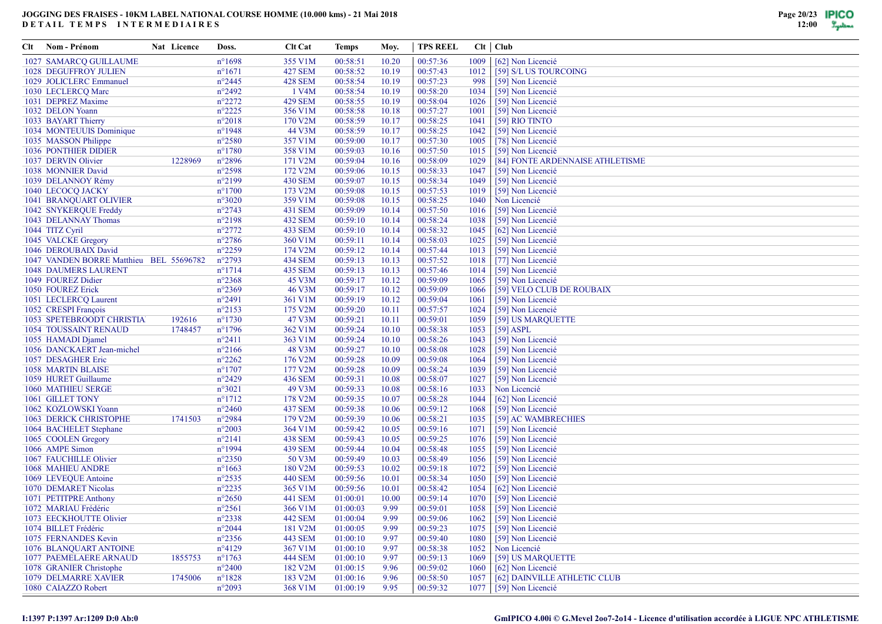**JOGGING DES FRAISES - 10KM LABEL NATIONAL COURSE HOMME (10.000 kms) - 21 Mai 2018**
**DETAIL TEMPS INTERMEDIAIRES**

| Clt | Nom - Prénom | Nat | Licence | Doss. | Clt Cat | Temps | Moy. | TPS REEL | Clt | Club |
|---|---|---|---|---|---|---|---|---|---|---|
| 1027 | SAMARCQ GUILLAUME | | | n°1698 | 355 V1M | 00:58:51 | 10.20 | 00:57:36 | 1009 | [62] Non Licencié |
| 1028 | DEGUFFROY JULIEN | | | n°1671 | 427 SEM | 00:58:52 | 10.19 | 00:57:43 | 1012 | [59] S/L US TOURCOING |
| 1029 | JOLICLERC Emmanuel | | | n°2445 | 428 SEM | 00:58:54 | 10.19 | 00:57:23 | 998 | [59] Non Licencié |
| 1030 | LECLERCQ Marc | | | n°2492 | 1 V4M | 00:58:54 | 10.19 | 00:58:20 | 1034 | [59] Non Licencié |
| 1031 | DEPREZ Maxime | | | n°2272 | 429 SEM | 00:58:55 | 10.19 | 00:58:04 | 1026 | [59] Non Licencié |
| 1032 | DELON Yoann | | | n°2225 | 356 V1M | 00:58:58 | 10.18 | 00:57:27 | 1001 | [59] Non Licencié |
| 1033 | BAYART Thierry | | | n°2018 | 170 V2M | 00:58:59 | 10.17 | 00:58:25 | 1041 | [59] RIO TINTO |
| 1034 | MONTEUUIS Dominique | | | n°1948 | 44 V3M | 00:58:59 | 10.17 | 00:58:25 | 1042 | [59] Non Licencié |
| 1035 | MASSON Philippe | | | n°2580 | 357 V1M | 00:59:00 | 10.17 | 00:57:30 | 1005 | [78] Non Licencié |
| 1036 | PONTHIER DIDIER | | | n°1780 | 358 V1M | 00:59:03 | 10.16 | 00:57:50 | 1015 | [59] Non Licencié |
| 1037 | DERVIN Olivier | | 1228969 | n°2896 | 171 V2M | 00:59:04 | 10.16 | 00:58:09 | 1029 | [84] FONTE ARDENNAISE ATHLETISME |
| 1038 | MONNIER David | | | n°2598 | 172 V2M | 00:59:06 | 10.15 | 00:58:33 | 1047 | [59] Non Licencié |
| 1039 | DELANNOY Rémy | | | n°2199 | 430 SEM | 00:59:07 | 10.15 | 00:58:34 | 1049 | [59] Non Licencié |
| 1040 | LECOCQ JACKY | | | n°1700 | 173 V2M | 00:59:08 | 10.15 | 00:57:53 | 1019 | [59] Non Licencié |
| 1041 | BRANQUART OLIVIER | | | n°3020 | 359 V1M | 00:59:08 | 10.15 | 00:58:25 | 1040 | Non Licencié |
| 1042 | SNYKERQUE Freddy | | | n°2743 | 431 SEM | 00:59:09 | 10.14 | 00:57:50 | 1016 | [59] Non Licencié |
| 1043 | DELANNAY Thomas | | | n°2198 | 432 SEM | 00:59:10 | 10.14 | 00:58:24 | 1038 | [59] Non Licencié |
| 1044 | TITZ Cyril | | | n°2772 | 433 SEM | 00:59:10 | 10.14 | 00:58:32 | 1045 | [62] Non Licencié |
| 1045 | VALCKE Gregory | | | n°2786 | 360 V1M | 00:59:11 | 10.14 | 00:58:03 | 1025 | [59] Non Licencié |
| 1046 | DEROUBAIX David | | | n°2259 | 174 V2M | 00:59:12 | 10.14 | 00:57:44 | 1013 | [59] Non Licencié |
| 1047 | VANDEN BORRE Matthieu | BEL | 55696782 | n°2793 | 434 SEM | 00:59:13 | 10.13 | 00:57:52 | 1018 | [77] Non Licencié |
| 1048 | DAUMERS LAURENT | | | n°1714 | 435 SEM | 00:59:13 | 10.13 | 00:57:46 | 1014 | [59] Non Licencié |
| 1049 | FOUREZ Didier | | | n°2368 | 45 V3M | 00:59:17 | 10.12 | 00:59:09 | 1065 | [59] Non Licencié |
| 1050 | FOUREZ Erick | | | n°2369 | 46 V3M | 00:59:17 | 10.12 | 00:59:09 | 1066 | [59] VELO CLUB DE ROUBAIX |
| 1051 | LECLERCQ Laurent | | | n°2491 | 361 V1M | 00:59:19 | 10.12 | 00:59:04 | 1061 | [59] Non Licencié |
| 1052 | CRESPI François | | | n°2153 | 175 V2M | 00:59:20 | 10.11 | 00:57:57 | 1024 | [59] Non Licencié |
| 1053 | SPETEBROODT CHRISTIA | | 192616 | n°1730 | 47 V3M | 00:59:21 | 10.11 | 00:59:01 | 1059 | [59] US MARQUETTE |
| 1054 | TOUSSAINT RENAUD | | 1748457 | n°1796 | 362 V1M | 00:59:24 | 10.10 | 00:58:38 | 1053 | [59] ASPL |
| 1055 | HAMADI Djamel | | | n°2411 | 363 V1M | 00:59:24 | 10.10 | 00:58:26 | 1043 | [59] Non Licencié |
| 1056 | DANCKAERT Jean-michel | | | n°2166 | 48 V3M | 00:59:27 | 10.10 | 00:58:08 | 1028 | [59] Non Licencié |
| 1057 | DESAGHER Eric | | | n°2262 | 176 V2M | 00:59:28 | 10.09 | 00:59:08 | 1064 | [59] Non Licencié |
| 1058 | MARTIN BLAISE | | | n°1707 | 177 V2M | 00:59:28 | 10.09 | 00:58:24 | 1039 | [59] Non Licencié |
| 1059 | HURET Guillaume | | | n°2429 | 436 SEM | 00:59:31 | 10.08 | 00:58:07 | 1027 | [59] Non Licencié |
| 1060 | MATHIEU SERGE | | | n°3021 | 49 V3M | 00:59:33 | 10.08 | 00:58:16 | 1033 | Non Licencié |
| 1061 | GILLET TONY | | | n°1712 | 178 V2M | 00:59:35 | 10.07 | 00:58:28 | 1044 | [62] Non Licencié |
| 1062 | KOZLOWSKI Yoann | | | n°2460 | 437 SEM | 00:59:38 | 10.06 | 00:59:12 | 1068 | [59] Non Licencié |
| 1063 | DERICK CHRISTOPHE | | 1741503 | n°2984 | 179 V2M | 00:59:39 | 10.06 | 00:58:21 | 1035 | [59] AC WAMBRECHIES |
| 1064 | BACHELET Stephane | | | n°2003 | 364 V1M | 00:59:42 | 10.05 | 00:59:16 | 1071 | [59] Non Licencié |
| 1065 | COOLEN Gregory | | | n°2141 | 438 SEM | 00:59:43 | 10.05 | 00:59:25 | 1076 | [59] Non Licencié |
| 1066 | AMPE Simon | | | n°1994 | 439 SEM | 00:59:44 | 10.04 | 00:58:48 | 1055 | [59] Non Licencié |
| 1067 | FAUCHILLE Olivier | | | n°2350 | 50 V3M | 00:59:49 | 10.03 | 00:58:49 | 1056 | [59] Non Licencié |
| 1068 | MAHIEU ANDRE | | | n°1663 | 180 V2M | 00:59:53 | 10.02 | 00:59:18 | 1072 | [59] Non Licencié |
| 1069 | LEVEQUE Antoine | | | n°2535 | 440 SEM | 00:59:56 | 10.01 | 00:58:34 | 1050 | [59] Non Licencié |
| 1070 | DEMARET Nicolas | | | n°2235 | 365 V1M | 00:59:56 | 10.01 | 00:58:42 | 1054 | [62] Non Licencié |
| 1071 | PETITPRE Anthony | | | n°2650 | 441 SEM | 01:00:01 | 10.00 | 00:59:14 | 1070 | [59] Non Licencié |
| 1072 | MARIAU Frédéric | | | n°2561 | 366 V1M | 01:00:03 | 9.99 | 00:59:01 | 1058 | [59] Non Licencié |
| 1073 | EECKHOUTTE Olivier | | | n°2338 | 442 SEM | 01:00:04 | 9.99 | 00:59:06 | 1062 | [59] Non Licencié |
| 1074 | BILLET Frédéric | | | n°2044 | 181 V2M | 01:00:05 | 9.99 | 00:59:23 | 1075 | [59] Non Licencié |
| 1075 | FERNANDES Kevin | | | n°2356 | 443 SEM | 01:00:10 | 9.97 | 00:59:40 | 1080 | [59] Non Licencié |
| 1076 | BLANQUART ANTOINE | | | n°4129 | 367 V1M | 01:00:10 | 9.97 | 00:58:38 | 1052 | Non Licencié |
| 1077 | PAEMELAERE ARNAUD | | 1855753 | n°1763 | 444 SEM | 01:00:10 | 9.97 | 00:59:13 | 1069 | [59] US MARQUETTE |
| 1078 | GRANIER Christophe | | | n°2400 | 182 V2M | 01:00:15 | 9.96 | 00:59:02 | 1060 | [62] Non Licencié |
| 1079 | DELMARRE XAVIER | | 1745006 | n°1828 | 183 V2M | 01:00:16 | 9.96 | 00:58:50 | 1057 | [62] DAINVILLE ATHLETIC CLUB |
| 1080 | CAIAZZO Robert | | | n°2093 | 368 V1M | 01:00:19 | 9.95 | 00:59:32 | 1077 | [59] Non Licencié |

I:1397 P:1397 Ar:1209 D:0 Ab:0

GmIPICO 4.00i © G.Mevel 2007-2014 - Licence d'utilisation accordée à LIGUE NPC ATHLETISME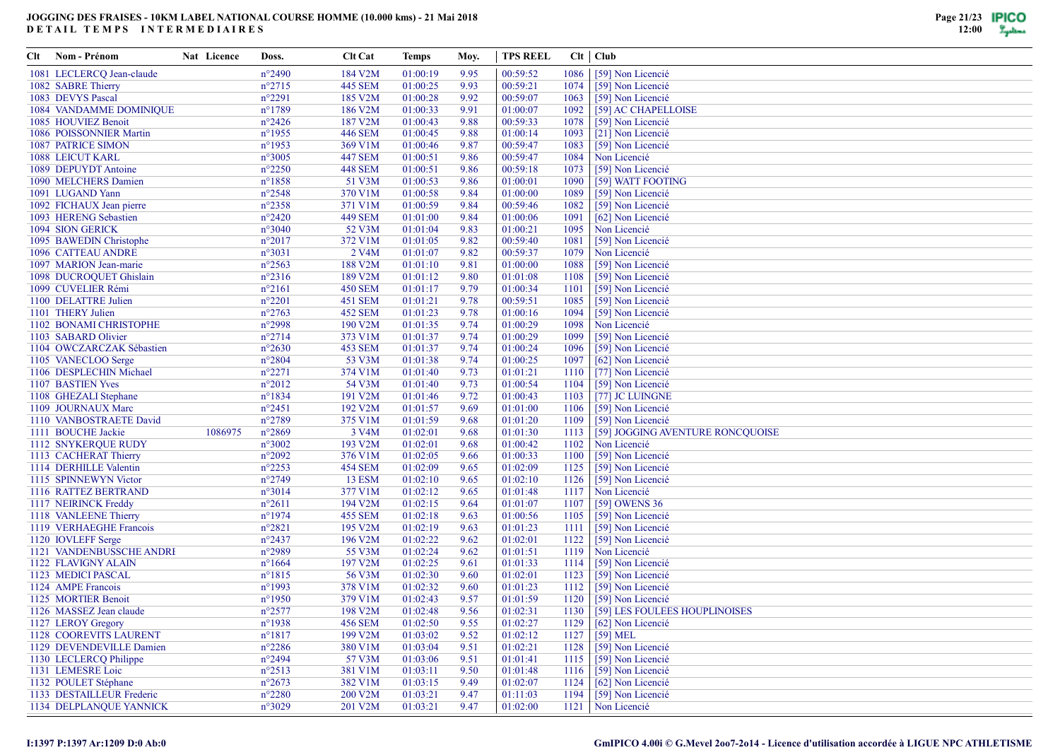# JOGGING DES FRAISES - 10KM LABEL NATIONAL COURSE HOMME (10.000 kms) - 21 Mai 2018

## DETAIL TEMPS INTERMEDIAIRES

| Clt | Nom - Prénom | Nat | Licence | Doss. | Clt Cat | Temps | Moy. | TPS REEL | Clt | Club |
|---|---|---|---|---|---|---|---|---|---|---|
| 1081 | LECLERCQ Jean-claude | | | n°2490 | 184 V2M | 01:00:19 | 9.95 | 00:59:52 | 1086 | [59] Non Licencié |
| 1082 | SABRE Thierry | | | n°2715 | 445 SEM | 01:00:25 | 9.93 | 00:59:21 | 1074 | [59] Non Licencié |
| 1083 | DEVYS Pascal | | | n°2291 | 185 V2M | 01:00:28 | 9.92 | 00:59:07 | 1063 | [59] Non Licencié |
| 1084 | VANDAMME DOMINIQUE | | | n°1789 | 186 V2M | 01:00:33 | 9.91 | 01:00:07 | 1092 | [59] AC CHAPELLOISE |
| 1085 | HOUVIEZ Benoit | | | n°2426 | 187 V2M | 01:00:43 | 9.88 | 00:59:33 | 1078 | [59] Non Licencié |
| 1086 | POISSONNIER Martin | | | n°1955 | 446 SEM | 01:00:45 | 9.88 | 01:00:14 | 1093 | [21] Non Licencié |
| 1087 | PATRICE SIMON | | | n°1953 | 369 V1M | 01:00:46 | 9.87 | 00:59:47 | 1083 | [59] Non Licencié |
| 1088 | LEICUT KARL | | | n°3005 | 447 SEM | 01:00:51 | 9.86 | 00:59:47 | 1084 | Non Licencié |
| 1089 | DEPUYDT Antoine | | | n°2250 | 448 SEM | 01:00:51 | 9.86 | 00:59:18 | 1073 | [59] Non Licencié |
| 1090 | MELCHERS Damien | | | n°1858 | 51 V3M | 01:00:53 | 9.86 | 01:00:01 | 1090 | [59] WATT FOOTING |
| 1091 | LUGAND Yann | | | n°2548 | 370 V1M | 01:00:58 | 9.84 | 01:00:00 | 1089 | [59] Non Licencié |
| 1092 | FICHAUX Jean pierre | | | n°2358 | 371 V1M | 01:00:59 | 9.84 | 00:59:46 | 1082 | [59] Non Licencié |
| 1093 | HERENG Sebastien | | | n°2420 | 449 SEM | 01:01:00 | 9.84 | 01:00:06 | 1091 | [62] Non Licencié |
| 1094 | SION GERICK | | | n°3040 | 52 V3M | 01:01:04 | 9.83 | 01:00:21 | 1095 | Non Licencié |
| 1095 | BAWEDIN Christophe | | | n°2017 | 372 V1M | 01:01:05 | 9.82 | 00:59:40 | 1081 | [59] Non Licencié |
| 1096 | CATTEAU ANDRE | | | n°3031 | 2 V4M | 01:01:07 | 9.82 | 00:59:37 | 1079 | Non Licencié |
| 1097 | MARION Jean-marie | | | n°2563 | 188 V2M | 01:01:10 | 9.81 | 01:00:00 | 1088 | [59] Non Licencié |
| 1098 | DUCROQUET Ghislain | | | n°2316 | 189 V2M | 01:01:12 | 9.80 | 01:01:08 | 1108 | [59] Non Licencié |
| 1099 | CUVELIER Rémi | | | n°2161 | 450 SEM | 01:01:17 | 9.79 | 01:00:34 | 1101 | [59] Non Licencié |
| 1100 | DELATTRE Julien | | | n°2201 | 451 SEM | 01:01:21 | 9.78 | 00:59:51 | 1085 | [59] Non Licencié |
| 1101 | THERY Julien | | | n°2763 | 452 SEM | 01:01:23 | 9.78 | 01:00:16 | 1094 | [59] Non Licencié |
| 1102 | BONAMI CHRISTOPHE | | | n°2998 | 190 V2M | 01:01:35 | 9.74 | 01:00:29 | 1098 | Non Licencié |
| 1103 | SABARD Olivier | | | n°2714 | 373 V1M | 01:01:37 | 9.74 | 01:00:29 | 1099 | [59] Non Licencié |
| 1104 | OWCZARCZAK Sébastien | | | n°2630 | 453 SEM | 01:01:37 | 9.74 | 01:00:24 | 1096 | [59] Non Licencié |
| 1105 | VANECLOO Serge | | | n°2804 | 53 V3M | 01:01:38 | 9.74 | 01:00:25 | 1097 | [62] Non Licencié |
| 1106 | DESPLECHIN Michael | | | n°2271 | 374 V1M | 01:01:40 | 9.73 | 01:01:21 | 1110 | [77] Non Licencié |
| 1107 | BASTIEN Yves | | | n°2012 | 54 V3M | 01:01:40 | 9.73 | 01:00:54 | 1104 | [59] Non Licencié |
| 1108 | GHEZALI Stephane | | | n°1834 | 191 V2M | 01:01:46 | 9.72 | 01:00:43 | 1103 | [77] JC LUINGNE |
| 1109 | JOURNAUX Marc | | | n°2451 | 192 V2M | 01:01:57 | 9.69 | 01:01:00 | 1106 | [59] Non Licencié |
| 1110 | VANBOSTRAETE David | | | n°2789 | 375 V1M | 01:01:59 | 9.68 | 01:01:20 | 1109 | [59] Non Licencié |
| 1111 | BOUCHE Jackie | | 1086975 | n°2869 | 3 V4M | 01:02:01 | 9.68 | 01:01:30 | 1113 | [59] JOGGING AVENTURE RONCQUOISE |
| 1112 | SNYKERQUE RUDY | | | n°3002 | 193 V2M | 01:02:01 | 9.68 | 01:00:42 | 1102 | Non Licencié |
| 1113 | CACHERAT Thierry | | | n°2092 | 376 V1M | 01:02:05 | 9.66 | 01:00:33 | 1100 | [59] Non Licencié |
| 1114 | DERHILLE Valentin | | | n°2253 | 454 SEM | 01:02:09 | 9.65 | 01:02:09 | 1125 | [59] Non Licencié |
| 1115 | SPINNEWYN Victor | | | n°2749 | 13 ESM | 01:02:10 | 9.65 | 01:02:10 | 1126 | [59] Non Licencié |
| 1116 | RATTEZ BERTRAND | | | n°3014 | 377 V1M | 01:02:12 | 9.65 | 01:01:48 | 1117 | Non Licencié |
| 1117 | NEIRINCK Freddy | | | n°2611 | 194 V2M | 01:02:15 | 9.64 | 01:01:07 | 1107 | [59] OWENS 36 |
| 1118 | VANLEENE Thierry | | | n°1974 | 455 SEM | 01:02:18 | 9.63 | 01:00:56 | 1105 | [59] Non Licencié |
| 1119 | VERHAEGHE Francois | | | n°2821 | 195 V2M | 01:02:19 | 9.63 | 01:01:23 | 1111 | [59] Non Licencié |
| 1120 | IOVLEFF Serge | | | n°2437 | 196 V2M | 01:02:22 | 9.62 | 01:02:01 | 1122 | [59] Non Licencié |
| 1121 | VANDENBUSSCHE ANDRI | | | n°2989 | 55 V3M | 01:02:24 | 9.62 | 01:01:51 | 1119 | Non Licencié |
| 1122 | FLAVIGNY ALAIN | | | n°1664 | 197 V2M | 01:02:25 | 9.61 | 01:01:33 | 1114 | [59] Non Licencié |
| 1123 | MEDICI PASCAL | | | n°1815 | 56 V3M | 01:02:30 | 9.60 | 01:02:01 | 1123 | [59] Non Licencié |
| 1124 | AMPE Francois | | | n°1993 | 378 V1M | 01:02:32 | 9.60 | 01:01:23 | 1112 | [59] Non Licencié |
| 1125 | MORTIER Benoit | | | n°1950 | 379 V1M | 01:02:43 | 9.57 | 01:01:59 | 1120 | [59] Non Licencié |
| 1126 | MASSEZ Jean claude | | | n°2577 | 198 V2M | 01:02:48 | 9.56 | 01:02:31 | 1130 | [59] LES FOULEES HOUPLINOISES |
| 1127 | LEROY Gregory | | | n°1938 | 456 SEM | 01:02:50 | 9.55 | 01:02:27 | 1129 | [62] Non Licencié |
| 1128 | COOREVITS LAURENT | | | n°1817 | 199 V2M | 01:03:02 | 9.52 | 01:02:12 | 1127 | [59] MEL |
| 1129 | DEVENDEVILLE Damien | | | n°2286 | 380 V1M | 01:03:04 | 9.51 | 01:02:21 | 1128 | [59] Non Licencié |
| 1130 | LECLERCQ Philippe | | | n°2494 | 57 V3M | 01:03:06 | 9.51 | 01:01:41 | 1115 | [59] Non Licencié |
| 1131 | LEMESRE Loic | | | n°2513 | 381 V1M | 01:03:11 | 9.50 | 01:01:48 | 1116 | [59] Non Licencié |
| 1132 | POULET Stéphane | | | n°2673 | 382 V1M | 01:03:15 | 9.49 | 01:02:07 | 1124 | [62] Non Licencié |
| 1133 | DESTAILLEUR Frederic | | | n°2280 | 200 V2M | 01:03:21 | 9.47 | 01:11:03 | 1194 | [59] Non Licencié |
| 1134 | DELPLANQUE YANNICK | | | n°3029 | 201 V2M | 01:03:21 | 9.47 | 01:02:00 | 1121 | Non Licencié |

I:1397 P:1397 Ar:1209 D:0 Ab:0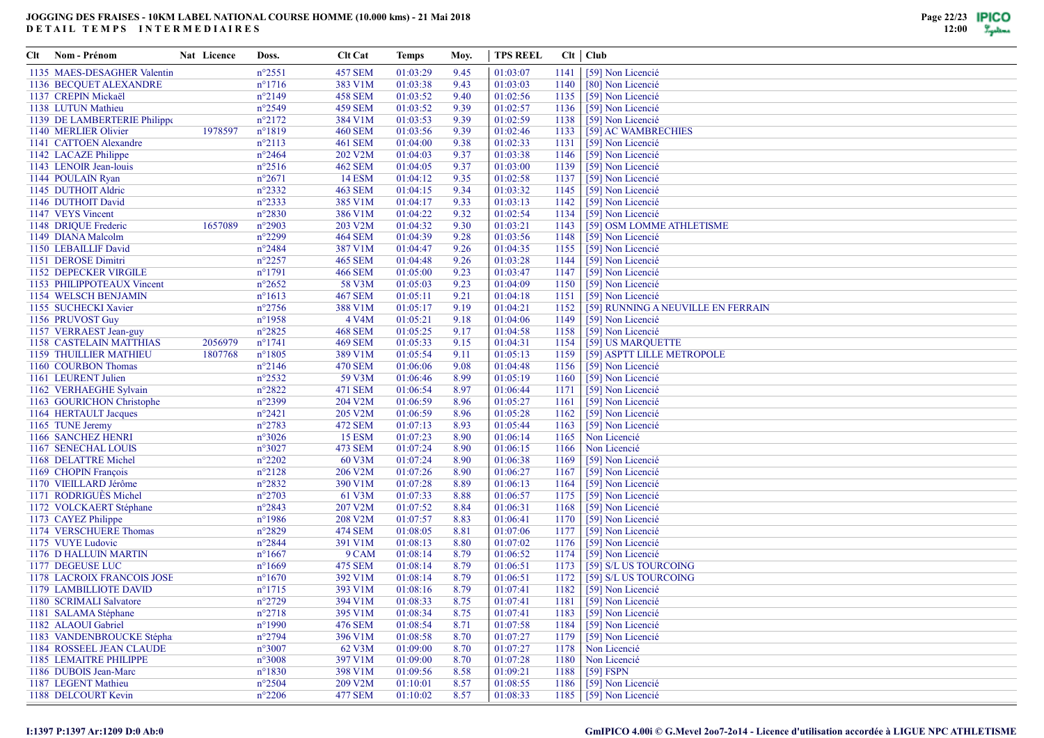**JOGGING DES FRAISES - 10KM LABEL NATIONAL COURSE HOMME (10.000 kms) - 21 Mai 2018**
**DETAIL TEMPS INTERMEDIAIRES**

| Clt | Nom - Prénom | Nat | Licence | Doss. | Clt Cat | Temps | Moy. | TPS REEL | Clt | Club |
|---|---|---|---|---|---|---|---|---|---|---|
| 1135 | MAES-DESAGHER Valentin | | | n°2551 | 457 SEM | 01:03:29 | 9.45 | 01:03:07 | 1141 | [59] Non Licencié |
| 1136 | BECQUET ALEXANDRE | | | n°1716 | 383 V1M | 01:03:38 | 9.43 | 01:03:03 | 1140 | [80] Non Licencié |
| 1137 | CREPIN Mickaël | | | n°2149 | 458 SEM | 01:03:52 | 9.40 | 01:02:56 | 1135 | [59] Non Licencié |
| 1138 | LUTUN Mathieu | | | n°2549 | 459 SEM | 01:03:52 | 9.39 | 01:02:57 | 1136 | [59] Non Licencié |
| 1139 | DE LAMBERTERIE Philippe | | | n°2172 | 384 V1M | 01:03:53 | 9.39 | 01:02:59 | 1138 | [59] Non Licencié |
| 1140 | MERLIER Olivier | | 1978597 | n°1819 | 460 SEM | 01:03:56 | 9.39 | 01:02:46 | 1133 | [59] AC WAMBRECHIES |
| 1141 | CATTOEN Alexandre | | | n°2113 | 461 SEM | 01:04:00 | 9.38 | 01:02:33 | 1131 | [59] Non Licencié |
| 1142 | LACAZE Philippe | | | n°2464 | 202 V2M | 01:04:03 | 9.37 | 01:03:38 | 1146 | [59] Non Licencié |
| 1143 | LENOIR Jean-louis | | | n°2516 | 462 SEM | 01:04:05 | 9.37 | 01:03:00 | 1139 | [59] Non Licencié |
| 1144 | POULAIN Ryan | | | n°2671 | 14 ESM | 01:04:12 | 9.35 | 01:02:58 | 1137 | [59] Non Licencié |
| 1145 | DUTHOIT Aldric | | | n°2332 | 463 SEM | 01:04:15 | 9.34 | 01:03:32 | 1145 | [59] Non Licencié |
| 1146 | DUTHOIT David | | | n°2333 | 385 V1M | 01:04:17 | 9.33 | 01:03:13 | 1142 | [59] Non Licencié |
| 1147 | VEYS Vincent | | | n°2830 | 386 V1M | 01:04:22 | 9.32 | 01:02:54 | 1134 | [59] Non Licencié |
| 1148 | DRIQUE Frederic | | 1657089 | n°2903 | 203 V2M | 01:04:32 | 9.30 | 01:03:21 | 1143 | [59] OSM LOMME ATHLETISME |
| 1149 | DIANA Malcolm | | | n°2299 | 464 SEM | 01:04:39 | 9.28 | 01:03:56 | 1148 | [59] Non Licencié |
| 1150 | LEBAILLIF David | | | n°2484 | 387 V1M | 01:04:47 | 9.26 | 01:04:35 | 1155 | [59] Non Licencié |
| 1151 | DEROSE Dimitri | | | n°2257 | 465 SEM | 01:04:48 | 9.26 | 01:03:28 | 1144 | [59] Non Licencié |
| 1152 | DEPECKER VIRGILE | | | n°1791 | 466 SEM | 01:05:00 | 9.23 | 01:03:47 | 1147 | [59] Non Licencié |
| 1153 | PHILIPPOTEAUX Vincent | | | n°2652 | 58 V3M | 01:05:03 | 9.23 | 01:04:09 | 1150 | [59] Non Licencié |
| 1154 | WELSCH BENJAMIN | | | n°1613 | 467 SEM | 01:05:11 | 9.21 | 01:04:18 | 1151 | [59] Non Licencié |
| 1155 | SUCHECKI Xavier | | | n°2756 | 388 V1M | 01:05:17 | 9.19 | 01:04:21 | 1152 | [59] RUNNING A NEUVILLE EN FERRAIN |
| 1156 | PRUVOST Guy | | | n°1958 | 4 V4M | 01:05:21 | 9.18 | 01:04:06 | 1149 | [59] Non Licencié |
| 1157 | VERRAEST Jean-guy | | | n°2825 | 468 SEM | 01:05:25 | 9.17 | 01:04:58 | 1158 | [59] Non Licencié |
| 1158 | CASTELAIN MATTHIAS | | 2056979 | n°1741 | 469 SEM | 01:05:33 | 9.15 | 01:04:31 | 1154 | [59] US MARQUETTE |
| 1159 | THUILLIER MATHIEU | | 1807768 | n°1805 | 389 V1M | 01:05:54 | 9.11 | 01:05:13 | 1159 | [59] ASPTT LILLE METROPOLE |
| 1160 | COURBON Thomas | | | n°2146 | 470 SEM | 01:06:06 | 9.08 | 01:04:48 | 1156 | [59] Non Licencié |
| 1161 | LEURENT Julien | | | n°2532 | 59 V3M | 01:06:46 | 8.99 | 01:05:19 | 1160 | [59] Non Licencié |
| 1162 | VERHAEGHE Sylvain | | | n°2822 | 471 SEM | 01:06:54 | 8.97 | 01:06:44 | 1171 | [59] Non Licencié |
| 1163 | GOURICHON Christophe | | | n°2399 | 204 V2M | 01:06:59 | 8.96 | 01:05:27 | 1161 | [59] Non Licencié |
| 1164 | HERTAULT Jacques | | | n°2421 | 205 V2M | 01:06:59 | 8.96 | 01:05:28 | 1162 | [59] Non Licencié |
| 1165 | TUNE Jeremy | | | n°2783 | 472 SEM | 01:07:13 | 8.93 | 01:05:44 | 1163 | [59] Non Licencié |
| 1166 | SANCHEZ HENRI | | | n°3026 | 15 ESM | 01:07:23 | 8.90 | 01:06:14 | 1165 | Non Licencié |
| 1167 | SENECHAL LOUIS | | | n°3027 | 473 SEM | 01:07:24 | 8.90 | 01:06:15 | 1166 | Non Licencié |
| 1168 | DELATTRE Michel | | | n°2202 | 60 V3M | 01:07:24 | 8.90 | 01:06:38 | 1169 | [59] Non Licencié |
| 1169 | CHOPIN François | | | n°2128 | 206 V2M | 01:07:26 | 8.90 | 01:06:27 | 1167 | [59] Non Licencié |
| 1170 | VIEILLARD Jérôme | | | n°2832 | 390 V1M | 01:07:28 | 8.89 | 01:06:13 | 1164 | [59] Non Licencié |
| 1171 | RODRIGUÈS Michel | | | n°2703 | 61 V3M | 01:07:33 | 8.88 | 01:06:57 | 1175 | [59] Non Licencié |
| 1172 | VOLCKAERT Stéphane | | | n°2843 | 207 V2M | 01:07:52 | 8.84 | 01:06:31 | 1168 | [59] Non Licencié |
| 1173 | CAYEZ Philippe | | | n°1986 | 208 V2M | 01:07:57 | 8.83 | 01:06:41 | 1170 | [59] Non Licencié |
| 1174 | VERSCHUERE Thomas | | | n°2829 | 474 SEM | 01:08:05 | 8.81 | 01:07:06 | 1177 | [59] Non Licencié |
| 1175 | VUYE Ludovic | | | n°2844 | 391 V1M | 01:08:13 | 8.80 | 01:07:02 | 1176 | [59] Non Licencié |
| 1176 | D HALLUIN MARTIN | | | n°1667 | 9 CAM | 01:08:14 | 8.79 | 01:06:52 | 1174 | [59] Non Licencié |
| 1177 | DEGEUSE LUC | | | n°1669 | 475 SEM | 01:08:14 | 8.79 | 01:06:51 | 1173 | [59] S/L US TOURCOING |
| 1178 | LACROIX FRANCOIS JOSE | | | n°1670 | 392 V1M | 01:08:14 | 8.79 | 01:06:51 | 1172 | [59] S/L US TOURCOING |
| 1179 | LAMBILLIOTE DAVID | | | n°1715 | 393 V1M | 01:08:16 | 8.79 | 01:07:41 | 1182 | [59] Non Licencié |
| 1180 | SCRIMALI Salvatore | | | n°2729 | 394 V1M | 01:08:33 | 8.75 | 01:07:41 | 1181 | [59] Non Licencié |
| 1181 | SALAMA Stéphane | | | n°2718 | 395 V1M | 01:08:34 | 8.75 | 01:07:41 | 1183 | [59] Non Licencié |
| 1182 | ALAOUI Gabriel | | | n°1990 | 476 SEM | 01:08:54 | 8.71 | 01:07:58 | 1184 | [59] Non Licencié |
| 1183 | VANDENBROUCKE Stépha | | | n°2794 | 396 V1M | 01:08:58 | 8.70 | 01:07:27 | 1179 | [59] Non Licencié |
| 1184 | ROSSEEL JEAN CLAUDE | | | n°3007 | 62 V3M | 01:09:00 | 8.70 | 01:07:27 | 1178 | Non Licencié |
| 1185 | LEMAITRE PHILIPPE | | | n°3008 | 397 V1M | 01:09:00 | 8.70 | 01:07:28 | 1180 | Non Licencié |
| 1186 | DUBOIS Jean-Marc | | | n°1830 | 398 V1M | 01:09:56 | 8.58 | 01:09:21 | 1188 | [59] FSPN |
| 1187 | LEGENT Mathieu | | | n°2504 | 209 V2M | 01:10:01 | 8.57 | 01:08:55 | 1186 | [59] Non Licencié |
| 1188 | DELCOURT Kevin | | | n°2206 | 477 SEM | 01:10:02 | 8.57 | 01:08:33 | 1185 | [59] Non Licencié |

I:1397 P:1397 Ar:1209 D:0 Ab:0

GmIPICO 4.00i © G.Mevel 2oo7-2o14 - Licence d'utilisation accordée à LIGUE NPC ATHLETISME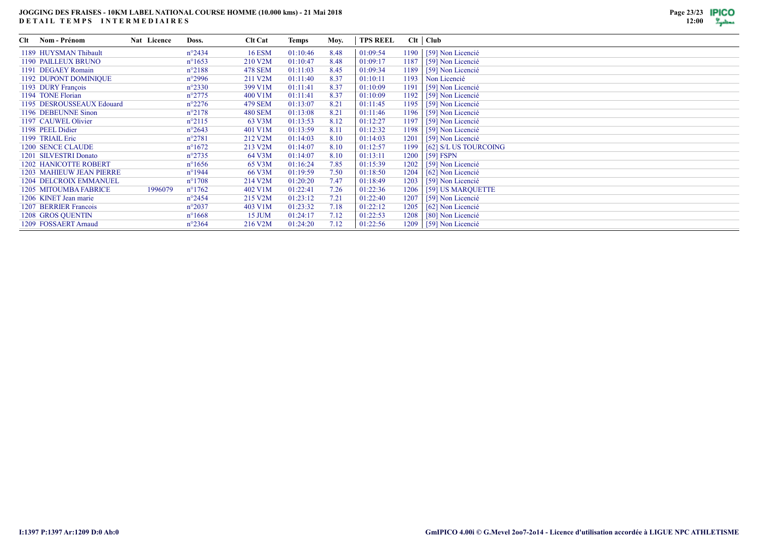| Clt | Nom - Prénom | Nat | Licence | Doss. | Clt Cat | Temps | Moy. | TPS REEL | Clt | Club |
|---|---|---|---|---|---|---|---|---|---|---|
| 1189 | HUYSMAN Thibault | | | n°2434 | 16 ESM | 01:10:46 | 8.48 | 01:09:54 | 1190 | [59] Non Licencié |
| 1190 | PAILLEUX BRUNO | | | n°1653 | 210 V2M | 01:10:47 | 8.48 | 01:09:17 | 1187 | [59] Non Licencié |
| 1191 | DEGAEY Romain | | | n°2188 | 478 SEM | 01:11:03 | 8.45 | 01:09:34 | 1189 | [59] Non Licencié |
| 1192 | DUPONT DOMINIQUE | | | n°2996 | 211 V2M | 01:11:40 | 8.37 | 01:10:11 | 1193 | Non Licencié |
| 1193 | DURY François | | | n°2330 | 399 V1M | 01:11:41 | 8.37 | 01:10:09 | 1191 | [59] Non Licencié |
| 1194 | TONE Florian | | | n°2775 | 400 V1M | 01:11:41 | 8.37 | 01:10:09 | 1192 | [59] Non Licencié |
| 1195 | DESROUSSEAUX Edouard | | | n°2276 | 479 SEM | 01:13:07 | 8.21 | 01:11:45 | 1195 | [59] Non Licencié |
| 1196 | DEBEUNNE Sinon | | | n°2178 | 480 SEM | 01:13:08 | 8.21 | 01:11:46 | 1196 | [59] Non Licencié |
| 1197 | CAUWEL Olivier | | | n°2115 | 63 V3M | 01:13:53 | 8.12 | 01:12:27 | 1197 | [59] Non Licencié |
| 1198 | PEEL Didier | | | n°2643 | 401 V1M | 01:13:59 | 8.11 | 01:12:32 | 1198 | [59] Non Licencié |
| 1199 | TRIAIL Eric | | | n°2781 | 212 V2M | 01:14:03 | 8.10 | 01:14:03 | 1201 | [59] Non Licencié |
| 1200 | SENCE CLAUDE | | | n°1672 | 213 V2M | 01:14:07 | 8.10 | 01:12:57 | 1199 | [62] S/L US TOURCOING |
| 1201 | SILVESTRI Donato | | | n°2735 | 64 V3M | 01:14:07 | 8.10 | 01:13:11 | 1200 | [59] FSPN |
| 1202 | HANICOTTE ROBERT | | | n°1656 | 65 V3M | 01:16:24 | 7.85 | 01:15:39 | 1202 | [59] Non Licencié |
| 1203 | MAHIEUW JEAN PIERRE | | | n°1944 | 66 V3M | 01:19:59 | 7.50 | 01:18:50 | 1204 | [62] Non Licencié |
| 1204 | DELCROIX EMMANUEL | | | n°1708 | 214 V2M | 01:20:20 | 7.47 | 01:18:49 | 1203 | [59] Non Licencié |
| 1205 | MITOUMBA FABRICE | | 1996079 | n°1762 | 402 V1M | 01:22:41 | 7.26 | 01:22:36 | 1206 | [59] US MARQUETTE |
| 1206 | KINET Jean marie | | | n°2454 | 215 V2M | 01:23:12 | 7.21 | 01:22:40 | 1207 | [59] Non Licencié |
| 1207 | BERRIER Francois | | | n°2037 | 403 V1M | 01:23:32 | 7.18 | 01:22:12 | 1205 | [62] Non Licencié |
| 1208 | GROS QUENTIN | | | n°1668 | 15 JUM | 01:24:17 | 7.12 | 01:22:53 | 1208 | [80] Non Licencié |
| 1209 | FOSSAERT Arnaud | | | n°2364 | 216 V2M | 01:24:20 | 7.12 | 01:22:56 | 1209 | [59] Non Licencié |

I:1397 P:1397 Ar:1209 D:0 Ab:0